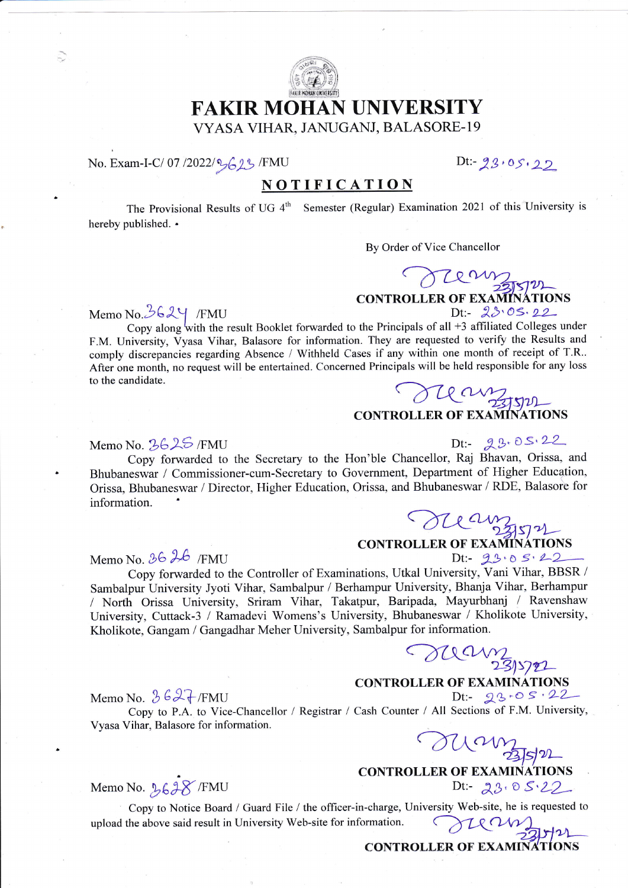# FAKIR MOHAN UNIVERSITY

VYASA VIHAR, JANUGANJ, BALASORE-19

No. Exam-I-C/ 07 /2022/3623 /FMU　　　　　　　　　　　　Dt:- 23.05.22

## NOTIFICATION

The Provisional Results of UG 4th Semester (Regular) Examination 2021 of this University is hereby published.

By Order of Vice Chancellor

23/5/22

**CONTROLLER OF EXAMINATIONS**

Memo No. 3624 /FMU　　　　　　　　　　　　Dt:- 23.05.22

Copy along with the result Booklet forwarded to the Principals of all +3 affiliated Colleges under F.M. University, Vyasa Vihar, Balasore for information. They are requested to verify the Results and comply discrepancies regarding Absence / Withheld Cases if any within one month of receipt of T.R.. After one month, no request will be entertained. Concerned Principals will be held responsible for any loss to the candidate.

23/5/22

**CONTROLLER OF EXAMINATIONS**

Memo No. 3625 /FMU　　　　　　　　　　　　Dt:- 23.05.22

Copy forwarded to the Secretary to the Hon'ble Chancellor, Raj Bhavan, Orissa, and Bhubaneswar / Commissioner-cum-Secretary to Government, Department of Higher Education, Orissa, Bhubaneswar / Director, Higher Education, Orissa, and Bhubaneswar / RDE, Balasore for information.

23/5/22

**CONTROLLER OF EXAMINATIONS**

Memo No. 3626 /FMU　　　　　　　　　　　　Dt:- 23.05.22

Copy forwarded to the Controller of Examinations, Utkal University, Vani Vihar, BBSR / Sambalpur University Jyoti Vihar, Sambalpur / Berhampur University, Bhanja Vihar, Berhampur / North Orissa University, Sriram Vihar, Takatpur, Baripada, Mayurbhanj / Ravenshaw University, Cuttack-3 / Ramadevi Womens's University, Bhubaneswar / Kholikote University, Kholikote, Gangam / Gangadhar Meher University, Sambalpur for information.

23/5/22

**CONTROLLER OF EXAMINATIONS**

Memo No. 3627 /FMU　　　　　　　　　　　　Dt:- 23.05.22

Copy to P.A. to Vice-Chancellor / Registrar / Cash Counter / All Sections of F.M. University, Vyasa Vihar, Balasore for information.

23/5/22

**CONTROLLER OF EXAMINATIONS**

Memo No. 3628 /FMU　　　　　　　　　　　　Dt:- 23.05.22

Copy to Notice Board / Guard File / the officer-in-charge, University Web-site, he is requested to upload the above said result in University Web-site for information.

23/5/22

**CONTROLLER OF EXAMINATIONS**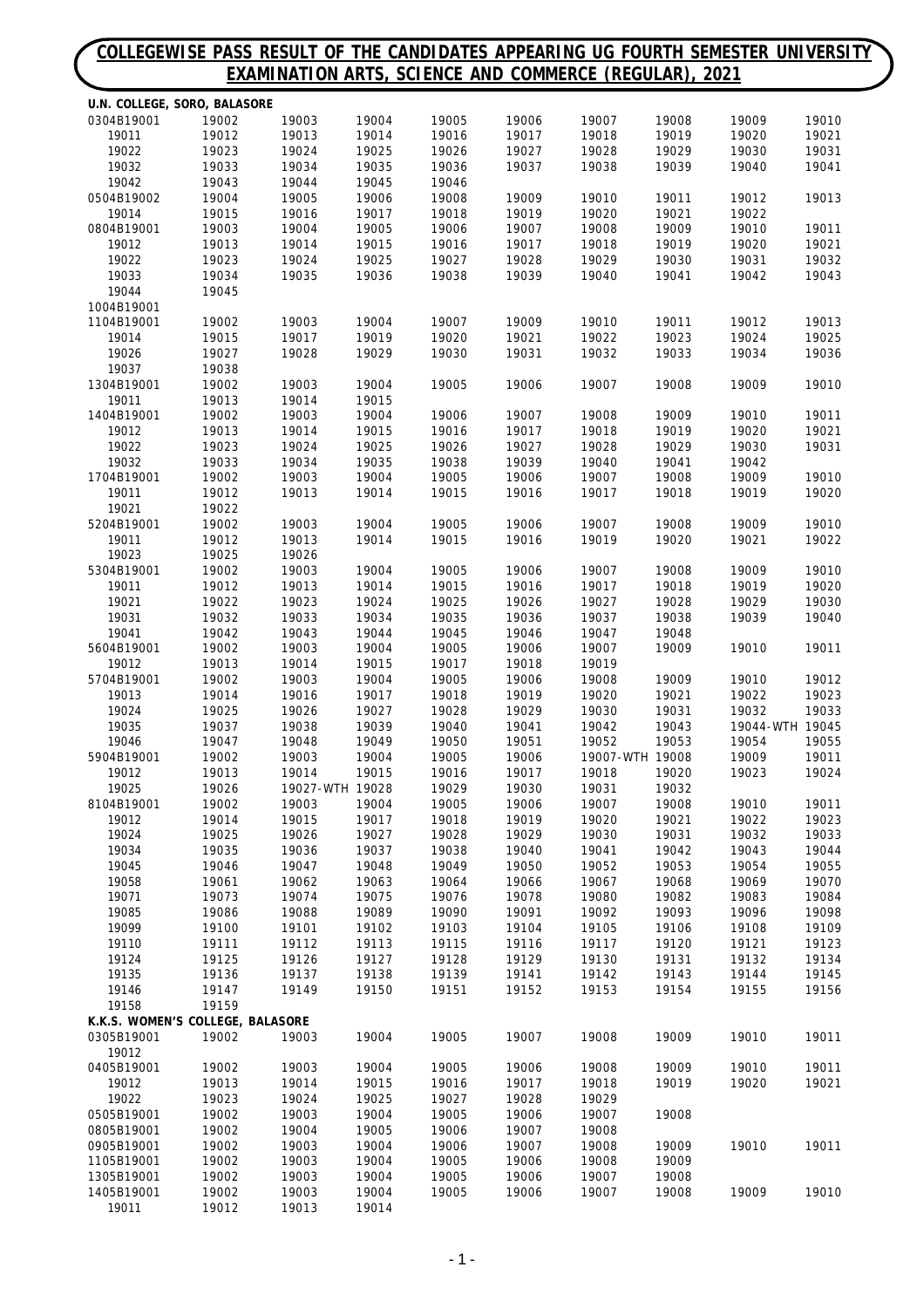## COLLEGEWISE PASS RESULT OF THE CANDIDATES APPEARING UG FOURTH SEMESTER UNIVERSITY EXAMINATION ARTS, SCIENCE AND COMMERCE (REGULAR), 2021

**U.N. COLLEGE, SORO, BALASORE**

| | | | | | | | | | |
|---|---|---|---|---|---|---|---|---|---|
| 0304B19001 | 19002 | 19003 | 19004 | 19005 | 19006 | 19007 | 19008 | 19009 | 19010 |
| 19011 | 19012 | 19013 | 19014 | 19016 | 19017 | 19018 | 19019 | 19020 | 19021 |
| 19022 | 19023 | 19024 | 19025 | 19026 | 19027 | 19028 | 19029 | 19030 | 19031 |
| 19032 | 19033 | 19034 | 19035 | 19036 | 19037 | 19038 | 19039 | 19040 | 19041 |
| 19042 | 19043 | 19044 | 19045 | 19046 | | | | | |
| 0504B19002 | 19004 | 19005 | 19006 | 19008 | 19009 | 19010 | 19011 | 19012 | 19013 |
| 19014 | 19015 | 19016 | 19017 | 19018 | 19019 | 19020 | 19021 | 19022 | |
| 0804B19001 | 19003 | 19004 | 19005 | 19006 | 19007 | 19008 | 19009 | 19010 | 19011 |
| 19012 | 19013 | 19014 | 19015 | 19016 | 19017 | 19018 | 19019 | 19020 | 19021 |
| 19022 | 19023 | 19024 | 19025 | 19027 | 19028 | 19029 | 19030 | 19031 | 19032 |
| 19033 | 19034 | 19035 | 19036 | 19038 | 19039 | 19040 | 19041 | 19042 | 19043 |
| 19044 | 19045 | | | | | | | | |
| 1004B19001 | | | | | | | | | |
| 1104B19001 | 19002 | 19003 | 19004 | 19007 | 19009 | 19010 | 19011 | 19012 | 19013 |
| 19014 | 19015 | 19017 | 19019 | 19020 | 19021 | 19022 | 19023 | 19024 | 19025 |
| 19026 | 19027 | 19028 | 19029 | 19030 | 19031 | 19032 | 19033 | 19034 | 19036 |
| 19037 | 19038 | | | | | | | | |
| 1304B19001 | 19002 | 19003 | 19004 | 19005 | 19006 | 19007 | 19008 | 19009 | 19010 |
| 19011 | 19013 | 19014 | 19015 | | | | | | |
| 1404B19001 | 19002 | 19003 | 19004 | 19006 | 19007 | 19008 | 19009 | 19010 | 19011 |
| 19012 | 19013 | 19014 | 19015 | 19016 | 19017 | 19018 | 19019 | 19020 | 19021 |
| 19022 | 19023 | 19024 | 19025 | 19026 | 19027 | 19028 | 19029 | 19030 | 19031 |
| 19032 | 19033 | 19034 | 19035 | 19038 | 19039 | 19040 | 19041 | 19042 | |
| 1704B19001 | 19002 | 19003 | 19004 | 19005 | 19006 | 19007 | 19008 | 19009 | 19010 |
| 19011 | 19012 | 19013 | 19014 | 19015 | 19016 | 19017 | 19018 | 19019 | 19020 |
| 19021 | 19022 | | | | | | | | |
| 5204B19001 | 19002 | 19003 | 19004 | 19005 | 19006 | 19007 | 19008 | 19009 | 19010 |
| 19011 | 19012 | 19013 | 19014 | 19015 | 19016 | 19019 | 19020 | 19021 | 19022 |
| 19023 | 19025 | 19026 | | | | | | | |
| 5304B19001 | 19002 | 19003 | 19004 | 19005 | 19006 | 19007 | 19008 | 19009 | 19010 |
| 19011 | 19012 | 19013 | 19014 | 19015 | 19016 | 19017 | 19018 | 19019 | 19020 |
| 19021 | 19022 | 19023 | 19024 | 19025 | 19026 | 19027 | 19028 | 19029 | 19030 |
| 19031 | 19032 | 19033 | 19034 | 19035 | 19036 | 19037 | 19038 | 19039 | 19040 |
| 19041 | 19042 | 19043 | 19044 | 19045 | 19046 | 19047 | 19048 | | |
| 5604B19001 | 19002 | 19003 | 19004 | 19005 | 19006 | 19007 | 19009 | 19010 | 19011 |
| 19012 | 19013 | 19014 | 19015 | 19017 | 19018 | 19019 | | | |
| 5704B19001 | 19002 | 19003 | 19004 | 19005 | 19006 | 19008 | 19009 | 19010 | 19012 |
| 19013 | 19014 | 19016 | 19017 | 19018 | 19019 | 19020 | 19021 | 19022 | 19023 |
| 19024 | 19025 | 19026 | 19027 | 19028 | 19029 | 19030 | 19031 | 19032 | 19033 |
| 19035 | 19037 | 19038 | 19039 | 19040 | 19041 | 19042 | 19043 | 19044-WTH | 19045 |
| 19046 | 19047 | 19048 | 19049 | 19050 | 19051 | 19052 | 19053 | 19054 | 19055 |
| 5904B19001 | 19002 | 19003 | 19004 | 19005 | 19006 | 19007-WTH | 19008 | 19009 | 19011 |
| 19012 | 19013 | 19014 | 19015 | 19016 | 19017 | 19018 | 19020 | 19023 | 19024 |
| 19025 | 19026 | 19027-WTH | 19028 | 19029 | 19030 | 19031 | 19032 | | |
| 8104B19001 | 19002 | 19003 | 19004 | 19005 | 19006 | 19007 | 19008 | 19010 | 19011 |
| 19012 | 19014 | 19015 | 19017 | 19018 | 19019 | 19020 | 19021 | 19022 | 19023 |
| 19024 | 19025 | 19026 | 19027 | 19028 | 19029 | 19030 | 19031 | 19032 | 19033 |
| 19034 | 19035 | 19036 | 19037 | 19038 | 19040 | 19041 | 19042 | 19043 | 19044 |
| 19045 | 19046 | 19047 | 19048 | 19049 | 19050 | 19052 | 19053 | 19054 | 19055 |
| 19058 | 19061 | 19062 | 19063 | 19064 | 19066 | 19067 | 19068 | 19069 | 19070 |
| 19071 | 19073 | 19074 | 19075 | 19076 | 19078 | 19080 | 19082 | 19083 | 19084 |
| 19085 | 19086 | 19088 | 19089 | 19090 | 19091 | 19092 | 19093 | 19096 | 19098 |
| 19099 | 19100 | 19101 | 19102 | 19103 | 19104 | 19105 | 19106 | 19108 | 19109 |
| 19110 | 19111 | 19112 | 19113 | 19115 | 19116 | 19117 | 19120 | 19121 | 19123 |
| 19124 | 19125 | 19126 | 19127 | 19128 | 19129 | 19130 | 19131 | 19132 | 19134 |
| 19135 | 19136 | 19137 | 19138 | 19139 | 19141 | 19142 | 19143 | 19144 | 19145 |
| 19146 | 19147 | 19149 | 19150 | 19151 | 19152 | 19153 | 19154 | 19155 | 19156 |
| 19158 | 19159 | | | | | | | | |

**K.K.S. WOMEN'S COLLEGE, BALASORE**

| | | | | | | | | | |
|---|---|---|---|---|---|---|---|---|---|
| 0305B19001 | 19002 | 19003 | 19004 | 19005 | 19007 | 19008 | 19009 | 19010 | 19011 |
| 19012 | | | | | | | | | |
| 0405B19001 | 19002 | 19003 | 19004 | 19005 | 19006 | 19008 | 19009 | 19010 | 19011 |
| 19012 | 19013 | 19014 | 19015 | 19016 | 19017 | 19018 | 19019 | 19020 | 19021 |
| 19022 | 19023 | 19024 | 19025 | 19027 | 19028 | 19029 | | | |
| 0505B19001 | 19002 | 19003 | 19004 | 19005 | 19006 | 19007 | 19008 | | |
| 0805B19001 | 19002 | 19004 | 19005 | 19006 | 19007 | 19008 | | | |
| 0905B19001 | 19002 | 19003 | 19004 | 19006 | 19007 | 19008 | 19009 | 19010 | 19011 |
| 1105B19001 | 19002 | 19003 | 19004 | 19005 | 19006 | 19008 | 19009 | | |
| 1305B19001 | 19002 | 19003 | 19004 | 19005 | 19006 | 19007 | 19008 | | |
| 1405B19001 | 19002 | 19003 | 19004 | 19005 | 19006 | 19007 | 19008 | 19009 | 19010 |
| 19011 | 19012 | 19013 | 19014 | | | | | | |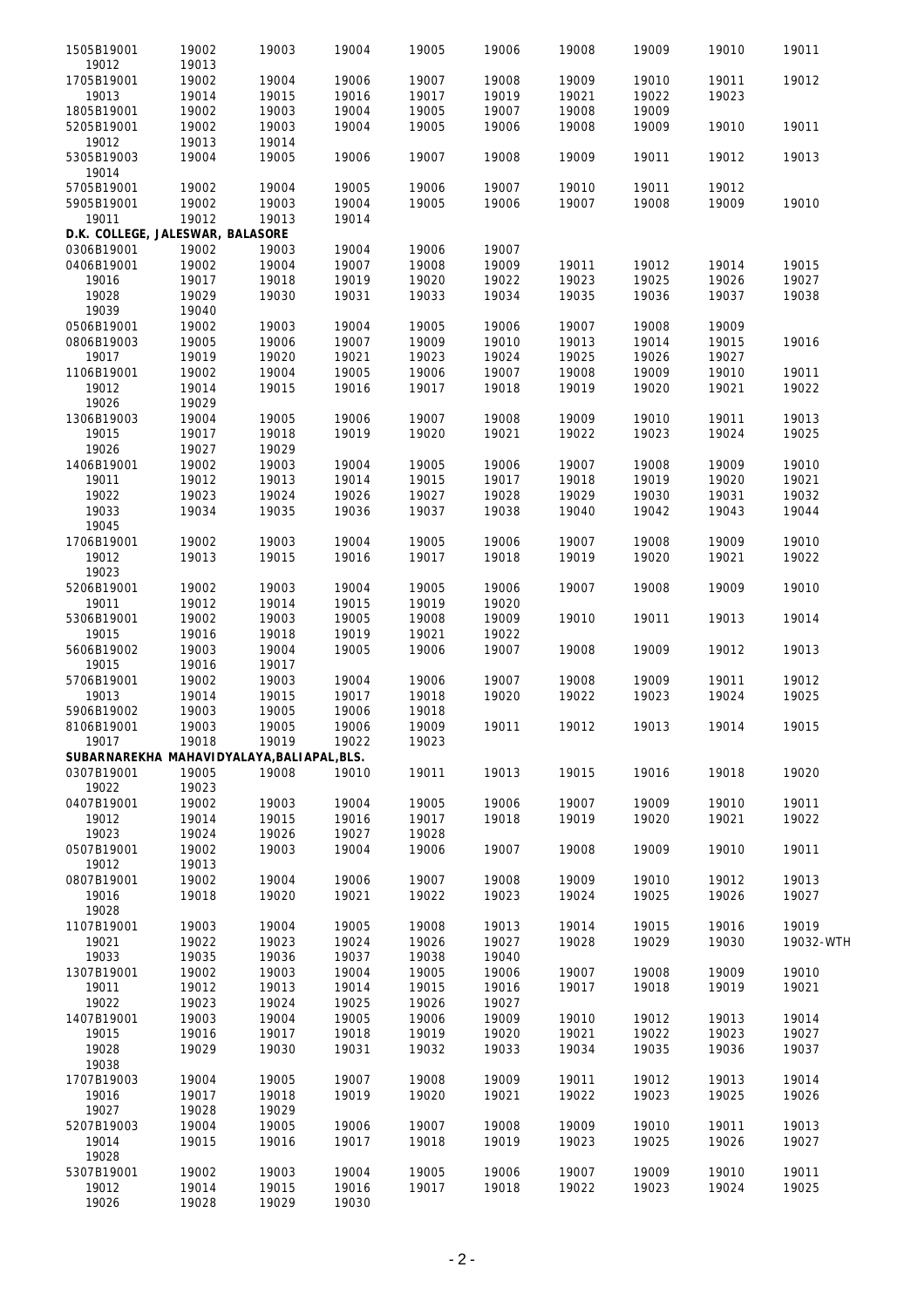| | | | | | | | | | |
|---|---|---|---|---|---|---|---|---|---|
| 1505B19001 | 19002 | 19003 | 19004 | 19005 | 19006 | 19008 | 19009 | 19010 | 19011 |
| 19012 | 19013 | | | | | | | | |
| 1705B19001 | 19002 | 19004 | 19006 | 19007 | 19008 | 19009 | 19010 | 19011 | 19012 |
| 19013 | 19014 | 19015 | 19016 | 19017 | 19019 | 19021 | 19022 | 19023 | |
| 1805B19001 | 19002 | 19003 | 19004 | 19005 | 19007 | 19008 | 19009 | | |
| 5205B19001 | 19002 | 19003 | 19004 | 19005 | 19006 | 19008 | 19009 | 19010 | 19011 |
| 19012 | 19013 | 19014 | | | | | | | |
| 5305B19003 | 19004 | 19005 | 19006 | 19007 | 19008 | 19009 | 19011 | 19012 | 19013 |
| 19014 | | | | | | | | | |
| 5705B19001 | 19002 | 19004 | 19005 | 19006 | 19007 | 19010 | 19011 | 19012 | |
| 5905B19001 | 19002 | 19003 | 19004 | 19005 | 19006 | 19007 | 19008 | 19009 | 19010 |
| 19011 | 19012 | 19013 | 19014 | | | | | | |

**D.K. COLLEGE, JALESWAR, BALASORE**

| | | | | | | | | | |
|---|---|---|---|---|---|---|---|---|---|
| 0306B19001 | 19002 | 19003 | 19004 | 19006 | 19007 | | | | |
| 0406B19001 | 19002 | 19004 | 19007 | 19008 | 19009 | 19011 | 19012 | 19014 | 19015 |
| 19016 | 19017 | 19018 | 19019 | 19020 | 19022 | 19023 | 19025 | 19026 | 19027 |
| 19028 | 19029 | 19030 | 19031 | 19033 | 19034 | 19035 | 19036 | 19037 | 19038 |
| 19039 | 19040 | | | | | | | | |
| 0506B19001 | 19002 | 19003 | 19004 | 19005 | 19006 | 19007 | 19008 | 19009 | |
| 0806B19003 | 19005 | 19006 | 19007 | 19009 | 19010 | 19013 | 19014 | 19015 | 19016 |
| 19017 | 19019 | 19020 | 19021 | 19023 | 19024 | 19025 | 19026 | 19027 | |
| 1106B19001 | 19002 | 19004 | 19005 | 19006 | 19007 | 19008 | 19009 | 19010 | 19011 |
| 19012 | 19014 | 19015 | 19016 | 19017 | 19018 | 19019 | 19020 | 19021 | 19022 |
| 19026 | 19029 | | | | | | | | |
| 1306B19003 | 19004 | 19005 | 19006 | 19007 | 19008 | 19009 | 19010 | 19011 | 19013 |
| 19015 | 19017 | 19018 | 19019 | 19020 | 19021 | 19022 | 19023 | 19024 | 19025 |
| 19026 | 19027 | 19029 | | | | | | | |
| 1406B19001 | 19002 | 19003 | 19004 | 19005 | 19006 | 19007 | 19008 | 19009 | 19010 |
| 19011 | 19012 | 19013 | 19014 | 19015 | 19017 | 19018 | 19019 | 19020 | 19021 |
| 19022 | 19023 | 19024 | 19026 | 19027 | 19028 | 19029 | 19030 | 19031 | 19032 |
| 19033 | 19034 | 19035 | 19036 | 19037 | 19038 | 19040 | 19042 | 19043 | 19044 |
| 19045 | | | | | | | | | |
| 1706B19001 | 19002 | 19003 | 19004 | 19005 | 19006 | 19007 | 19008 | 19009 | 19010 |
| 19012 | 19013 | 19015 | 19016 | 19017 | 19018 | 19019 | 19020 | 19021 | 19022 |
| 19023 | | | | | | | | | |
| 5206B19001 | 19002 | 19003 | 19004 | 19005 | 19006 | 19007 | 19008 | 19009 | 19010 |
| 19011 | 19012 | 19014 | 19015 | 19019 | 19020 | | | | |
| 5306B19001 | 19002 | 19003 | 19005 | 19008 | 19009 | 19010 | 19011 | 19013 | 19014 |
| 19015 | 19016 | 19018 | 19019 | 19021 | 19022 | | | | |
| 5606B19002 | 19003 | 19004 | 19005 | 19006 | 19007 | 19008 | 19009 | 19012 | 19013 |
| 19015 | 19016 | 19017 | | | | | | | |
| 5706B19001 | 19002 | 19003 | 19004 | 19006 | 19007 | 19008 | 19009 | 19011 | 19012 |
| 19013 | 19014 | 19015 | 19017 | 19018 | 19020 | 19022 | 19023 | 19024 | 19025 |
| 5906B19002 | 19003 | 19005 | 19006 | 19018 | | | | | |
| 8106B19001 | 19003 | 19005 | 19006 | 19009 | 19011 | 19012 | 19013 | 19014 | 19015 |
| 19017 | 19018 | 19019 | 19022 | 19023 | | | | | |

**SUBARNAREKHA MAHAVIDYALAYA,BALIAPAL,BLS.**

| | | | | | | | | | |
|---|---|---|---|---|---|---|---|---|---|
| 0307B19001 | 19005 | 19008 | 19010 | 19011 | 19013 | 19015 | 19016 | 19018 | 19020 |
| 19022 | 19023 | | | | | | | | |
| 0407B19001 | 19002 | 19003 | 19004 | 19005 | 19006 | 19007 | 19009 | 19010 | 19011 |
| 19012 | 19014 | 19015 | 19016 | 19017 | 19018 | 19019 | 19020 | 19021 | 19022 |
| 19023 | 19024 | 19026 | 19027 | 19028 | | | | | |
| 0507B19001 | 19002 | 19003 | 19004 | 19006 | 19007 | 19008 | 19009 | 19010 | 19011 |
| 19012 | 19013 | | | | | | | | |
| 0807B19001 | 19002 | 19004 | 19006 | 19007 | 19008 | 19009 | 19010 | 19012 | 19013 |
| 19016 | 19018 | 19020 | 19021 | 19022 | 19023 | 19024 | 19025 | 19026 | 19027 |
| 19028 | | | | | | | | | |
| 1107B19001 | 19003 | 19004 | 19005 | 19008 | 19013 | 19014 | 19015 | 19016 | 19019 |
| 19021 | 19022 | 19023 | 19024 | 19026 | 19027 | 19028 | 19029 | 19030 | 19032-WTH |
| 19033 | 19035 | 19036 | 19037 | 19038 | 19040 | | | | |
| 1307B19001 | 19002 | 19003 | 19004 | 19005 | 19006 | 19007 | 19008 | 19009 | 19010 |
| 19011 | 19012 | 19013 | 19014 | 19015 | 19016 | 19017 | 19018 | 19019 | 19021 |
| 19022 | 19023 | 19024 | 19025 | 19026 | 19027 | | | | |
| 1407B19001 | 19003 | 19004 | 19005 | 19006 | 19009 | 19010 | 19012 | 19013 | 19014 |
| 19015 | 19016 | 19017 | 19018 | 19019 | 19020 | 19021 | 19022 | 19023 | 19027 |
| 19028 | 19029 | 19030 | 19031 | 19032 | 19033 | 19034 | 19035 | 19036 | 19037 |
| 19038 | | | | | | | | | |
| 1707B19003 | 19004 | 19005 | 19007 | 19008 | 19009 | 19011 | 19012 | 19013 | 19014 |
| 19016 | 19017 | 19018 | 19019 | 19020 | 19021 | 19022 | 19023 | 19025 | 19026 |
| 19027 | 19028 | 19029 | | | | | | | |
| 5207B19003 | 19004 | 19005 | 19006 | 19007 | 19008 | 19009 | 19010 | 19011 | 19013 |
| 19014 | 19015 | 19016 | 19017 | 19018 | 19019 | 19023 | 19025 | 19026 | 19027 |
| 19028 | | | | | | | | | |
| 5307B19001 | 19002 | 19003 | 19004 | 19005 | 19006 | 19007 | 19009 | 19010 | 19011 |
| 19012 | 19014 | 19015 | 19016 | 19017 | 19018 | 19022 | 19023 | 19024 | 19025 |
| 19026 | 19028 | 19029 | 19030 | | | | | | |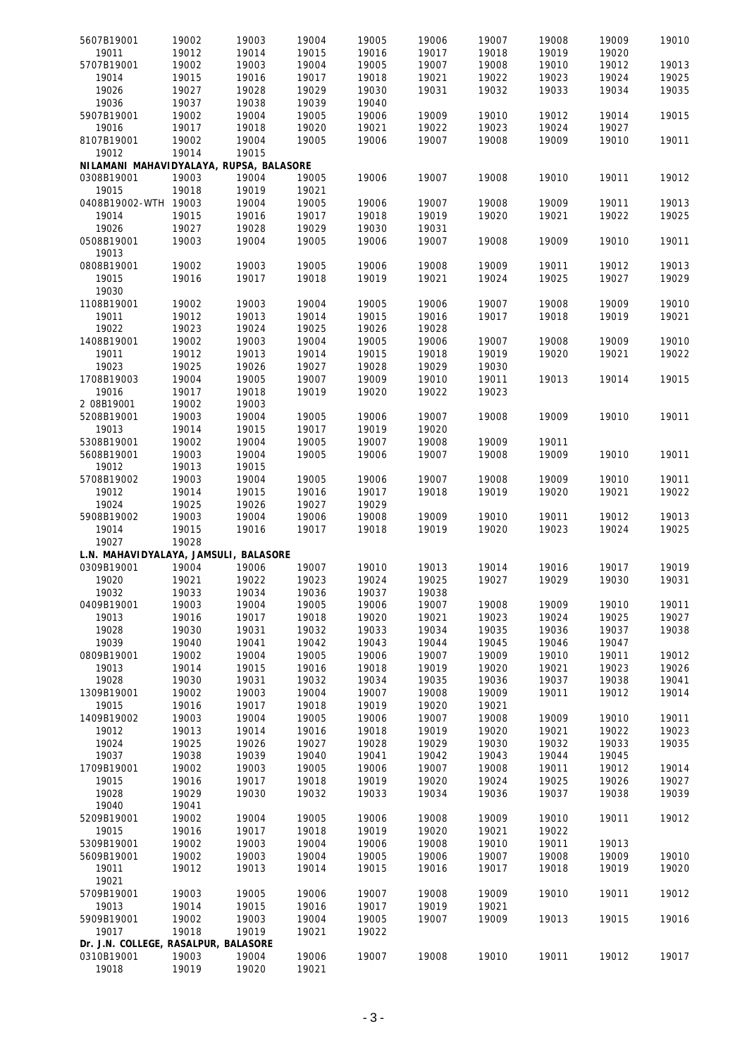| | | | | | | | | | |
|---|---|---|---|---|---|---|---|---|---|
| 5607B19001 | 19002 | 19003 | 19004 | 19005 | 19006 | 19007 | 19008 | 19009 | 19010 |
| 19011 | 19012 | 19014 | 19015 | 19016 | 19017 | 19018 | 19019 | 19020 | |
| 5707B19001 | 19002 | 19003 | 19004 | 19005 | 19007 | 19008 | 19010 | 19012 | 19013 |
| 19014 | 19015 | 19016 | 19017 | 19018 | 19021 | 19022 | 19023 | 19024 | 19025 |
| 19026 | 19027 | 19028 | 19029 | 19030 | 19031 | 19032 | 19033 | 19034 | 19035 |
| 19036 | 19037 | 19038 | 19039 | 19040 | | | | | |
| 5907B19001 | 19002 | 19004 | 19005 | 19006 | 19009 | 19010 | 19012 | 19014 | 19015 |
| 19016 | 19017 | 19018 | 19020 | 19021 | 19022 | 19023 | 19024 | 19027 | |
| 8107B19001 | 19002 | 19004 | 19005 | 19006 | 19007 | 19008 | 19009 | 19010 | 19011 |
| 19012 | 19014 | 19015 | | | | | | | |

**NILAMANI MAHAVIDYALAYA, RUPSA, BALASORE**

| | | | | | | | | | |
|---|---|---|---|---|---|---|---|---|---|
| 0308B19001 | 19003 | 19004 | 19005 | 19006 | 19007 | 19008 | 19010 | 19011 | 19012 |
| 19015 | 19018 | 19019 | 19021 | | | | | | |
| 0408B19002-WTH | 19003 | 19004 | 19005 | 19006 | 19007 | 19008 | 19009 | 19011 | 19013 |
| 19014 | 19015 | 19016 | 19017 | 19018 | 19019 | 19020 | 19021 | 19022 | 19025 |
| 19026 | 19027 | 19028 | 19029 | 19030 | 19031 | | | | |
| 0508B19001 | 19003 | 19004 | 19005 | 19006 | 19007 | 19008 | 19009 | 19010 | 19011 |
| 19013 | | | | | | | | | |
| 0808B19001 | 19002 | 19003 | 19005 | 19006 | 19008 | 19009 | 19011 | 19012 | 19013 |
| 19015 | 19016 | 19017 | 19018 | 19019 | 19021 | 19024 | 19025 | 19027 | 19029 |
| 19030 | | | | | | | | | |
| 1108B19001 | 19002 | 19003 | 19004 | 19005 | 19006 | 19007 | 19008 | 19009 | 19010 |
| 19011 | 19012 | 19013 | 19014 | 19015 | 19016 | 19017 | 19018 | 19019 | 19021 |
| 19022 | 19023 | 19024 | 19025 | 19026 | 19028 | | | | |
| 1408B19001 | 19002 | 19003 | 19004 | 19005 | 19006 | 19007 | 19008 | 19009 | 19010 |
| 19011 | 19012 | 19013 | 19014 | 19015 | 19018 | 19019 | 19020 | 19021 | 19022 |
| 19023 | 19025 | 19026 | 19027 | 19028 | 19029 | 19030 | | | |
| 1708B19003 | 19004 | 19005 | 19007 | 19009 | 19010 | 19011 | 19013 | 19014 | 19015 |
| 19016 | 19017 | 19018 | 19019 | 19020 | 19022 | 19023 | | | |
| 2 08B19001 | 19002 | 19003 | | | | | | | |
| 5208B19001 | 19003 | 19004 | 19005 | 19006 | 19007 | 19008 | 19009 | 19010 | 19011 |
| 19013 | 19014 | 19015 | 19017 | 19019 | 19020 | | | | |
| 5308B19001 | 19002 | 19004 | 19005 | 19007 | 19008 | 19009 | 19011 | | |
| 5608B19001 | 19003 | 19004 | 19005 | 19006 | 19007 | 19008 | 19009 | 19010 | 19011 |
| 19012 | 19013 | 19015 | | | | | | | |
| 5708B19002 | 19003 | 19004 | 19005 | 19006 | 19007 | 19008 | 19009 | 19010 | 19011 |
| 19012 | 19014 | 19015 | 19016 | 19017 | 19018 | 19019 | 19020 | 19021 | 19022 |
| 19024 | 19025 | 19026 | 19027 | 19029 | | | | | |
| 5908B19002 | 19003 | 19004 | 19006 | 19008 | 19009 | 19010 | 19011 | 19012 | 19013 |
| 19014 | 19015 | 19016 | 19017 | 19018 | 19019 | 19020 | 19023 | 19024 | 19025 |
| 19027 | 19028 | | | | | | | | |

**L.N. MAHAVIDYALAYA, JAMSULI, BALASORE**

| | | | | | | | | | |
|---|---|---|---|---|---|---|---|---|---|
| 0309B19001 | 19004 | 19006 | 19007 | 19010 | 19013 | 19014 | 19016 | 19017 | 19019 |
| 19020 | 19021 | 19022 | 19023 | 19024 | 19025 | 19027 | 19029 | 19030 | 19031 |
| 19032 | 19033 | 19034 | 19036 | 19037 | 19038 | | | | |
| 0409B19001 | 19003 | 19004 | 19005 | 19006 | 19007 | 19008 | 19009 | 19010 | 19011 |
| 19013 | 19016 | 19017 | 19018 | 19020 | 19021 | 19023 | 19024 | 19025 | 19027 |
| 19028 | 19030 | 19031 | 19032 | 19033 | 19034 | 19035 | 19036 | 19037 | 19038 |
| 19039 | 19040 | 19041 | 19042 | 19043 | 19044 | 19045 | 19046 | 19047 | |
| 0809B19001 | 19002 | 19004 | 19005 | 19006 | 19007 | 19009 | 19010 | 19011 | 19012 |
| 19013 | 19014 | 19015 | 19016 | 19018 | 19019 | 19020 | 19021 | 19023 | 19026 |
| 19028 | 19030 | 19031 | 19032 | 19034 | 19035 | 19036 | 19037 | 19038 | 19041 |
| 1309B19001 | 19002 | 19003 | 19004 | 19007 | 19008 | 19009 | 19011 | 19012 | 19014 |
| 19015 | 19016 | 19017 | 19018 | 19019 | 19020 | 19021 | | | |
| 1409B19002 | 19003 | 19004 | 19005 | 19006 | 19007 | 19008 | 19009 | 19010 | 19011 |
| 19012 | 19013 | 19014 | 19016 | 19018 | 19019 | 19020 | 19021 | 19022 | 19023 |
| 19024 | 19025 | 19026 | 19027 | 19028 | 19029 | 19030 | 19032 | 19033 | 19035 |
| 19037 | 19038 | 19039 | 19040 | 19041 | 19042 | 19043 | 19044 | 19045 | |
| 1709B19001 | 19002 | 19003 | 19005 | 19006 | 19007 | 19008 | 19011 | 19012 | 19014 |
| 19015 | 19016 | 19017 | 19018 | 19019 | 19020 | 19024 | 19025 | 19026 | 19027 |
| 19028 | 19029 | 19030 | 19032 | 19033 | 19034 | 19036 | 19037 | 19038 | 19039 |
| 19040 | 19041 | | | | | | | | |
| 5209B19001 | 19002 | 19004 | 19005 | 19006 | 19008 | 19009 | 19010 | 19011 | 19012 |
| 19015 | 19016 | 19017 | 19018 | 19019 | 19020 | 19021 | 19022 | | |
| 5309B19001 | 19002 | 19003 | 19004 | 19006 | 19008 | 19010 | 19011 | 19013 | |
| 5609B19001 | 19002 | 19003 | 19004 | 19005 | 19006 | 19007 | 19008 | 19009 | 19010 |
| 19011 | 19012 | 19013 | 19014 | 19015 | 19016 | 19017 | 19018 | 19019 | 19020 |
| 19021 | | | | | | | | | |
| 5709B19001 | 19003 | 19005 | 19006 | 19007 | 19008 | 19009 | 19010 | 19011 | 19012 |
| 19013 | 19014 | 19015 | 19016 | 19017 | 19019 | 19021 | | | |
| 5909B19001 | 19002 | 19003 | 19004 | 19005 | 19007 | 19009 | 19013 | 19015 | 19016 |
| 19017 | 19018 | 19019 | 19021 | 19022 | | | | | |

**Dr. J.N. COLLEGE, RASALPUR, BALASORE**

| | | | | | | | | | |
|---|---|---|---|---|---|---|---|---|---|
| 0310B19001 | 19003 | 19004 | 19006 | 19007 | 19008 | 19010 | 19011 | 19012 | 19017 |
| 19018 | 19019 | 19020 | 19021 | | | | | | |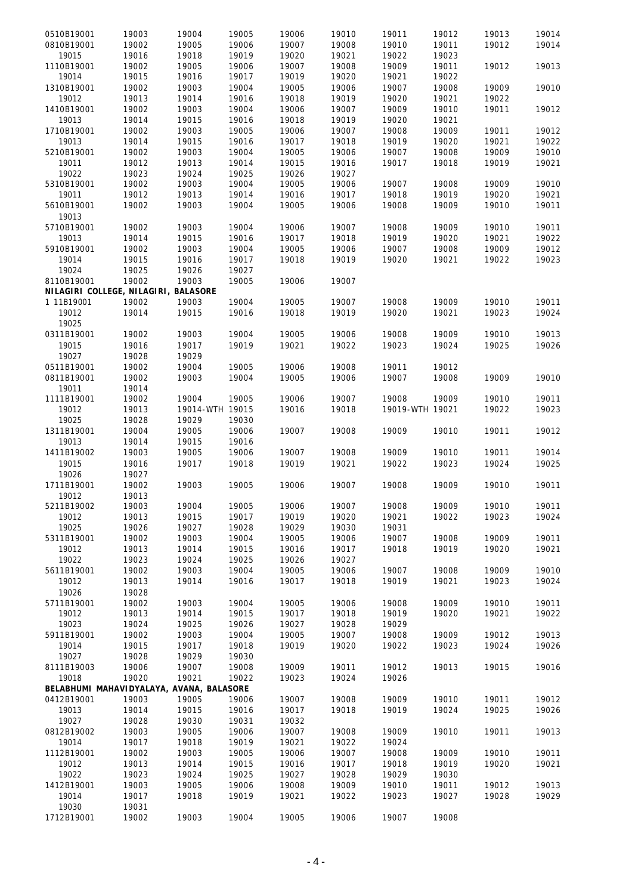| | | | | | | | | | |
|---|---|---|---|---|---|---|---|---|---|
| 0510B19001 | 19003 | 19004 | 19005 | 19006 | 19010 | 19011 | 19012 | 19013 | 19014 |
| 0810B19001 | 19002 | 19005 | 19006 | 19007 | 19008 | 19010 | 19011 | 19012 | 19014 |
| 19015 | 19016 | 19018 | 19019 | 19020 | 19021 | 19022 | 19023 | | |
| 1110B19001 | 19002 | 19005 | 19006 | 19007 | 19008 | 19009 | 19011 | 19012 | 19013 |
| 19014 | 19015 | 19016 | 19017 | 19019 | 19020 | 19021 | 19022 | | |
| 1310B19001 | 19002 | 19003 | 19004 | 19005 | 19006 | 19007 | 19008 | 19009 | 19010 |
| 19012 | 19013 | 19014 | 19016 | 19018 | 19019 | 19020 | 19021 | 19022 | |
| 1410B19001 | 19002 | 19003 | 19004 | 19006 | 19007 | 19009 | 19010 | 19011 | 19012 |
| 19013 | 19014 | 19015 | 19016 | 19018 | 19019 | 19020 | 19021 | | |
| 1710B19001 | 19002 | 19003 | 19005 | 19006 | 19007 | 19008 | 19009 | 19011 | 19012 |
| 19013 | 19014 | 19015 | 19016 | 19017 | 19018 | 19019 | 19020 | 19021 | 19022 |
| 5210B19001 | 19002 | 19003 | 19004 | 19005 | 19006 | 19007 | 19008 | 19009 | 19010 |
| 19011 | 19012 | 19013 | 19014 | 19015 | 19016 | 19017 | 19018 | 19019 | 19021 |
| 19022 | 19023 | 19024 | 19025 | 19026 | 19027 | | | | |
| 5310B19001 | 19002 | 19003 | 19004 | 19005 | 19006 | 19007 | 19008 | 19009 | 19010 |
| 19011 | 19012 | 19013 | 19014 | 19016 | 19017 | 19018 | 19019 | 19020 | 19021 |
| 5610B19001 | 19002 | 19003 | 19004 | 19005 | 19006 | 19008 | 19009 | 19010 | 19011 |
| 19013 | | | | | | | | | |
| 5710B19001 | 19002 | 19003 | 19004 | 19006 | 19007 | 19008 | 19009 | 19010 | 19011 |
| 19013 | 19014 | 19015 | 19016 | 19017 | 19018 | 19019 | 19020 | 19021 | 19022 |
| 5910B19001 | 19002 | 19003 | 19004 | 19005 | 19006 | 19007 | 19008 | 19009 | 19012 |
| 19014 | 19015 | 19016 | 19017 | 19018 | 19019 | 19020 | 19021 | 19022 | 19023 |
| 19024 | 19025 | 19026 | 19027 | | | | | | |
| 8110B19001 | 19002 | 19003 | 19005 | 19006 | 19007 | | | | |
| **NILAGIRI COLLEGE, NILAGIRI, BALASORE** | | | | | | | | | |
| 1 11B19001 | 19002 | 19003 | 19004 | 19005 | 19007 | 19008 | 19009 | 19010 | 19011 |
| 19012 | 19014 | 19015 | 19016 | 19018 | 19019 | 19020 | 19021 | 19023 | 19024 |
| 19025 | | | | | | | | | |
| 0311B19001 | 19002 | 19003 | 19004 | 19005 | 19006 | 19008 | 19009 | 19010 | 19013 |
| 19015 | 19016 | 19017 | 19019 | 19021 | 19022 | 19023 | 19024 | 19025 | 19026 |
| 19027 | 19028 | 19029 | | | | | | | |
| 0511B19001 | 19002 | 19004 | 19005 | 19006 | 19008 | 19011 | 19012 | | |
| 0811B19001 | 19002 | 19003 | 19004 | 19005 | 19006 | 19007 | 19008 | 19009 | 19010 |
| 19011 | 19014 | | | | | | | | |
| 1111B19001 | 19002 | 19004 | 19005 | 19006 | 19007 | 19008 | 19009 | 19010 | 19011 |
| 19012 | 19013 | 19014-WTH | 19015 | 19016 | 19018 | 19019-WTH | 19021 | 19022 | 19023 |
| 19025 | 19028 | 19029 | 19030 | | | | | | |
| 1311B19001 | 19004 | 19005 | 19006 | 19007 | 19008 | 19009 | 19010 | 19011 | 19012 |
| 19013 | 19014 | 19015 | 19016 | | | | | | |
| 1411B19002 | 19003 | 19005 | 19006 | 19007 | 19008 | 19009 | 19010 | 19011 | 19014 |
| 19015 | 19016 | 19017 | 19018 | 19019 | 19021 | 19022 | 19023 | 19024 | 19025 |
| 19026 | 19027 | | | | | | | | |
| 1711B19001 | 19002 | 19003 | 19005 | 19006 | 19007 | 19008 | 19009 | 19010 | 19011 |
| 19012 | 19013 | | | | | | | | |
| 5211B19002 | 19003 | 19004 | 19005 | 19006 | 19007 | 19008 | 19009 | 19010 | 19011 |
| 19012 | 19013 | 19015 | 19017 | 19019 | 19020 | 19021 | 19022 | 19023 | 19024 |
| 19025 | 19026 | 19027 | 19028 | 19029 | 19030 | 19031 | | | |
| 5311B19001 | 19002 | 19003 | 19004 | 19005 | 19006 | 19007 | 19008 | 19009 | 19011 |
| 19012 | 19013 | 19014 | 19015 | 19016 | 19017 | 19018 | 19019 | 19020 | 19021 |
| 19022 | 19023 | 19024 | 19025 | 19026 | 19027 | | | | |
| 5611B19001 | 19002 | 19003 | 19004 | 19005 | 19006 | 19007 | 19008 | 19009 | 19010 |
| 19012 | 19013 | 19014 | 19016 | 19017 | 19018 | 19019 | 19021 | 19023 | 19024 |
| 19026 | 19028 | | | | | | | | |
| 5711B19001 | 19002 | 19003 | 19004 | 19005 | 19006 | 19008 | 19009 | 19010 | 19011 |
| 19012 | 19013 | 19014 | 19015 | 19017 | 19018 | 19019 | 19020 | 19021 | 19022 |
| 19023 | 19024 | 19025 | 19026 | 19027 | 19028 | 19029 | | | |
| 5911B19001 | 19002 | 19003 | 19004 | 19005 | 19007 | 19008 | 19009 | 19012 | 19013 |
| 19014 | 19015 | 19017 | 19018 | 19019 | 19020 | 19022 | 19023 | 19024 | 19026 |
| 19027 | 19028 | 19029 | 19030 | | | | | | |
| 8111B19003 | 19006 | 19007 | 19008 | 19009 | 19011 | 19012 | 19013 | 19015 | 19016 |
| 19018 | 19020 | 19021 | 19022 | 19023 | 19024 | 19026 | | | |
| **BELABHUMI MAHAVIDYALAYA, AVANA, BALASORE** | | | | | | | | | |
| 0412B19001 | 19003 | 19005 | 19006 | 19007 | 19008 | 19009 | 19010 | 19011 | 19012 |
| 19013 | 19014 | 19015 | 19016 | 19017 | 19018 | 19019 | 19024 | 19025 | 19026 |
| 19027 | 19028 | 19030 | 19031 | 19032 | | | | | |
| 0812B19002 | 19003 | 19005 | 19006 | 19007 | 19008 | 19009 | 19010 | 19011 | 19013 |
| 19014 | 19017 | 19018 | 19019 | 19021 | 19022 | 19024 | | | |
| 1112B19001 | 19002 | 19003 | 19005 | 19006 | 19007 | 19008 | 19009 | 19010 | 19011 |
| 19012 | 19013 | 19014 | 19015 | 19016 | 19017 | 19018 | 19019 | 19020 | 19021 |
| 19022 | 19023 | 19024 | 19025 | 19027 | 19028 | 19029 | 19030 | | |
| 1412B19001 | 19003 | 19005 | 19006 | 19008 | 19009 | 19010 | 19011 | 19012 | 19013 |
| 19014 | 19017 | 19018 | 19019 | 19021 | 19022 | 19023 | 19027 | 19028 | 19029 |
| 19030 | 19031 | | | | | | | | |
| 1712B19001 | 19002 | 19003 | 19004 | 19005 | 19006 | 19007 | 19008 | | |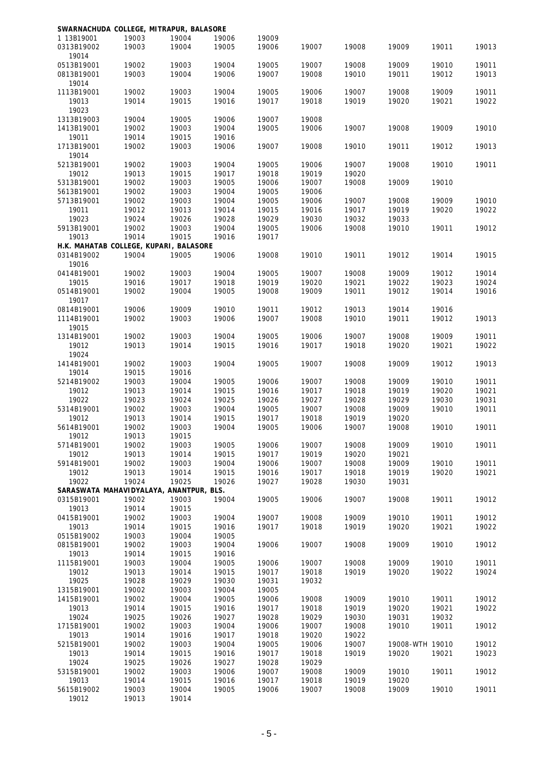**SWARNACHUDA COLLEGE, MITRAPUR, BALASORE**

| | | | | | | | | | |
|---|---|---|---|---|---|---|---|---|---|
| 1 13B19001 | 19003 | 19004 | 19006 | 19009 | | | | | |
| 0313B19002 | 19003 | 19004 | 19005 | 19006 | 19007 | 19008 | 19009 | 19011 | 19013 |
| 19014 | | | | | | | | | |
| 0513B19001 | 19002 | 19003 | 19004 | 19005 | 19007 | 19008 | 19009 | 19010 | 19011 |
| 0813B19001 | 19003 | 19004 | 19006 | 19007 | 19008 | 19010 | 19011 | 19012 | 19013 |
| 19014 | | | | | | | | | |
| 1113B19001 | 19002 | 19003 | 19004 | 19005 | 19006 | 19007 | 19008 | 19009 | 19011 |
| 19013 | 19014 | 19015 | 19016 | 19017 | 19018 | 19019 | 19020 | 19021 | 19022 |
| 19023 | | | | | | | | | |
| 1313B19003 | 19004 | 19005 | 19006 | 19007 | 19008 | | | | |
| 1413B19001 | 19002 | 19003 | 19004 | 19005 | 19006 | 19007 | 19008 | 19009 | 19010 |
| 19011 | 19014 | 19015 | 19016 | | | | | | |
| 1713B19001 | 19002 | 19003 | 19006 | 19007 | 19008 | 19010 | 19011 | 19012 | 19013 |
| 19014 | | | | | | | | | |
| 5213B19001 | 19002 | 19003 | 19004 | 19005 | 19006 | 19007 | 19008 | 19010 | 19011 |
| 19012 | 19013 | 19015 | 19017 | 19018 | 19019 | 19020 | | | |
| 5313B19001 | 19002 | 19003 | 19005 | 19006 | 19007 | 19008 | 19009 | 19010 | |
| 5613B19001 | 19002 | 19003 | 19004 | 19005 | 19006 | | | | |
| 5713B19001 | 19002 | 19003 | 19004 | 19005 | 19006 | 19007 | 19008 | 19009 | 19010 |
| 19011 | 19012 | 19013 | 19014 | 19015 | 19016 | 19017 | 19019 | 19020 | 19022 |
| 19023 | 19024 | 19026 | 19028 | 19029 | 19030 | 19032 | 19033 | | |
| 5913B19001 | 19002 | 19003 | 19004 | 19005 | 19006 | 19008 | 19010 | 19011 | 19012 |
| 19013 | 19014 | 19015 | 19016 | 19017 | | | | | |

**H.K. MAHATAB COLLEGE, KUPARI, BALASORE**

| | | | | | | | | | |
|---|---|---|---|---|---|---|---|---|---|
| 0314B19002 | 19004 | 19005 | 19006 | 19008 | 19010 | 19011 | 19012 | 19014 | 19015 |
| 19016 | | | | | | | | | |
| 0414B19001 | 19002 | 19003 | 19004 | 19005 | 19007 | 19008 | 19009 | 19012 | 19014 |
| 19015 | 19016 | 19017 | 19018 | 19019 | 19020 | 19021 | 19022 | 19023 | 19024 |
| 0514B19001 | 19002 | 19004 | 19005 | 19008 | 19009 | 19011 | 19012 | 19014 | 19016 |
| 19017 | | | | | | | | | |
| 0814B19001 | 19006 | 19009 | 19010 | 19011 | 19012 | 19013 | 19014 | 19016 | |
| 1114B19001 | 19002 | 19003 | 19006 | 19007 | 19008 | 19010 | 19011 | 19012 | 19013 |
| 19015 | | | | | | | | | |
| 1314B19001 | 19002 | 19003 | 19004 | 19005 | 19006 | 19007 | 19008 | 19009 | 19011 |
| 19012 | 19013 | 19014 | 19015 | 19016 | 19017 | 19018 | 19020 | 19021 | 19022 |
| 19024 | | | | | | | | | |
| 1414B19001 | 19002 | 19003 | 19004 | 19005 | 19007 | 19008 | 19009 | 19012 | 19013 |
| 19014 | 19015 | 19016 | | | | | | | |
| 5214B19002 | 19003 | 19004 | 19005 | 19006 | 19007 | 19008 | 19009 | 19010 | 19011 |
| 19012 | 19013 | 19014 | 19015 | 19016 | 19017 | 19018 | 19019 | 19020 | 19021 |
| 19022 | 19023 | 19024 | 19025 | 19026 | 19027 | 19028 | 19029 | 19030 | 19031 |
| 5314B19001 | 19002 | 19003 | 19004 | 19005 | 19007 | 19008 | 19009 | 19010 | 19011 |
| 19012 | 19013 | 19014 | 19015 | 19017 | 19018 | 19019 | 19020 | | |
| 5614B19001 | 19002 | 19003 | 19004 | 19005 | 19006 | 19007 | 19008 | 19010 | 19011 |
| 19012 | 19013 | 19015 | | | | | | | |
| 5714B19001 | 19002 | 19003 | 19005 | 19006 | 19007 | 19008 | 19009 | 19010 | 19011 |
| 19012 | 19013 | 19014 | 19015 | 19017 | 19019 | 19020 | 19021 | | |
| 5914B19001 | 19002 | 19003 | 19004 | 19006 | 19007 | 19008 | 19009 | 19010 | 19011 |
| 19012 | 19013 | 19014 | 19015 | 19016 | 19017 | 19018 | 19019 | 19020 | 19021 |
| 19022 | 19024 | 19025 | 19026 | 19027 | 19028 | 19030 | 19031 | | |

**SARASWATA MAHAVIDYALAYA, ANANTPUR, BLS.**

| | | | | | | | | | |
|---|---|---|---|---|---|---|---|---|---|
| 0315B19001 | 19002 | 19003 | 19004 | 19005 | 19006 | 19007 | 19008 | 19011 | 19012 |
| 19013 | 19014 | 19015 | | | | | | | |
| 0415B19001 | 19002 | 19003 | 19004 | 19007 | 19008 | 19009 | 19010 | 19011 | 19012 |
| 19013 | 19014 | 19015 | 19016 | 19017 | 19018 | 19019 | 19020 | 19021 | 19022 |
| 0515B19002 | 19003 | 19004 | 19005 | | | | | | |
| 0815B19001 | 19002 | 19003 | 19004 | 19006 | 19007 | 19008 | 19009 | 19010 | 19012 |
| 19013 | 19014 | 19015 | 19016 | | | | | | |
| 1115B19001 | 19003 | 19004 | 19005 | 19006 | 19007 | 19008 | 19009 | 19010 | 19011 |
| 19012 | 19013 | 19014 | 19015 | 19017 | 19018 | 19019 | 19020 | 19022 | 19024 |
| 19025 | 19028 | 19029 | 19030 | 19031 | 19032 | | | | |
| 1315B19001 | 19002 | 19003 | 19004 | 19005 | | | | | |
| 1415B19001 | 19002 | 19004 | 19005 | 19006 | 19008 | 19009 | 19010 | 19011 | 19012 |
| 19013 | 19014 | 19015 | 19016 | 19017 | 19018 | 19019 | 19020 | 19021 | 19022 |
| 19024 | 19025 | 19026 | 19027 | 19028 | 19029 | 19030 | 19031 | 19032 | |
| 1715B19001 | 19002 | 19003 | 19004 | 19006 | 19007 | 19008 | 19010 | 19011 | 19012 |
| 19013 | 19014 | 19016 | 19017 | 19018 | 19020 | 19022 | | | |
| 5215B19001 | 19002 | 19003 | 19004 | 19005 | 19006 | 19007 | 19008-WTH | 19010 | 19012 |
| 19013 | 19014 | 19015 | 19016 | 19017 | 19018 | 19019 | 19020 | 19021 | 19023 |
| 19024 | 19025 | 19026 | 19027 | 19028 | 19029 | | | | |
| 5315B19001 | 19002 | 19003 | 19006 | 19007 | 19008 | 19009 | 19010 | 19011 | 19012 |
| 19013 | 19014 | 19015 | 19016 | 19017 | 19018 | 19019 | 19020 | | |
| 5615B19002 | 19003 | 19004 | 19005 | 19006 | 19007 | 19008 | 19009 | 19010 | 19011 |
| 19012 | 19013 | 19014 | | | | | | | |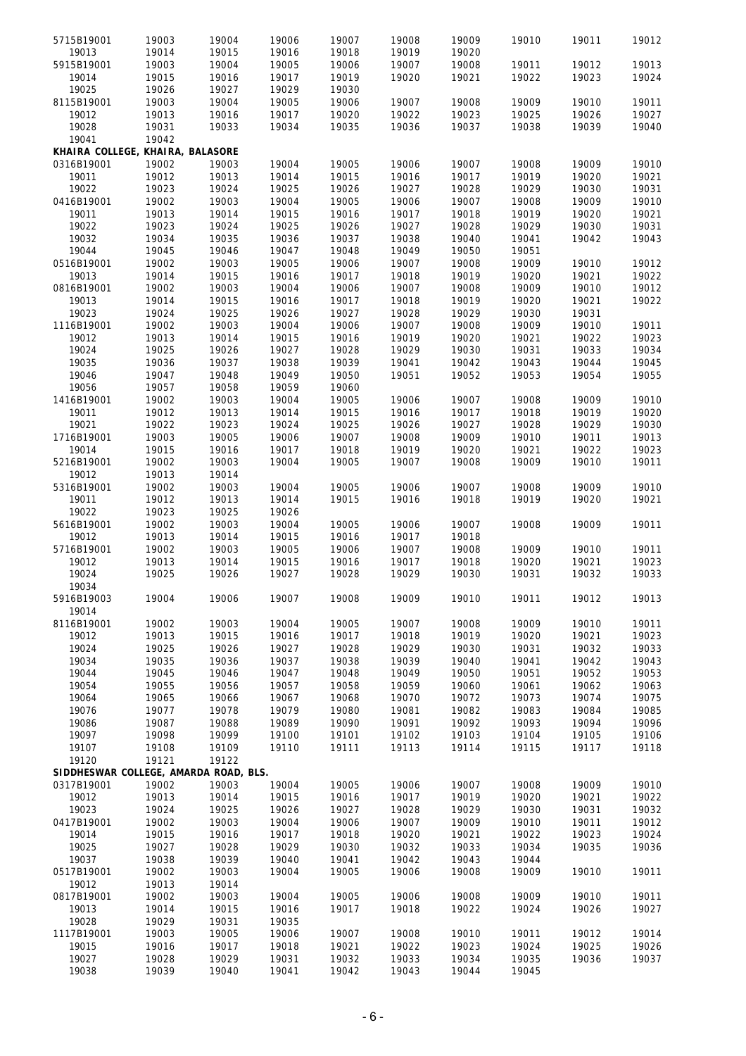5715B19001 19003 19004 19006 19007 19008 19009 19010 19011 19012
19013 19014 19015 19016 19018 19019 19020
5915B19001 19003 19004 19005 19006 19007 19008 19011 19012 19013
19014 19015 19016 19017 19019 19020 19021 19022 19023 19024
19025 19026 19027 19029 19030
8115B19001 19003 19004 19005 19006 19007 19008 19009 19010 19011
19012 19013 19016 19017 19020 19022 19023 19025 19026 19027
19028 19031 19033 19034 19035 19036 19037 19038 19039 19040
19041 19042

**KHAIRA COLLEGE, KHAIRA, BALASORE**

0316B19001 19002 19003 19004 19005 19006 19007 19008 19009 19010
19011 19012 19013 19014 19015 19016 19017 19019 19020 19021
19022 19023 19024 19025 19026 19027 19028 19029 19030 19031
0416B19001 19002 19003 19004 19005 19006 19007 19008 19009 19010
19011 19013 19014 19015 19016 19017 19018 19019 19020 19021
19022 19023 19024 19025 19026 19027 19028 19029 19030 19031
19032 19034 19035 19036 19037 19038 19040 19041 19042 19043
19044 19045 19046 19047 19048 19049 19050 19051
0516B19001 19002 19003 19005 19006 19007 19008 19009 19010 19012
19013 19014 19015 19016 19017 19018 19019 19020 19021 19022
0816B19001 19002 19003 19004 19006 19007 19008 19009 19010 19012
19013 19014 19015 19016 19017 19018 19019 19020 19021 19022
19023 19024 19025 19026 19027 19028 19029 19030 19031
1116B19001 19002 19003 19004 19006 19007 19008 19009 19010 19011
19012 19013 19014 19015 19016 19019 19020 19021 19022 19023
19024 19025 19026 19027 19028 19029 19030 19031 19033 19034
19035 19036 19037 19038 19039 19041 19042 19043 19044 19045
19046 19047 19048 19049 19050 19051 19052 19053 19054 19055
19056 19057 19058 19059 19060
1416B19001 19002 19003 19004 19005 19006 19007 19008 19009 19010
19011 19012 19013 19014 19015 19016 19017 19018 19019 19020
19021 19022 19023 19024 19025 19026 19027 19028 19029 19030
1716B19001 19003 19005 19006 19007 19008 19009 19010 19011 19013
19014 19015 19016 19017 19018 19019 19020 19021 19022 19023
5216B19001 19002 19003 19004 19005 19007 19008 19009 19010 19011
19012 19013 19014
5316B19001 19002 19003 19004 19005 19006 19007 19008 19009 19010
19011 19012 19013 19014 19015 19016 19018 19019 19020 19021
19022 19023 19025 19026
5616B19001 19002 19003 19004 19005 19006 19007 19008 19009 19011
19012 19013 19014 19015 19016 19017 19018
5716B19001 19002 19003 19005 19006 19007 19008 19009 19010 19011
19012 19013 19014 19015 19016 19017 19018 19020 19021 19023
19024 19025 19026 19027 19028 19029 19030 19031 19032 19033
19034
5916B19003 19004 19006 19007 19008 19009 19010 19011 19012 19013
19014
8116B19001 19002 19003 19004 19005 19007 19008 19009 19010 19011
19012 19013 19015 19016 19017 19018 19019 19020 19021 19023
19024 19025 19026 19027 19028 19029 19030 19031 19032 19033
19034 19035 19036 19037 19038 19039 19040 19041 19042 19043
19044 19045 19046 19047 19048 19049 19050 19051 19052 19053
19054 19055 19056 19057 19058 19059 19060 19061 19062 19063
19064 19065 19066 19067 19068 19070 19072 19073 19074 19075
19076 19077 19078 19079 19080 19081 19082 19083 19084 19085
19086 19087 19088 19089 19090 19091 19092 19093 19094 19096
19097 19098 19099 19100 19101 19102 19103 19104 19105 19106
19107 19108 19109 19110 19111 19113 19114 19115 19117 19118
19120 19121 19122

**SIDDHESWAR COLLEGE, AMARDA ROAD, BLS.**

0317B19001 19002 19003 19004 19005 19006 19007 19008 19009 19010
19012 19013 19014 19015 19016 19017 19019 19020 19021 19022
19023 19024 19025 19026 19027 19028 19029 19030 19031 19032
0417B19001 19002 19003 19004 19006 19007 19009 19010 19011 19012
19014 19015 19016 19017 19018 19020 19021 19022 19023 19024
19025 19027 19028 19029 19030 19032 19033 19034 19035 19036
19037 19038 19039 19040 19041 19042 19043 19044
0517B19001 19002 19003 19004 19005 19006 19008 19009 19010 19011
19012 19013 19014
0817B19001 19002 19003 19004 19005 19006 19008 19009 19010 19011
19013 19014 19015 19016 19017 19018 19022 19024 19026 19027
19028 19029 19031 19035
1117B19001 19003 19005 19006 19007 19008 19010 19011 19012 19014
19015 19016 19017 19018 19021 19022 19023 19024 19025 19026
19027 19028 19029 19031 19032 19033 19034 19035 19036 19037
19038 19039 19040 19041 19042 19043 19044 19045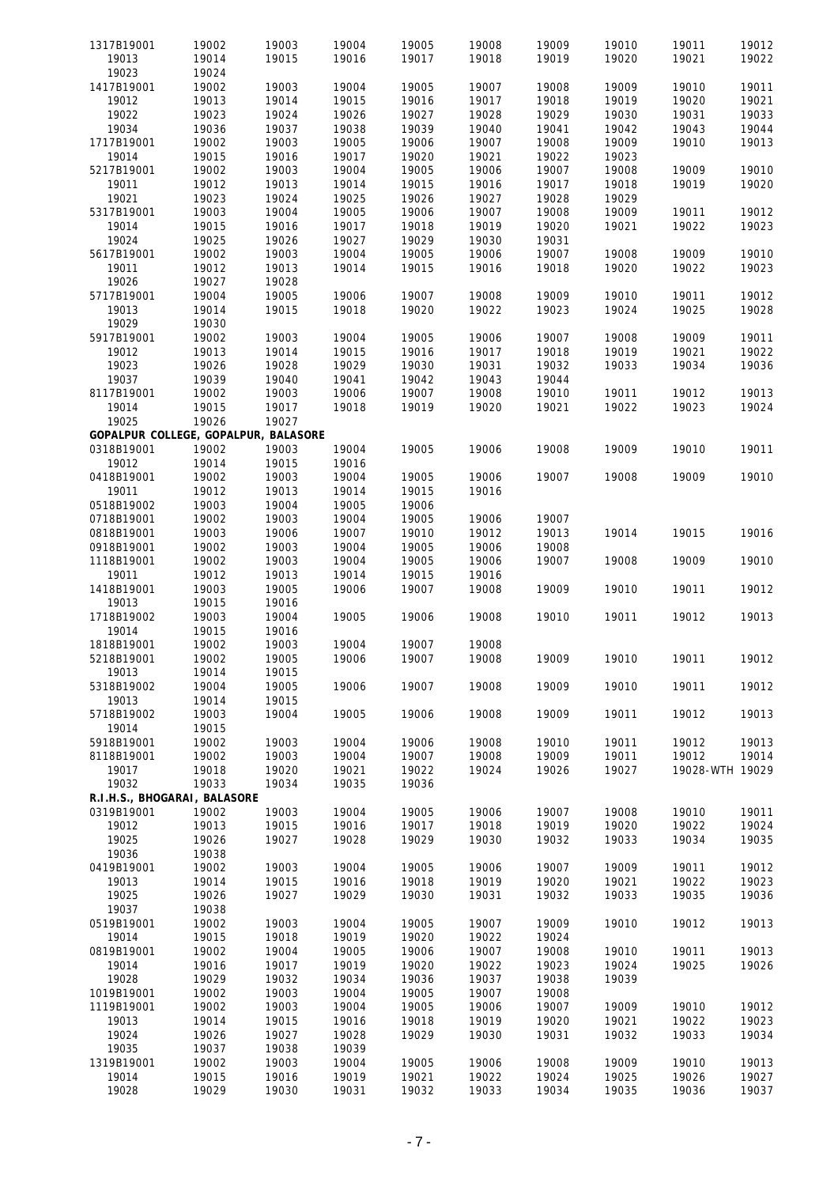| | | | | | | | | | |
|---|---|---|---|---|---|---|---|---|---|
| 1317B19001 | 19002 | 19003 | 19004 | 19005 | 19008 | 19009 | 19010 | 19011 | 19012 |
| 19013 | 19014 | 19015 | 19016 | 19017 | 19018 | 19019 | 19020 | 19021 | 19022 |
| 19023 | 19024 | | | | | | | | |
| 1417B19001 | 19002 | 19003 | 19004 | 19005 | 19007 | 19008 | 19009 | 19010 | 19011 |
| 19012 | 19013 | 19014 | 19015 | 19016 | 19017 | 19018 | 19019 | 19020 | 19021 |
| 19022 | 19023 | 19024 | 19026 | 19027 | 19028 | 19029 | 19030 | 19031 | 19033 |
| 19034 | 19036 | 19037 | 19038 | 19039 | 19040 | 19041 | 19042 | 19043 | 19044 |
| 1717B19001 | 19002 | 19003 | 19005 | 19006 | 19007 | 19008 | 19009 | 19010 | 19013 |
| 19014 | 19015 | 19016 | 19017 | 19020 | 19021 | 19022 | 19023 | | |
| 5217B19001 | 19002 | 19003 | 19004 | 19005 | 19006 | 19007 | 19008 | 19009 | 19010 |
| 19011 | 19012 | 19013 | 19014 | 19015 | 19016 | 19017 | 19018 | 19019 | 19020 |
| 19021 | 19023 | 19024 | 19025 | 19026 | 19027 | 19028 | 19029 | | |
| 5317B19001 | 19003 | 19004 | 19005 | 19006 | 19007 | 19008 | 19009 | 19011 | 19012 |
| 19014 | 19015 | 19016 | 19017 | 19018 | 19019 | 19020 | 19021 | 19022 | 19023 |
| 19024 | 19025 | 19026 | 19027 | 19029 | 19030 | 19031 | | | |
| 5617B19001 | 19002 | 19003 | 19004 | 19005 | 19006 | 19007 | 19008 | 19009 | 19010 |
| 19011 | 19012 | 19013 | 19014 | 19015 | 19016 | 19018 | 19020 | 19022 | 19023 |
| 19026 | 19027 | 19028 | | | | | | | |
| 5717B19001 | 19004 | 19005 | 19006 | 19007 | 19008 | 19009 | 19010 | 19011 | 19012 |
| 19013 | 19014 | 19015 | 19018 | 19020 | 19022 | 19023 | 19024 | 19025 | 19028 |
| 19029 | 19030 | | | | | | | | |
| 5917B19001 | 19002 | 19003 | 19004 | 19005 | 19006 | 19007 | 19008 | 19009 | 19011 |
| 19012 | 19013 | 19014 | 19015 | 19016 | 19017 | 19018 | 19019 | 19021 | 19022 |
| 19023 | 19026 | 19028 | 19029 | 19030 | 19031 | 19032 | 19033 | 19034 | 19036 |
| 19037 | 19039 | 19040 | 19041 | 19042 | 19043 | 19044 | | | |
| 8117B19001 | 19002 | 19003 | 19006 | 19007 | 19008 | 19010 | 19011 | 19012 | 19013 |
| 19014 | 19015 | 19017 | 19018 | 19019 | 19020 | 19021 | 19022 | 19023 | 19024 |
| 19025 | 19026 | 19027 | | | | | | | |
| **GOPALPUR COLLEGE, GOPALPUR, BALASORE** | | | | | | | | | |
| 0318B19001 | 19002 | 19003 | 19004 | 19005 | 19006 | 19008 | 19009 | 19010 | 19011 |
| 19012 | 19014 | 19015 | 19016 | | | | | | |
| 0418B19001 | 19002 | 19003 | 19004 | 19005 | 19006 | 19007 | 19008 | 19009 | 19010 |
| 19011 | 19012 | 19013 | 19014 | 19015 | 19016 | | | | |
| 0518B19002 | 19003 | 19004 | 19005 | 19006 | | | | | |
| 0718B19001 | 19002 | 19003 | 19004 | 19005 | 19006 | 19007 | | | |
| 0818B19001 | 19003 | 19006 | 19007 | 19010 | 19012 | 19013 | 19014 | 19015 | 19016 |
| 0918B19001 | 19002 | 19003 | 19004 | 19005 | 19006 | 19008 | | | |
| 1118B19001 | 19002 | 19003 | 19004 | 19005 | 19006 | 19007 | 19008 | 19009 | 19010 |
| 19011 | 19012 | 19013 | 19014 | 19015 | 19016 | | | | |
| 1418B19001 | 19003 | 19005 | 19006 | 19007 | 19008 | 19009 | 19010 | 19011 | 19012 |
| 19013 | 19015 | 19016 | | | | | | | |
| 1718B19002 | 19003 | 19004 | 19005 | 19006 | 19008 | 19010 | 19011 | 19012 | 19013 |
| 19014 | 19015 | 19016 | | | | | | | |
| 1818B19001 | 19002 | 19003 | 19004 | 19007 | 19008 | | | | |
| 5218B19001 | 19002 | 19005 | 19006 | 19007 | 19008 | 19009 | 19010 | 19011 | 19012 |
| 19013 | 19014 | 19015 | | | | | | | |
| 5318B19002 | 19004 | 19005 | 19006 | 19007 | 19008 | 19009 | 19010 | 19011 | 19012 |
| 19013 | 19014 | 19015 | | | | | | | |
| 5718B19002 | 19003 | 19004 | 19005 | 19006 | 19008 | 19009 | 19011 | 19012 | 19013 |
| 19014 | 19015 | | | | | | | | |
| 5918B19001 | 19002 | 19003 | 19004 | 19006 | 19008 | 19010 | 19011 | 19012 | 19013 |
| 8118B19001 | 19002 | 19003 | 19004 | 19007 | 19008 | 19009 | 19011 | 19012 | 19014 |
| 19017 | 19018 | 19020 | 19021 | 19022 | 19024 | 19026 | 19027 | 19028-WTH | 19029 |
| 19032 | 19033 | 19034 | 19035 | 19036 | | | | | |
| **R.I.H.S., BHOGARAI, BALASORE** | | | | | | | | | |
| 0319B19001 | 19002 | 19003 | 19004 | 19005 | 19006 | 19007 | 19008 | 19010 | 19011 |
| 19012 | 19013 | 19015 | 19016 | 19017 | 19018 | 19019 | 19020 | 19022 | 19024 |
| 19025 | 19026 | 19027 | 19028 | 19029 | 19030 | 19032 | 19033 | 19034 | 19035 |
| 19036 | 19038 | | | | | | | | |
| 0419B19001 | 19002 | 19003 | 19004 | 19005 | 19006 | 19007 | 19009 | 19011 | 19012 |
| 19013 | 19014 | 19015 | 19016 | 19018 | 19019 | 19020 | 19021 | 19022 | 19023 |
| 19025 | 19026 | 19027 | 19029 | 19030 | 19031 | 19032 | 19033 | 19035 | 19036 |
| 19037 | 19038 | | | | | | | | |
| 0519B19001 | 19002 | 19003 | 19004 | 19005 | 19007 | 19009 | 19010 | 19012 | 19013 |
| 19014 | 19015 | 19018 | 19019 | 19020 | 19022 | 19024 | | | |
| 0819B19001 | 19002 | 19004 | 19005 | 19006 | 19007 | 19008 | 19010 | 19011 | 19013 |
| 19014 | 19016 | 19017 | 19019 | 19020 | 19022 | 19023 | 19024 | 19025 | 19026 |
| 19028 | 19029 | 19032 | 19034 | 19036 | 19037 | 19038 | 19039 | | |
| 1019B19001 | 19002 | 19003 | 19004 | 19005 | 19007 | 19008 | | | |
| 1119B19001 | 19002 | 19003 | 19004 | 19005 | 19006 | 19007 | 19009 | 19010 | 19012 |
| 19013 | 19014 | 19015 | 19016 | 19018 | 19019 | 19020 | 19021 | 19022 | 19023 |
| 19024 | 19026 | 19027 | 19028 | 19029 | 19030 | 19031 | 19032 | 19033 | 19034 |
| 19035 | 19037 | 19038 | 19039 | | | | | | |
| 1319B19001 | 19002 | 19003 | 19004 | 19005 | 19006 | 19008 | 19009 | 19010 | 19013 |
| 19014 | 19015 | 19016 | 19019 | 19021 | 19022 | 19024 | 19025 | 19026 | 19027 |
| 19028 | 19029 | 19030 | 19031 | 19032 | 19033 | 19034 | 19035 | 19036 | 19037 |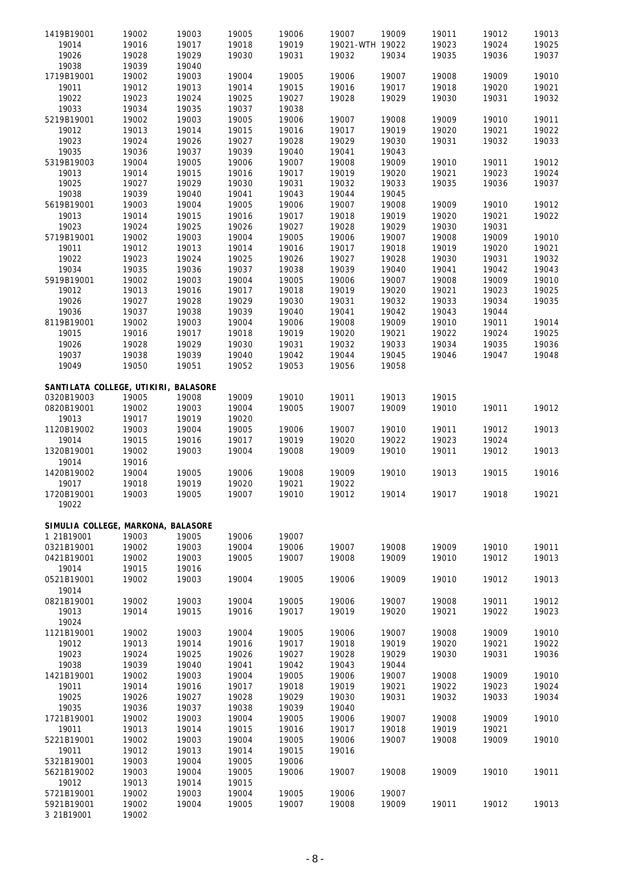1419B19001 19002 19003 19005 19006 19007 19009 19011 19012 19013
19014 19016 19017 19018 19019 19021-WTH 19022 19023 19024 19025
19026 19028 19029 19030 19031 19032 19034 19035 19036 19037
19038 19039 19040
1719B19001 19002 19003 19004 19005 19006 19007 19008 19009 19010
19011 19012 19013 19014 19015 19016 19017 19018 19020 19021
19022 19023 19024 19025 19027 19028 19029 19030 19031 19032
19033 19034 19035 19037 19038
5219B19001 19002 19003 19005 19006 19007 19008 19009 19010 19011
19012 19013 19014 19015 19016 19017 19019 19020 19021 19022
19023 19024 19026 19027 19028 19029 19030 19031 19032 19033
19035 19036 19037 19039 19040 19041 19043
5319B19003 19004 19005 19006 19007 19008 19009 19010 19011 19012
19013 19014 19015 19016 19017 19019 19020 19021 19023 19024
19025 19027 19029 19030 19031 19032 19033 19035 19036 19037
19038 19039 19040 19041 19043 19044 19045
5619B19001 19003 19004 19005 19006 19007 19008 19009 19010 19012
19013 19014 19015 19016 19017 19018 19019 19020 19021 19022
19023 19024 19025 19026 19027 19028 19029 19030 19031
5719B19001 19002 19003 19004 19005 19006 19007 19008 19009 19010
19011 19012 19013 19014 19016 19017 19018 19019 19020 19021
19022 19023 19024 19025 19026 19027 19028 19030 19031 19032
19034 19035 19036 19037 19038 19039 19040 19041 19042 19043
5919B19001 19002 19003 19004 19005 19006 19007 19008 19009 19010
19012 19013 19016 19017 19018 19019 19020 19021 19023 19025
19026 19027 19028 19029 19030 19031 19032 19033 19034 19035
19036 19037 19038 19039 19040 19041 19042 19043 19044
8119B19001 19002 19003 19004 19006 19008 19009 19010 19011 19014
19015 19016 19017 19018 19019 19020 19021 19022 19024 19025
19026 19028 19029 19030 19031 19032 19033 19034 19035 19036
19037 19038 19039 19040 19042 19044 19045 19046 19047 19048
19049 19050 19051 19052 19053 19056 19058

**SANTILATA COLLEGE, UTIKIRI, BALASORE**

0320B19003 19005 19008 19009 19010 19011 19013 19015
0820B19001 19002 19003 19004 19005 19007 19009 19010 19011 19012
19013 19017 19019 19020
1120B19002 19003 19004 19005 19006 19007 19010 19011 19012 19013
19014 19015 19016 19017 19019 19020 19022 19023 19024
1320B19001 19002 19003 19004 19008 19009 19010 19011 19012 19013
19014 19016
1420B19002 19004 19005 19006 19008 19009 19010 19013 19015 19016
19017 19018 19019 19020 19021 19022
1720B19001 19003 19005 19007 19010 19012 19014 19017 19018 19021
19022

**SIMULIA COLLEGE, MARKONA, BALASORE**

1 21B19001 19003 19005 19006 19007
0321B19001 19002 19003 19004 19006 19007 19008 19009 19010 19011
0421B19001 19002 19003 19005 19007 19008 19009 19010 19012 19013
19014 19015 19016
0521B19001 19002 19003 19004 19005 19006 19009 19010 19012 19013
19014
0821B19001 19002 19003 19004 19005 19006 19007 19008 19011 19012
19013 19014 19015 19016 19017 19019 19020 19021 19022 19023
19024
1121B19001 19002 19003 19004 19005 19006 19007 19008 19009 19010
19012 19013 19014 19016 19017 19018 19019 19020 19021 19022
19023 19024 19025 19026 19027 19028 19029 19030 19031 19036
19038 19039 19040 19041 19042 19043 19044
1421B19001 19002 19003 19004 19005 19006 19007 19008 19009 19010
19011 19014 19016 19017 19018 19019 19021 19022 19023 19024
19025 19026 19027 19028 19029 19030 19031 19032 19033 19034
19035 19036 19037 19038 19039 19040
1721B19001 19002 19003 19004 19005 19006 19007 19008 19009 19010
19011 19013 19014 19015 19016 19017 19018 19019 19021
5221B19001 19002 19003 19004 19005 19006 19007 19008 19009 19010
19011 19012 19013 19014 19015 19016
5321B19001 19003 19004 19005 19006
5621B19002 19003 19004 19005 19006 19007 19008 19009 19010 19011
19012 19013 19014 19015
5721B19001 19002 19003 19004 19005 19006 19007
5921B19001 19002 19004 19005 19007 19008 19009 19011 19012 19013
3 21B19001 19002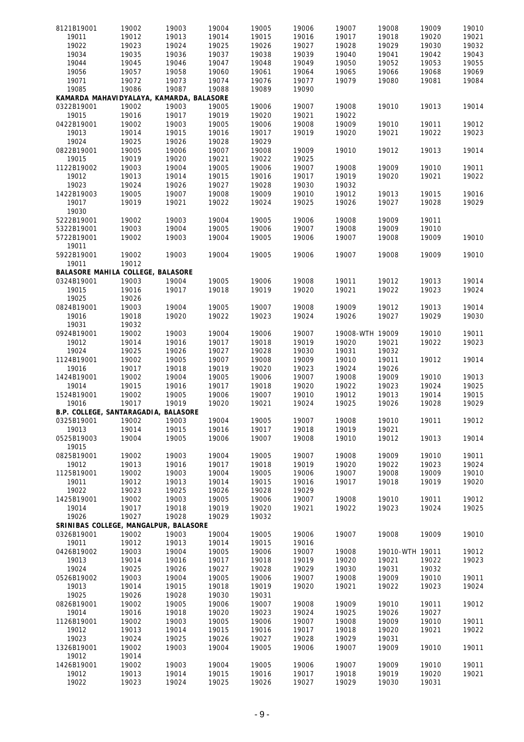| | | | | | | | | | |
|---|---|---|---|---|---|---|---|---|---|
| 8121B19001 | 19002 | 19003 | 19004 | 19005 | 19006 | 19007 | 19008 | 19009 | 19010 |
| 19011 | 19012 | 19013 | 19014 | 19015 | 19016 | 19017 | 19018 | 19020 | 19021 |
| 19022 | 19023 | 19024 | 19025 | 19026 | 19027 | 19028 | 19029 | 19030 | 19032 |
| 19034 | 19035 | 19036 | 19037 | 19038 | 19039 | 19040 | 19041 | 19042 | 19043 |
| 19044 | 19045 | 19046 | 19047 | 19048 | 19049 | 19050 | 19052 | 19053 | 19055 |
| 19056 | 19057 | 19058 | 19060 | 19061 | 19064 | 19065 | 19066 | 19068 | 19069 |
| 19071 | 19072 | 19073 | 19074 | 19076 | 19077 | 19079 | 19080 | 19081 | 19084 |
| 19085 | 19086 | 19087 | 19088 | 19089 | 19090 | | | | |

**KAMARDA MAHAVIDYALAYA, KAMARDA, BALASORE**

| | | | | | | | | | |
|---|---|---|---|---|---|---|---|---|---|
| 0322B19001 | 19002 | 19003 | 19005 | 19006 | 19007 | 19008 | 19010 | 19013 | 19014 |
| 19015 | 19016 | 19017 | 19019 | 19020 | 19021 | 19022 | | | |
| 0422B19001 | 19002 | 19003 | 19005 | 19006 | 19008 | 19009 | 19010 | 19011 | 19012 |
| 19013 | 19014 | 19015 | 19016 | 19017 | 19019 | 19020 | 19021 | 19022 | 19023 |
| 19024 | 19025 | 19026 | 19028 | 19029 | | | | | |
| 0822B19001 | 19005 | 19006 | 19007 | 19008 | 19009 | 19010 | 19012 | 19013 | 19014 |
| 19015 | 19019 | 19020 | 19021 | 19022 | 19025 | | | | |
| 1122B19002 | 19003 | 19004 | 19005 | 19006 | 19007 | 19008 | 19009 | 19010 | 19011 |
| 19012 | 19013 | 19014 | 19015 | 19016 | 19017 | 19019 | 19020 | 19021 | 19022 |
| 19023 | 19024 | 19026 | 19027 | 19028 | 19030 | 19032 | | | |
| 1422B19003 | 19005 | 19007 | 19008 | 19009 | 19010 | 19012 | 19013 | 19015 | 19016 |
| 19017 | 19019 | 19021 | 19022 | 19024 | 19025 | 19026 | 19027 | 19028 | 19029 |
| 19030 | | | | | | | | | |
| 5222B19001 | 19002 | 19003 | 19004 | 19005 | 19006 | 19008 | 19009 | 19011 | |
| 5322B19001 | 19003 | 19004 | 19005 | 19006 | 19007 | 19008 | 19009 | 19010 | |
| 5722B19001 | 19002 | 19003 | 19004 | 19005 | 19006 | 19007 | 19008 | 19009 | 19010 |
| 19011 | | | | | | | | | |
| 5922B19001 | 19002 | 19003 | 19004 | 19005 | 19006 | 19007 | 19008 | 19009 | 19010 |
| 19011 | 19012 | | | | | | | | |

**BALASORE MAHILA COLLEGE, BALASORE**

| | | | | | | | | | |
|---|---|---|---|---|---|---|---|---|---|
| 0324B19001 | 19003 | 19004 | 19005 | 19006 | 19008 | 19011 | 19012 | 19013 | 19014 |
| 19015 | 19016 | 19017 | 19018 | 19019 | 19020 | 19021 | 19022 | 19023 | 19024 |
| 19025 | 19026 | | | | | | | | |
| 0824B19001 | 19003 | 19004 | 19005 | 19007 | 19008 | 19009 | 19012 | 19013 | 19014 |
| 19016 | 19018 | 19020 | 19022 | 19023 | 19024 | 19026 | 19027 | 19029 | 19030 |
| 19031 | 19032 | | | | | | | | |
| 0924B19001 | 19002 | 19003 | 19004 | 19006 | 19007 | 19008-WTH | 19009 | 19010 | 19011 |
| 19012 | 19014 | 19016 | 19017 | 19018 | 19019 | 19020 | 19021 | 19022 | 19023 |
| 19024 | 19025 | 19026 | 19027 | 19028 | 19030 | 19031 | 19032 | | |
| 1124B19001 | 19002 | 19005 | 19007 | 19008 | 19009 | 19010 | 19011 | 19012 | 19014 |
| 19016 | 19017 | 19018 | 19019 | 19020 | 19023 | 19024 | 19026 | | |
| 1424B19001 | 19002 | 19004 | 19005 | 19006 | 19007 | 19008 | 19009 | 19010 | 19013 |
| 19014 | 19015 | 19016 | 19017 | 19018 | 19020 | 19022 | 19023 | 19024 | 19025 |
| 1524B19001 | 19002 | 19005 | 19006 | 19007 | 19010 | 19012 | 19013 | 19014 | 19015 |
| 19016 | 19017 | 19019 | 19020 | 19021 | 19024 | 19025 | 19026 | 19028 | 19029 |

**B.P. COLLEGE, SANTARAGADIA, BALASORE**

| | | | | | | | | | |
|---|---|---|---|---|---|---|---|---|---|
| 0325B19001 | 19002 | 19003 | 19004 | 19005 | 19007 | 19008 | 19010 | 19011 | 19012 |
| 19013 | 19014 | 19015 | 19016 | 19017 | 19018 | 19019 | 19021 | | |
| 0525B19003 | 19004 | 19005 | 19006 | 19007 | 19008 | 19010 | 19012 | 19013 | 19014 |
| 19015 | | | | | | | | | |
| 0825B19001 | 19002 | 19003 | 19004 | 19005 | 19007 | 19008 | 19009 | 19010 | 19011 |
| 19012 | 19013 | 19016 | 19017 | 19018 | 19019 | 19020 | 19022 | 19023 | 19024 |
| 1125B19001 | 19002 | 19003 | 19004 | 19005 | 19006 | 19007 | 19008 | 19009 | 19010 |
| 19011 | 19012 | 19013 | 19014 | 19015 | 19016 | 19017 | 19018 | 19019 | 19020 |
| 19022 | 19023 | 19025 | 19026 | 19028 | 19029 | | | | |
| 1425B19001 | 19002 | 19003 | 19005 | 19006 | 19007 | 19008 | 19010 | 19011 | 19012 |
| 19014 | 19017 | 19018 | 19019 | 19020 | 19021 | 19022 | 19023 | 19024 | 19025 |
| 19026 | 19027 | 19028 | 19029 | 19032 | | | | | |

**SRINIBAS COLLEGE, MANGALPUR, BALASORE**

| | | | | | | | | | |
|---|---|---|---|---|---|---|---|---|---|
| 0326B19001 | 19002 | 19003 | 19004 | 19005 | 19006 | 19007 | 19008 | 19009 | 19010 |
| 19011 | 19012 | 19013 | 19014 | 19015 | 19016 | | | | |
| 0426B19002 | 19003 | 19004 | 19005 | 19006 | 19007 | 19008 | 19010-WTH | 19011 | 19012 |
| 19013 | 19014 | 19016 | 19017 | 19018 | 19019 | 19020 | 19021 | 19022 | 19023 |
| 19024 | 19025 | 19026 | 19027 | 19028 | 19029 | 19030 | 19031 | 19032 | |
| 0526B19002 | 19003 | 19004 | 19005 | 19006 | 19007 | 19008 | 19009 | 19010 | 19011 |
| 19013 | 19014 | 19015 | 19018 | 19019 | 19020 | 19021 | 19022 | 19023 | 19024 |
| 19025 | 19026 | 19028 | 19030 | 19031 | | | | | |
| 0826B19001 | 19002 | 19005 | 19006 | 19007 | 19008 | 19009 | 19010 | 19011 | 19012 |
| 19014 | 19016 | 19018 | 19020 | 19023 | 19024 | 19025 | 19026 | 19027 | |
| 1126B19001 | 19002 | 19003 | 19005 | 19006 | 19007 | 19008 | 19009 | 19010 | 19011 |
| 19012 | 19013 | 19014 | 19015 | 19016 | 19017 | 19018 | 19020 | 19021 | 19022 |
| 19023 | 19024 | 19025 | 19026 | 19027 | 19028 | 19029 | 19031 | | |
| 1326B19001 | 19002 | 19003 | 19004 | 19005 | 19006 | 19007 | 19009 | 19010 | 19011 |
| 19012 | 19014 | | | | | | | | |
| 1426B19001 | 19002 | 19003 | 19004 | 19005 | 19006 | 19007 | 19009 | 19010 | 19011 |
| 19012 | 19013 | 19014 | 19015 | 19016 | 19017 | 19018 | 19019 | 19020 | 19021 |
| 19022 | 19023 | 19024 | 19025 | 19026 | 19027 | 19029 | 19030 | 19031 | |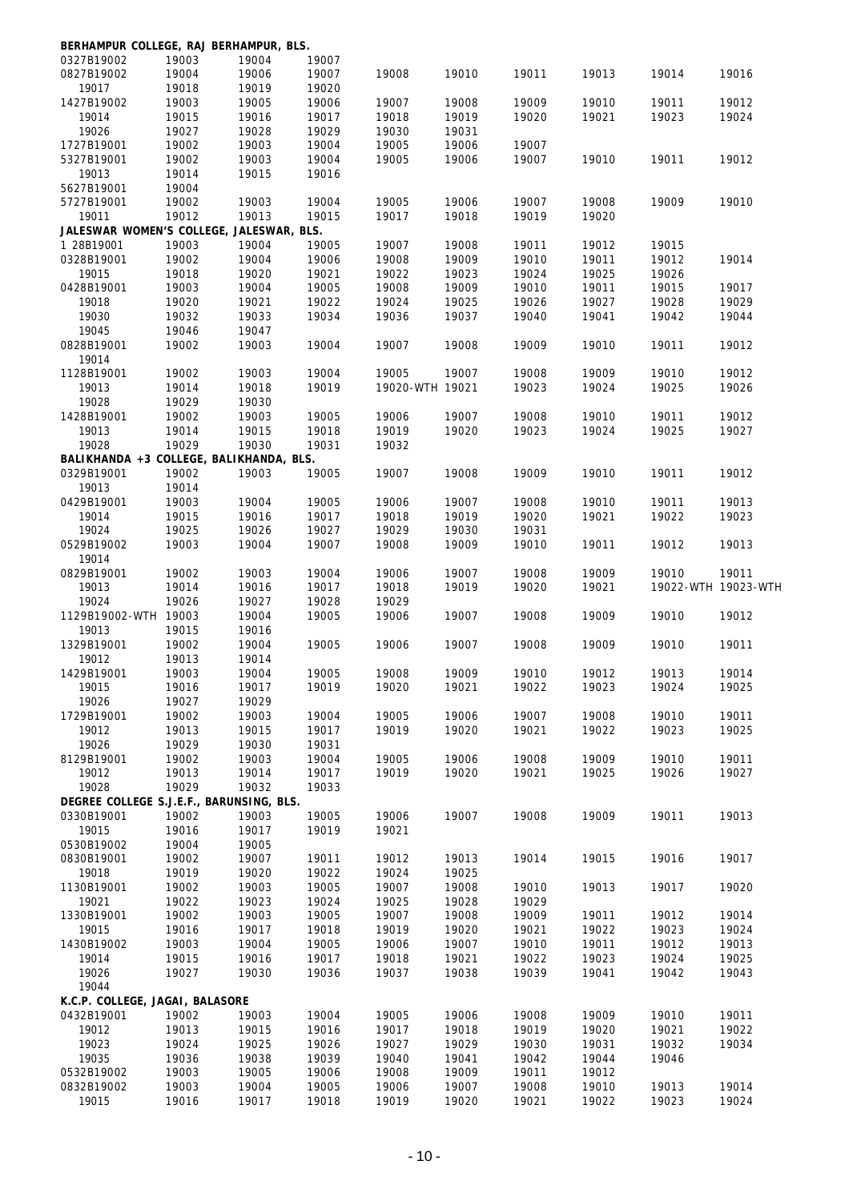**BERHAMPUR COLLEGE, RAJ BERHAMPUR, BLS.**

| | | | | | | | | | |
|---|---|---|---|---|---|---|---|---|---|
| 0327B19002 | 19003 | 19004 | 19007 | | | | | | |
| 0827B19002 | 19004 | 19006 | 19007 | 19008 | 19010 | 19011 | 19013 | 19014 | 19016 |
| 19017 | 19018 | 19019 | 19020 | | | | | | |
| 1427B19002 | 19003 | 19005 | 19006 | 19007 | 19008 | 19009 | 19010 | 19011 | 19012 |
| 19014 | 19015 | 19016 | 19017 | 19018 | 19019 | 19020 | 19021 | 19023 | 19024 |
| 19026 | 19027 | 19028 | 19029 | 19030 | 19031 | | | | |
| 1727B19001 | 19002 | 19003 | 19004 | 19005 | 19006 | 19007 | | | |
| 5327B19001 | 19002 | 19003 | 19004 | 19005 | 19006 | 19007 | 19010 | 19011 | 19012 |
| 19013 | 19014 | 19015 | 19016 | | | | | | |
| 5627B19001 | 19004 | | | | | | | | |
| 5727B19001 | 19002 | 19003 | 19004 | 19005 | 19006 | 19007 | 19008 | 19009 | 19010 |
| 19011 | 19012 | 19013 | 19015 | 19017 | 19018 | 19019 | 19020 | | |

**JALESWAR WOMEN'S COLLEGE, JALESWAR, BLS.**

| | | | | | | | | | |
|---|---|---|---|---|---|---|---|---|---|
| 1 28B19001 | 19003 | 19004 | 19005 | 19007 | 19008 | 19011 | 19012 | 19015 | |
| 0328B19001 | 19002 | 19004 | 19006 | 19008 | 19009 | 19010 | 19011 | 19012 | 19014 |
| 19015 | 19018 | 19020 | 19021 | 19022 | 19023 | 19024 | 19025 | 19026 | |
| 0428B19001 | 19003 | 19004 | 19005 | 19008 | 19009 | 19010 | 19011 | 19015 | 19017 |
| 19018 | 19020 | 19021 | 19022 | 19024 | 19025 | 19026 | 19027 | 19028 | 19029 |
| 19030 | 19032 | 19033 | 19034 | 19036 | 19037 | 19040 | 19041 | 19042 | 19044 |
| 19045 | 19046 | 19047 | | | | | | | |
| 0828B19001 | 19002 | 19003 | 19004 | 19007 | 19008 | 19009 | 19010 | 19011 | 19012 |
| 19014 | | | | | | | | | |
| 1128B19001 | 19002 | 19003 | 19004 | 19005 | 19007 | 19008 | 19009 | 19010 | 19012 |
| 19013 | 19014 | 19018 | 19019 | 19020-WTH | 19021 | 19023 | 19024 | 19025 | 19026 |
| 19028 | 19029 | 19030 | | | | | | | |
| 1428B19001 | 19002 | 19003 | 19005 | 19006 | 19007 | 19008 | 19010 | 19011 | 19012 |
| 19013 | 19014 | 19015 | 19018 | 19019 | 19020 | 19023 | 19024 | 19025 | 19027 |
| 19028 | 19029 | 19030 | 19031 | 19032 | | | | | |

**BALIKHANDA +3 COLLEGE, BALIKHANDA, BLS.**

| | | | | | | | | | |
|---|---|---|---|---|---|---|---|---|---|
| 0329B19001 | 19002 | 19003 | 19005 | 19007 | 19008 | 19009 | 19010 | 19011 | 19012 |
| 19013 | 19014 | | | | | | | | |
| 0429B19001 | 19003 | 19004 | 19005 | 19006 | 19007 | 19008 | 19010 | 19011 | 19013 |
| 19014 | 19015 | 19016 | 19017 | 19018 | 19019 | 19020 | 19021 | 19022 | 19023 |
| 19024 | 19025 | 19026 | 19027 | 19029 | 19030 | 19031 | | | |
| 0529B19002 | 19003 | 19004 | 19007 | 19008 | 19009 | 19010 | 19011 | 19012 | 19013 |
| 19014 | | | | | | | | | |
| 0829B19001 | 19002 | 19003 | 19004 | 19006 | 19007 | 19008 | 19009 | 19010 | 19011 |
| 19013 | 19014 | 19016 | 19017 | 19018 | 19019 | 19020 | 19021 | 19022-WTH | 19023-WTH |
| 19024 | 19026 | 19027 | 19028 | 19029 | | | | | |
| 1129B19002-WTH | 19003 | 19004 | 19005 | 19006 | 19007 | 19008 | 19009 | 19010 | 19012 |
| 19013 | 19015 | 19016 | | | | | | | |
| 1329B19001 | 19002 | 19004 | 19005 | 19006 | 19007 | 19008 | 19009 | 19010 | 19011 |
| 19012 | 19013 | 19014 | | | | | | | |
| 1429B19001 | 19003 | 19004 | 19005 | 19008 | 19009 | 19010 | 19012 | 19013 | 19014 |
| 19015 | 19016 | 19017 | 19019 | 19020 | 19021 | 19022 | 19023 | 19024 | 19025 |
| 19026 | 19027 | 19029 | | | | | | | |
| 1729B19001 | 19002 | 19003 | 19004 | 19005 | 19006 | 19007 | 19008 | 19010 | 19011 |
| 19012 | 19013 | 19015 | 19017 | 19019 | 19020 | 19021 | 19022 | 19023 | 19025 |
| 19026 | 19029 | 19030 | 19031 | | | | | | |
| 8129B19001 | 19002 | 19003 | 19004 | 19005 | 19006 | 19008 | 19009 | 19010 | 19011 |
| 19012 | 19013 | 19014 | 19017 | 19019 | 19020 | 19021 | 19025 | 19026 | 19027 |
| 19028 | 19029 | 19032 | 19033 | | | | | | |

**DEGREE COLLEGE S.J.E.F., BARUNSING, BLS.**

| | | | | | | | | | |
|---|---|---|---|---|---|---|---|---|---|
| 0330B19001 | 19002 | 19003 | 19005 | 19006 | 19007 | 19008 | 19009 | 19011 | 19013 |
| 19015 | 19016 | 19017 | 19019 | 19021 | | | | | |
| 0530B19002 | 19004 | 19005 | | | | | | | |
| 0830B19001 | 19002 | 19007 | 19011 | 19012 | 19013 | 19014 | 19015 | 19016 | 19017 |
| 19018 | 19019 | 19020 | 19022 | 19024 | 19025 | | | | |
| 1130B19001 | 19002 | 19003 | 19005 | 19007 | 19008 | 19010 | 19013 | 19017 | 19020 |
| 19021 | 19022 | 19023 | 19024 | 19025 | 19028 | 19029 | | | |
| 1330B19001 | 19002 | 19003 | 19005 | 19007 | 19008 | 19009 | 19011 | 19012 | 19014 |
| 19015 | 19016 | 19017 | 19018 | 19019 | 19020 | 19021 | 19022 | 19023 | 19024 |
| 1430B19002 | 19003 | 19004 | 19005 | 19006 | 19007 | 19010 | 19011 | 19012 | 19013 |
| 19014 | 19015 | 19016 | 19017 | 19018 | 19021 | 19022 | 19023 | 19024 | 19025 |
| 19026 | 19027 | 19030 | 19036 | 19037 | 19038 | 19039 | 19041 | 19042 | 19043 |
| 19044 | | | | | | | | | |

**K.C.P. COLLEGE, JAGAI, BALASORE**

| | | | | | | | | | |
|---|---|---|---|---|---|---|---|---|---|
| 0432B19001 | 19002 | 19003 | 19004 | 19005 | 19006 | 19008 | 19009 | 19010 | 19011 |
| 19012 | 19013 | 19015 | 19016 | 19017 | 19018 | 19019 | 19020 | 19021 | 19022 |
| 19023 | 19024 | 19025 | 19026 | 19027 | 19029 | 19030 | 19031 | 19032 | 19034 |
| 19035 | 19036 | 19038 | 19039 | 19040 | 19041 | 19042 | 19044 | 19046 | |
| 0532B19002 | 19003 | 19005 | 19006 | 19008 | 19009 | 19011 | 19012 | | |
| 0832B19002 | 19003 | 19004 | 19005 | 19006 | 19007 | 19008 | 19010 | 19013 | 19014 |
| 19015 | 19016 | 19017 | 19018 | 19019 | 19020 | 19021 | 19022 | 19023 | 19024 |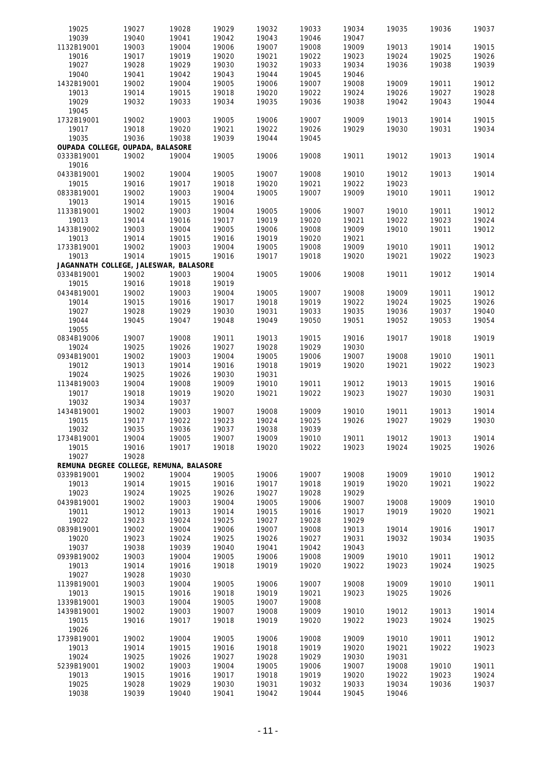19025 19027 19028 19029 19032 19033 19034 19035 19036 19037
19039 19040 19041 19042 19043 19046 19047

1132B19001 19003 19004 19006 19007 19008 19009 19013 19014 19015
19016 19017 19019 19020 19021 19022 19023 19024 19025 19026
19027 19028 19029 19030 19032 19033 19034 19036 19038 19039
19040 19041 19042 19043 19044 19045 19046

1432B19001 19002 19004 19005 19006 19007 19008 19009 19011 19012
19013 19014 19015 19018 19020 19022 19024 19026 19027 19028
19029 19032 19033 19034 19035 19036 19038 19042 19043 19044
19045

1732B19001 19002 19003 19005 19006 19007 19009 19013 19014 19015
19017 19018 19020 19021 19022 19026 19029 19030 19031 19034
19035 19036 19038 19039 19044 19045

**OUPADA COLLEGE, OUPADA, BALASORE**

0333B19001 19002 19004 19005 19006 19008 19011 19012 19013 19014
19016

0433B19001 19002 19004 19005 19007 19008 19010 19012 19013 19014
19015 19016 19017 19018 19020 19021 19022 19023

0833B19001 19002 19003 19004 19005 19007 19009 19010 19011 19012
19013 19014 19015 19016

1133B19001 19002 19003 19004 19005 19006 19007 19010 19011 19012
19013 19014 19016 19017 19019 19020 19021 19022 19023 19024

1433B19002 19003 19004 19005 19006 19008 19009 19010 19011 19012
19013 19014 19015 19016 19019 19020 19021

1733B19001 19002 19003 19004 19005 19008 19009 19010 19011 19012
19013 19014 19015 19016 19017 19018 19020 19021 19022 19023

**JAGANNATH COLLEGE, JALESWAR, BALASORE**

0334B19001 19002 19003 19004 19005 19006 19008 19011 19012 19014
19015 19016 19018 19019

0434B19001 19002 19003 19004 19005 19007 19008 19009 19011 19012
19014 19015 19016 19017 19018 19019 19022 19024 19025 19026
19027 19028 19029 19030 19031 19033 19035 19036 19037 19040
19044 19045 19047 19048 19049 19050 19051 19052 19053 19054
19055

0834B19006 19007 19008 19011 19013 19015 19016 19017 19018 19019
19024 19025 19026 19027 19028 19029 19030

0934B19001 19002 19003 19004 19005 19006 19007 19008 19010 19011
19012 19013 19014 19016 19018 19019 19020 19021 19022 19023
19024 19025 19026 19030 19031

1134B19003 19004 19008 19009 19010 19011 19012 19013 19015 19016
19017 19018 19019 19020 19021 19022 19023 19027 19030 19031
19032 19034 19037

1434B19001 19002 19003 19007 19008 19009 19010 19011 19013 19014
19015 19017 19022 19023 19024 19025 19026 19027 19029 19030
19032 19035 19036 19037 19038 19039

1734B19001 19004 19005 19007 19009 19010 19011 19012 19013 19014
19015 19016 19017 19018 19020 19022 19023 19024 19025 19026
19027 19028

**REMUNA DEGREE COLLEGE, REMUNA, BALASORE**

0339B19001 19002 19004 19005 19006 19007 19008 19009 19010 19012
19013 19014 19015 19016 19017 19018 19019 19020 19021 19022
19023 19024 19025 19026 19027 19028 19029

0439B19001 19002 19003 19004 19005 19006 19007 19008 19009 19010
19011 19012 19013 19014 19015 19016 19017 19019 19020 19021
19022 19023 19024 19025 19027 19028 19029

0839B19001 19002 19004 19006 19007 19008 19013 19014 19016 19017
19020 19023 19024 19025 19026 19027 19031 19032 19034 19035
19037 19038 19039 19040 19041 19042 19043

0939B19002 19003 19004 19005 19006 19008 19009 19010 19011 19012
19013 19014 19016 19018 19019 19020 19022 19023 19024 19025
19027 19028 19030

1139B19001 19003 19004 19005 19006 19007 19008 19009 19010 19011
19013 19015 19016 19018 19019 19021 19023 19025 19026

1339B19001 19003 19004 19005 19007 19008

1439B19001 19002 19003 19007 19008 19009 19010 19012 19013 19014
19015 19016 19017 19018 19019 19020 19022 19023 19024 19025
19026

1739B19001 19002 19004 19005 19006 19008 19009 19010 19011 19012
19013 19014 19015 19016 19018 19019 19020 19021 19022 19023
19024 19025 19026 19027 19028 19029 19030 19031

5239B19001 19002 19003 19004 19005 19006 19007 19008 19010 19011
19013 19015 19016 19017 19018 19019 19020 19022 19023 19024
19025 19028 19029 19030 19031 19032 19033 19034 19036 19037
19038 19039 19040 19041 19042 19044 19045 19046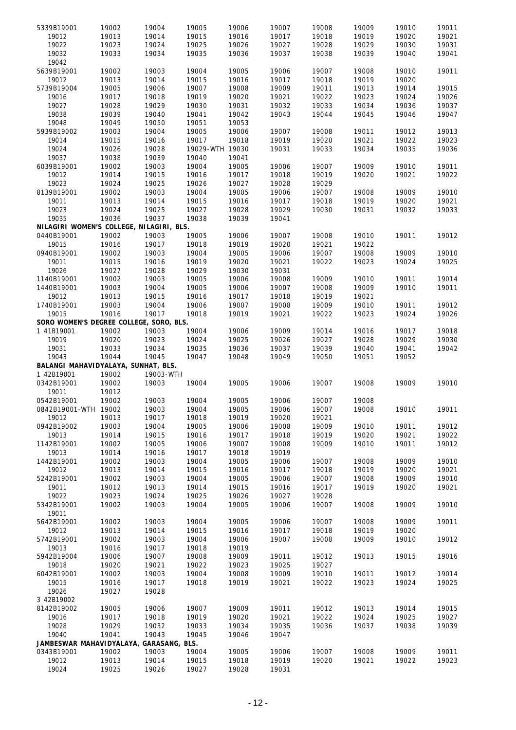5339B19001 19002 19004 19005 19006 19007 19008 19009 19010 19011
19012 19013 19014 19015 19016 19017 19018 19019 19020 19021
19022 19023 19024 19025 19026 19027 19028 19029 19030 19031
19032 19033 19034 19035 19036 19037 19038 19039 19040 19041
19042
5639B19001 19002 19003 19004 19005 19006 19007 19008 19010 19011
19012 19013 19014 19015 19016 19017 19018 19019 19020
5739B19004 19005 19006 19007 19008 19009 19011 19013 19014 19015
19016 19017 19018 19019 19020 19021 19022 19023 19024 19026
19027 19028 19029 19030 19031 19032 19033 19034 19036 19037
19038 19039 19040 19041 19042 19043 19044 19045 19046 19047
19048 19049 19050 19051 19053
5939B19002 19003 19004 19005 19006 19007 19008 19011 19012 19013
19014 19015 19016 19017 19018 19019 19020 19021 19022 19023
19024 19026 19028 19029-WTH 19030 19031 19033 19034 19035 19036
19037 19038 19039 19040 19041
6039B19001 19002 19003 19004 19005 19006 19007 19009 19010 19011
19012 19014 19015 19016 19017 19018 19019 19020 19021 19022
19023 19024 19025 19026 19027 19028 19029
8139B19001 19002 19003 19004 19005 19006 19007 19008 19009 19010
19011 19013 19014 19015 19016 19017 19018 19019 19020 19021
19023 19024 19025 19027 19028 19029 19030 19031 19032 19033
19035 19036 19037 19038 19039 19041

**NILAGIRI WOMEN'S COLLEGE, NILAGIRI, BLS.**

0440B19001 19002 19003 19005 19006 19007 19008 19010 19011 19012
19015 19016 19017 19018 19019 19020 19021 19022
0940B19001 19002 19003 19004 19005 19006 19007 19008 19009 19010
19011 19015 19016 19019 19020 19021 19022 19023 19024 19025
19026 19027 19028 19029 19030 19031
1140B19001 19002 19003 19005 19006 19008 19009 19010 19011 19014
1440B19001 19003 19004 19005 19006 19007 19008 19009 19010 19011
19012 19013 19015 19016 19017 19018 19019 19021
1740B19001 19003 19004 19006 19007 19008 19009 19010 19011 19012
19015 19016 19017 19018 19019 19021 19022 19023 19024 19026

**SORO WOMEN'S DEGREE COLLEGE, SORO, BLS.**

1 41B19001 19002 19003 19004 19006 19009 19014 19016 19017 19018
19019 19020 19023 19024 19025 19026 19027 19028 19029 19030
19031 19033 19034 19035 19036 19037 19039 19040 19041 19042
19043 19044 19045 19047 19048 19049 19050 19051 19052

**BALANGI MAHAVIDYALAYA, SUNHAT, BLS.**

1 42B19001 19002 19003-WTH
0342B19001 19002 19003 19004 19005 19006 19007 19008 19009 19010
19011 19012
0542B19001 19002 19003 19004 19005 19006 19007 19008
0842B19001-WTH 19002 19003 19004 19005 19006 19007 19008 19010 19011
19012 19013 19017 19018 19019 19020 19021
0942B19002 19003 19004 19005 19006 19008 19009 19010 19011 19012
19013 19014 19015 19016 19017 19018 19019 19020 19021 19022
1142B19001 19002 19005 19006 19007 19008 19009 19010 19011 19012
19013 19014 19016 19017 19018 19019
1442B19001 19002 19003 19004 19005 19006 19007 19008 19009 19010
19012 19013 19014 19015 19016 19017 19018 19019 19020 19021
5242B19001 19002 19003 19004 19005 19006 19007 19008 19009 19010
19011 19012 19013 19014 19015 19016 19017 19019 19020 19021
19022 19023 19024 19025 19026 19027 19028
5342B19001 19002 19003 19004 19005 19006 19007 19008 19009 19010
19011
5642B19001 19002 19003 19004 19005 19006 19007 19008 19009 19011
19012 19013 19014 19015 19016 19017 19018 19019 19020
5742B19001 19002 19003 19004 19006 19007 19008 19009 19010 19012
19013 19016 19017 19018 19019
5942B19004 19006 19007 19008 19009 19011 19012 19013 19015 19016
19018 19020 19021 19022 19023 19025 19027
6042B19001 19002 19003 19004 19008 19009 19010 19011 19012 19014
19015 19016 19017 19018 19019 19021 19022 19023 19024 19025
19026 19027 19028
3 42B19002
8142B19002 19005 19006 19007 19009 19011 19012 19013 19014 19015
19016 19017 19018 19019 19020 19021 19022 19024 19025 19027
19028 19029 19032 19033 19034 19035 19036 19037 19038 19039
19040 19041 19043 19045 19046 19047

**JAMBESWAR MAHAVIDYALAYA, GARASANG, BLS.**

0343B19001 19002 19003 19004 19005 19006 19007 19008 19009 19011
19012 19013 19014 19015 19018 19019 19020 19021 19022 19023
19024 19025 19026 19027 19028 19031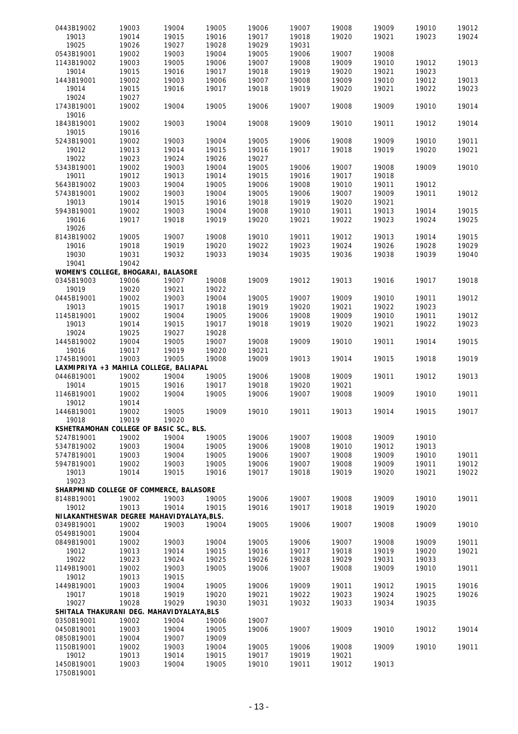0443B19002 19003 19004 19005 19006 19007 19008 19009 19010 19012
19013 19014 19015 19016 19017 19018 19020 19021 19023 19024
19025 19026 19027 19028 19029 19031
0543B19001 19002 19003 19004 19005 19006 19007 19008
1143B19002 19003 19005 19006 19007 19008 19009 19010 19012 19013
19014 19015 19016 19017 19018 19019 19020 19021 19023
1443B19001 19002 19003 19006 19007 19008 19009 19010 19012 19013
19014 19015 19016 19017 19018 19019 19020 19021 19022 19023
19024 19027
1743B19001 19002 19004 19005 19006 19007 19008 19009 19010 19014
19016
1843B19001 19002 19003 19004 19008 19009 19010 19011 19012 19014
19015 19016
5243B19001 19002 19003 19004 19005 19006 19008 19009 19010 19011
19012 19013 19014 19015 19016 19017 19018 19019 19020 19021
19022 19023 19024 19026 19027
5343B19001 19002 19003 19004 19005 19006 19007 19008 19009 19010
19011 19012 19013 19014 19015 19016 19017 19018
5643B19002 19003 19004 19005 19006 19008 19010 19011 19012
5743B19001 19002 19003 19004 19005 19006 19007 19009 19011 19012
19013 19014 19015 19016 19018 19019 19020 19021
5943B19001 19002 19003 19004 19008 19010 19011 19013 19014 19015
19016 19017 19018 19019 19020 19021 19022 19023 19024 19025
19026
8143B19002 19005 19007 19008 19010 19011 19012 19013 19014 19015
19016 19018 19019 19020 19022 19023 19024 19026 19028 19029
19030 19031 19032 19033 19034 19035 19036 19038 19039 19040
19041 19042

**WOMEN'S COLLEGE, BHOGARAI, BALASORE**

0345B19003 19006 19007 19008 19009 19012 19013 19016 19017 19018
19019 19020 19021 19022
0445B19001 19002 19003 19004 19005 19007 19009 19010 19011 19012
19013 19015 19017 19018 19019 19020 19021 19022 19023
1145B19001 19002 19004 19005 19006 19008 19009 19010 19011 19012
19013 19014 19015 19017 19018 19019 19020 19021 19022 19023
19024 19025 19027 19028
1445B19002 19004 19005 19007 19008 19009 19010 19011 19014 19015
19016 19017 19019 19020 19021
1745B19001 19003 19005 19008 19009 19013 19014 19015 19018 19019

**LAXMIPRIYA +3 MAHILA COLLEGE, BALIAPAL**

0446B19001 19002 19004 19005 19006 19008 19009 19011 19012 19013
19014 19015 19016 19017 19018 19020 19021
1146B19001 19002 19004 19005 19006 19007 19008 19009 19010 19011
19012 19014
1446B19001 19002 19005 19009 19010 19011 19013 19014 19015 19017
19018 19019 19020

**KSHETRAMOHAN COLLEGE OF BASIC SC., BLS.**

5247B19001 19002 19004 19005 19006 19007 19008 19009 19010
5347B19002 19003 19004 19005 19006 19008 19010 19012 19013
5747B19001 19003 19004 19005 19006 19007 19008 19009 19010 19011
5947B19001 19002 19003 19005 19006 19007 19008 19009 19011 19012
19013 19014 19015 19016 19017 19018 19019 19020 19021 19022
19023

**SHARPMIND COLLEGE OF COMMERCE, BALASORE**

8148B19001 19002 19003 19005 19006 19007 19008 19009 19010 19011
19012 19013 19014 19015 19016 19017 19018 19019 19020

**NILAKANTHESWAR DEGREE MAHAVIDYALAYA,BLS.**

0349B19001 19002 19003 19004 19005 19006 19007 19008 19009 19010
0549B19001 19004
0849B19001 19002 19003 19004 19005 19006 19007 19008 19009 19011
19012 19013 19014 19015 19016 19017 19018 19019 19020 19021
19022 19023 19024 19025 19026 19028 19029 19031 19033
1149B19001 19002 19003 19005 19006 19007 19008 19009 19010 19011
19012 19013 19015
1449B19001 19003 19004 19005 19006 19009 19011 19012 19015 19016
19017 19018 19019 19020 19021 19022 19023 19024 19025 19026
19027 19028 19029 19030 19031 19032 19033 19034 19035

**SHITALA THAKURANI DEG. MAHAVIDYALAYA,BLS**

0350B19001 19002 19004 19006 19007
0450B19001 19003 19004 19005 19006 19007 19009 19010 19012 19014
0850B19001 19004 19007 19009
1150B19001 19002 19003 19004 19005 19006 19008 19009 19010 19011
19012 19013 19014 19015 19017 19019 19021
1450B19001 19003 19004 19005 19010 19011 19012 19013
1750B19001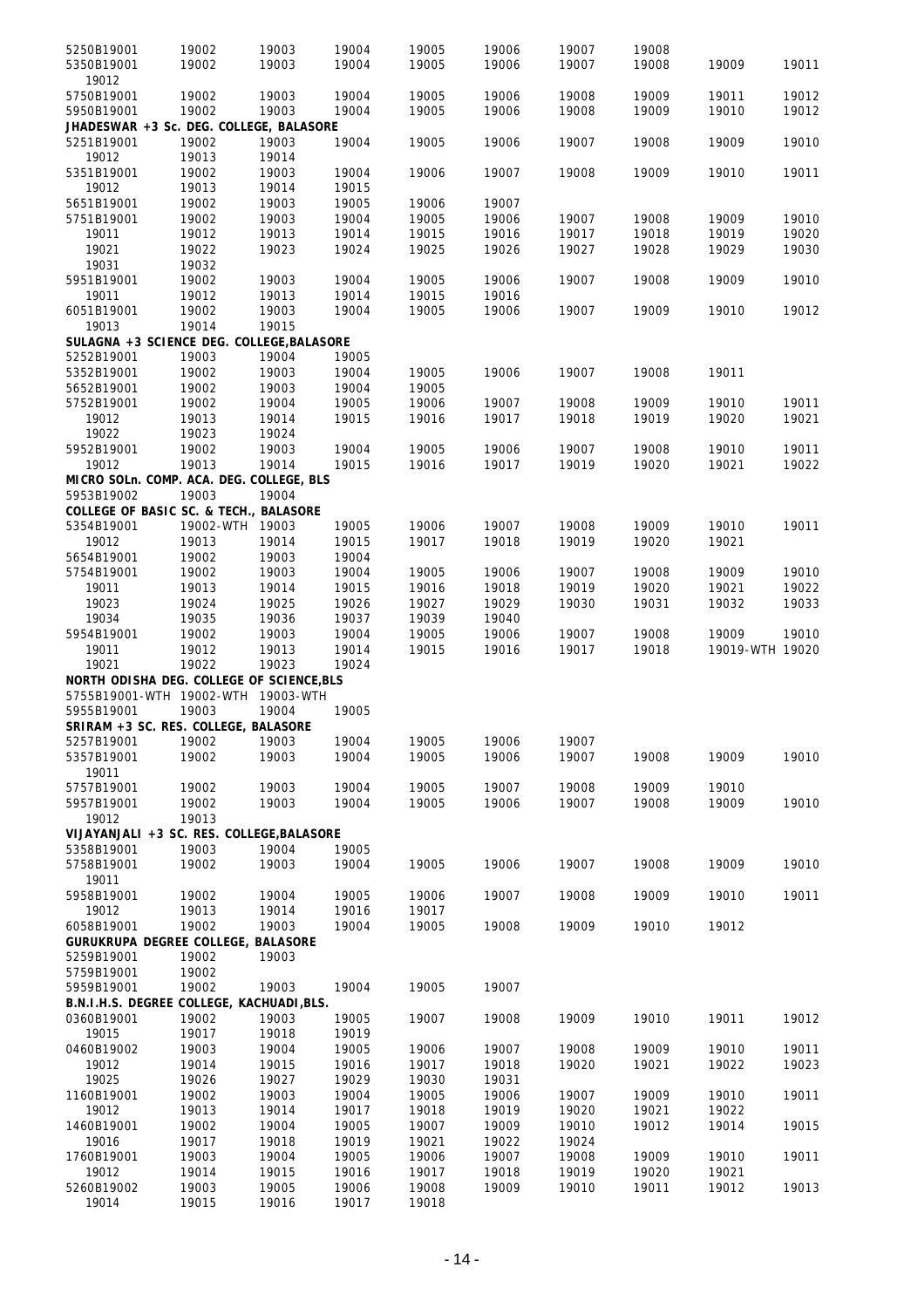| | | | | | | | | | |
|---|---|---|---|---|---|---|---|---|---|
| 5250B19001 | 19002 | 19003 | 19004 | 19005 | 19006 | 19007 | 19008 | | |
| 5350B19001 | 19002 | 19003 | 19004 | 19005 | 19006 | 19007 | 19008 | 19009 | 19011 |
| 19012 | | | | | | | | | |
| 5750B19001 | 19002 | 19003 | 19004 | 19005 | 19006 | 19008 | 19009 | 19011 | 19012 |
| 5950B19001 | 19002 | 19003 | 19004 | 19005 | 19006 | 19008 | 19009 | 19010 | 19012 |

**JHADESWAR +3 Sc. DEG. COLLEGE, BALASORE**

| | | | | | | | | | |
|---|---|---|---|---|---|---|---|---|---|
| 5251B19001 | 19002 | 19003 | 19004 | 19005 | 19006 | 19007 | 19008 | 19009 | 19010 |
| 19012 | 19013 | 19014 | | | | | | | |
| 5351B19001 | 19002 | 19003 | 19004 | 19006 | 19007 | 19008 | 19009 | 19010 | 19011 |
| 19012 | 19013 | 19014 | 19015 | | | | | | |
| 5651B19001 | 19002 | 19003 | 19005 | 19006 | 19007 | | | | |
| 5751B19001 | 19002 | 19003 | 19004 | 19005 | 19006 | 19007 | 19008 | 19009 | 19010 |
| 19011 | 19012 | 19013 | 19014 | 19015 | 19016 | 19017 | 19018 | 19019 | 19020 |
| 19021 | 19022 | 19023 | 19024 | 19025 | 19026 | 19027 | 19028 | 19029 | 19030 |
| 19031 | 19032 | | | | | | | | |
| 5951B19001 | 19002 | 19003 | 19004 | 19005 | 19006 | 19007 | 19008 | 19009 | 19010 |
| 19011 | 19012 | 19013 | 19014 | 19015 | 19016 | | | | |
| 6051B19001 | 19002 | 19003 | 19004 | 19005 | 19006 | 19007 | 19009 | 19010 | 19012 |
| 19013 | 19014 | 19015 | | | | | | | |

**SULAGNA +3 SCIENCE DEG. COLLEGE,BALASORE**

| | | | | | | | | | |
|---|---|---|---|---|---|---|---|---|---|
| 5252B19001 | 19003 | 19004 | 19005 | | | | | | |
| 5352B19001 | 19002 | 19003 | 19004 | 19005 | 19006 | 19007 | 19008 | 19011 | |
| 5652B19001 | 19002 | 19003 | 19004 | 19005 | | | | | |
| 5752B19001 | 19002 | 19004 | 19005 | 19006 | 19007 | 19008 | 19009 | 19010 | 19011 |
| 19012 | 19013 | 19014 | 19015 | 19016 | 19017 | 19018 | 19019 | 19020 | 19021 |
| 19022 | 19023 | 19024 | | | | | | | |
| 5952B19001 | 19002 | 19003 | 19004 | 19005 | 19006 | 19007 | 19008 | 19010 | 19011 |
| 19012 | 19013 | 19014 | 19015 | 19016 | 19017 | 19019 | 19020 | 19021 | 19022 |

**MICRO SOLn. COMP. ACA. DEG. COLLEGE, BLS**

| | | | | | | | | | |
|---|---|---|---|---|---|---|---|---|---|
| 5953B19002 | 19003 | 19004 | | | | | | | |

**COLLEGE OF BASIC SC. & TECH., BALASORE**

| | | | | | | | | | |
|---|---|---|---|---|---|---|---|---|---|
| 5354B19001 | 19002-WTH | 19003 | 19005 | 19006 | 19007 | 19008 | 19009 | 19010 | 19011 |
| 19012 | 19013 | 19014 | 19015 | 19017 | 19018 | 19019 | 19020 | 19021 | |
| 5654B19001 | 19002 | 19003 | 19004 | | | | | | |
| 5754B19001 | 19002 | 19003 | 19004 | 19005 | 19006 | 19007 | 19008 | 19009 | 19010 |
| 19011 | 19013 | 19014 | 19015 | 19016 | 19018 | 19019 | 19020 | 19021 | 19022 |
| 19023 | 19024 | 19025 | 19026 | 19027 | 19029 | 19030 | 19031 | 19032 | 19033 |
| 19034 | 19035 | 19036 | 19037 | 19039 | 19040 | | | | |
| 5954B19001 | 19002 | 19003 | 19004 | 19005 | 19006 | 19007 | 19008 | 19009 | 19010 |
| 19011 | 19012 | 19013 | 19014 | 19015 | 19016 | 19017 | 19018 | 19019-WTH | 19020 |
| 19021 | 19022 | 19023 | 19024 | | | | | | |

**NORTH ODISHA DEG. COLLEGE OF SCIENCE,BLS**

| | | | | | | | | | |
|---|---|---|---|---|---|---|---|---|---|
| 5755B19001-WTH | 19002-WTH | 19003-WTH | | | | | | | |
| 5955B19001 | 19003 | 19004 | 19005 | | | | | | |

**SRIRAM +3 SC. RES. COLLEGE, BALASORE**

| | | | | | | | | | |
|---|---|---|---|---|---|---|---|---|---|
| 5257B19001 | 19002 | 19003 | 19004 | 19005 | 19006 | 19007 | | | |
| 5357B19001 | 19002 | 19003 | 19004 | 19005 | 19006 | 19007 | 19008 | 19009 | 19010 |
| 19011 | | | | | | | | | |
| 5757B19001 | 19002 | 19003 | 19004 | 19005 | 19007 | 19008 | 19009 | 19010 | |
| 5957B19001 | 19002 | 19003 | 19004 | 19005 | 19006 | 19007 | 19008 | 19009 | 19010 |
| 19012 | 19013 | | | | | | | | |

**VIJAYANJALI +3 SC. RES. COLLEGE,BALASORE**

| | | | | | | | | | |
|---|---|---|---|---|---|---|---|---|---|
| 5358B19001 | 19003 | 19004 | 19005 | | | | | | |
| 5758B19001 | 19002 | 19003 | 19004 | 19005 | 19006 | 19007 | 19008 | 19009 | 19010 |
| 19011 | | | | | | | | | |
| 5958B19001 | 19002 | 19004 | 19005 | 19006 | 19007 | 19008 | 19009 | 19010 | 19011 |
| 19012 | 19013 | 19014 | 19016 | 19017 | | | | | |
| 6058B19001 | 19002 | 19003 | 19004 | 19005 | 19008 | 19009 | 19010 | 19012 | |

**GURUKRUPA DEGREE COLLEGE, BALASORE**

| | | | | | | | | | |
|---|---|---|---|---|---|---|---|---|---|
| 5259B19001 | 19002 | 19003 | | | | | | | |
| 5759B19001 | 19002 | | | | | | | | |
| 5959B19001 | 19002 | 19003 | 19004 | 19005 | 19007 | | | | |

**B.N.I.H.S. DEGREE COLLEGE, KACHUADI,BLS.**

| | | | | | | | | | |
|---|---|---|---|---|---|---|---|---|---|
| 0360B19001 | 19002 | 19003 | 19005 | 19007 | 19008 | 19009 | 19010 | 19011 | 19012 |
| 19015 | 19017 | 19018 | 19019 | | | | | | |
| 0460B19002 | 19003 | 19004 | 19005 | 19006 | 19007 | 19008 | 19009 | 19010 | 19011 |
| 19012 | 19014 | 19015 | 19016 | 19017 | 19018 | 19020 | 19021 | 19022 | 19023 |
| 19025 | 19026 | 19027 | 19029 | 19030 | 19031 | | | | |
| 1160B19001 | 19002 | 19003 | 19004 | 19005 | 19006 | 19007 | 19009 | 19010 | 19011 |
| 19012 | 19013 | 19014 | 19017 | 19018 | 19019 | 19020 | 19021 | 19022 | |
| 1460B19001 | 19002 | 19004 | 19005 | 19007 | 19009 | 19010 | 19012 | 19014 | 19015 |
| 19016 | 19017 | 19018 | 19019 | 19021 | 19022 | 19024 | | | |
| 1760B19001 | 19003 | 19004 | 19005 | 19006 | 19007 | 19008 | 19009 | 19010 | 19011 |
| 19012 | 19014 | 19015 | 19016 | 19017 | 19018 | 19019 | 19020 | 19021 | |
| 5260B19002 | 19003 | 19005 | 19006 | 19008 | 19009 | 19010 | 19011 | 19012 | 19013 |
| 19014 | 19015 | 19016 | 19017 | 19018 | | | | | |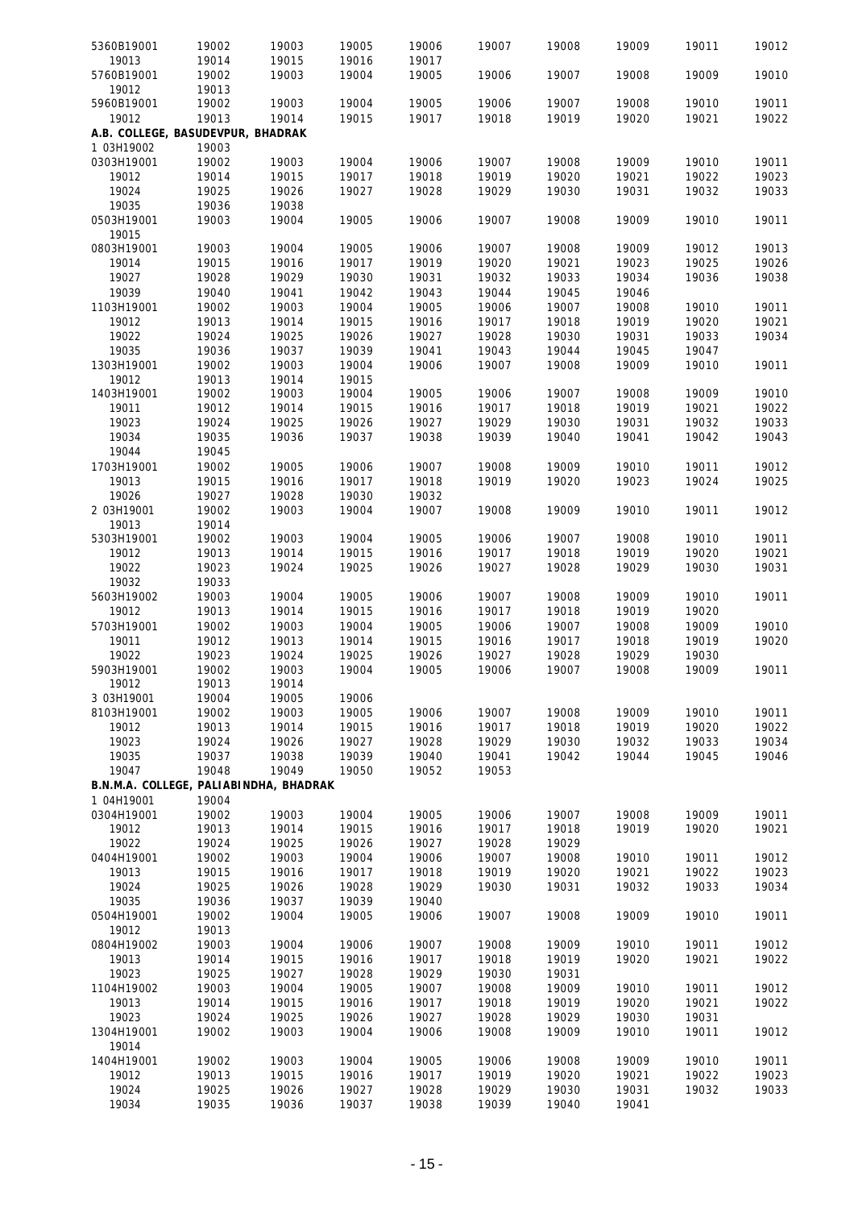| | | | | | | | | | |
|---|---|---|---|---|---|---|---|---|---|
| 5360B19001 | 19002 | 19003 | 19005 | 19006 | 19007 | 19008 | 19009 | 19011 | 19012 |
| 19013 | 19014 | 19015 | 19016 | 19017 | | | | | |
| 5760B19001 | 19002 | 19003 | 19004 | 19005 | 19006 | 19007 | 19008 | 19009 | 19010 |
| 19012 | 19013 | | | | | | | | |
| 5960B19001 | 19002 | 19003 | 19004 | 19005 | 19006 | 19007 | 19008 | 19010 | 19011 |
| 19012 | 19013 | 19014 | 19015 | 19017 | 19018 | 19019 | 19020 | 19021 | 19022 |

**A.B. COLLEGE, BASUDEVPUR, BHADRAK**

| | | | | | | | | | |
|---|---|---|---|---|---|---|---|---|---|
| 1 03H19002 | 19003 | | | | | | | | |
| 0303H19001 | 19002 | 19003 | 19004 | 19006 | 19007 | 19008 | 19009 | 19010 | 19011 |
| 19012 | 19014 | 19015 | 19017 | 19018 | 19019 | 19020 | 19021 | 19022 | 19023 |
| 19024 | 19025 | 19026 | 19027 | 19028 | 19029 | 19030 | 19031 | 19032 | 19033 |
| 19035 | 19036 | 19038 | | | | | | | |
| 0503H19001 | 19003 | 19004 | 19005 | 19006 | 19007 | 19008 | 19009 | 19010 | 19011 |
| 19015 | | | | | | | | | |
| 0803H19001 | 19003 | 19004 | 19005 | 19006 | 19007 | 19008 | 19009 | 19012 | 19013 |
| 19014 | 19015 | 19016 | 19017 | 19019 | 19020 | 19021 | 19023 | 19025 | 19026 |
| 19027 | 19028 | 19029 | 19030 | 19031 | 19032 | 19033 | 19034 | 19036 | 19038 |
| 19039 | 19040 | 19041 | 19042 | 19043 | 19044 | 19045 | 19046 | | |
| 1103H19001 | 19002 | 19003 | 19004 | 19005 | 19006 | 19007 | 19008 | 19010 | 19011 |
| 19012 | 19013 | 19014 | 19015 | 19016 | 19017 | 19018 | 19019 | 19020 | 19021 |
| 19022 | 19024 | 19025 | 19026 | 19027 | 19028 | 19030 | 19031 | 19033 | 19034 |
| 19035 | 19036 | 19037 | 19039 | 19041 | 19043 | 19044 | 19045 | 19047 | |
| 1303H19001 | 19002 | 19003 | 19004 | 19006 | 19007 | 19008 | 19009 | 19010 | 19011 |
| 19012 | 19013 | 19014 | 19015 | | | | | | |
| 1403H19001 | 19002 | 19003 | 19004 | 19005 | 19006 | 19007 | 19008 | 19009 | 19010 |
| 19011 | 19012 | 19014 | 19015 | 19016 | 19017 | 19018 | 19019 | 19021 | 19022 |
| 19023 | 19024 | 19025 | 19026 | 19027 | 19029 | 19030 | 19031 | 19032 | 19033 |
| 19034 | 19035 | 19036 | 19037 | 19038 | 19039 | 19040 | 19041 | 19042 | 19043 |
| 19044 | 19045 | | | | | | | | |
| 1703H19001 | 19002 | 19005 | 19006 | 19007 | 19008 | 19009 | 19010 | 19011 | 19012 |
| 19013 | 19015 | 19016 | 19017 | 19018 | 19019 | 19020 | 19023 | 19024 | 19025 |
| 19026 | 19027 | 19028 | 19030 | 19032 | | | | | |
| 2 03H19001 | 19002 | 19003 | 19004 | 19007 | 19008 | 19009 | 19010 | 19011 | 19012 |
| 19013 | 19014 | | | | | | | | |
| 5303H19001 | 19002 | 19003 | 19004 | 19005 | 19006 | 19007 | 19008 | 19010 | 19011 |
| 19012 | 19013 | 19014 | 19015 | 19016 | 19017 | 19018 | 19019 | 19020 | 19021 |
| 19022 | 19023 | 19024 | 19025 | 19026 | 19027 | 19028 | 19029 | 19030 | 19031 |
| 19032 | 19033 | | | | | | | | |
| 5603H19002 | 19003 | 19004 | 19005 | 19006 | 19007 | 19008 | 19009 | 19010 | 19011 |
| 19012 | 19013 | 19014 | 19015 | 19016 | 19017 | 19018 | 19019 | 19020 | |
| 5703H19001 | 19002 | 19003 | 19004 | 19005 | 19006 | 19007 | 19008 | 19009 | 19010 |
| 19011 | 19012 | 19013 | 19014 | 19015 | 19016 | 19017 | 19018 | 19019 | 19020 |
| 19022 | 19023 | 19024 | 19025 | 19026 | 19027 | 19028 | 19029 | 19030 | |
| 5903H19001 | 19002 | 19003 | 19004 | 19005 | 19006 | 19007 | 19008 | 19009 | 19011 |
| 19012 | 19013 | 19014 | | | | | | | |
| 3 03H19001 | 19004 | 19005 | 19006 | | | | | | |
| 8103H19001 | 19002 | 19003 | 19005 | 19006 | 19007 | 19008 | 19009 | 19010 | 19011 |
| 19012 | 19013 | 19014 | 19015 | 19016 | 19017 | 19018 | 19019 | 19020 | 19022 |
| 19023 | 19024 | 19026 | 19027 | 19028 | 19029 | 19030 | 19032 | 19033 | 19034 |
| 19035 | 19037 | 19038 | 19039 | 19040 | 19041 | 19042 | 19044 | 19045 | 19046 |
| 19047 | 19048 | 19049 | 19050 | 19052 | 19053 | | | | |

**B.N.M.A. COLLEGE, PALIABINDHA, BHADRAK**

| | | | | | | | | | |
|---|---|---|---|---|---|---|---|---|---|
| 1 04H19001 | 19004 | | | | | | | | |
| 0304H19001 | 19002 | 19003 | 19004 | 19005 | 19006 | 19007 | 19008 | 19009 | 19011 |
| 19012 | 19013 | 19014 | 19015 | 19016 | 19017 | 19018 | 19019 | 19020 | 19021 |
| 19022 | 19024 | 19025 | 19026 | 19027 | 19028 | 19029 | | | |
| 0404H19001 | 19002 | 19003 | 19004 | 19006 | 19007 | 19008 | 19010 | 19011 | 19012 |
| 19013 | 19015 | 19016 | 19017 | 19018 | 19019 | 19020 | 19021 | 19022 | 19023 |
| 19024 | 19025 | 19026 | 19028 | 19029 | 19030 | 19031 | 19032 | 19033 | 19034 |
| 19035 | 19036 | 19037 | 19039 | 19040 | | | | | |
| 0504H19001 | 19002 | 19004 | 19005 | 19006 | 19007 | 19008 | 19009 | 19010 | 19011 |
| 19012 | 19013 | | | | | | | | |
| 0804H19002 | 19003 | 19004 | 19006 | 19007 | 19008 | 19009 | 19010 | 19011 | 19012 |
| 19013 | 19014 | 19015 | 19016 | 19017 | 19018 | 19019 | 19020 | 19021 | 19022 |
| 19023 | 19025 | 19027 | 19028 | 19029 | 19030 | 19031 | | | |
| 1104H19002 | 19003 | 19004 | 19005 | 19007 | 19008 | 19009 | 19010 | 19011 | 19012 |
| 19013 | 19014 | 19015 | 19016 | 19017 | 19018 | 19019 | 19020 | 19021 | 19022 |
| 19023 | 19024 | 19025 | 19026 | 19027 | 19028 | 19029 | 19030 | 19031 | |
| 1304H19001 | 19002 | 19003 | 19004 | 19006 | 19008 | 19009 | 19010 | 19011 | 19012 |
| 19014 | | | | | | | | | |
| 1404H19001 | 19002 | 19003 | 19004 | 19005 | 19006 | 19008 | 19009 | 19010 | 19011 |
| 19012 | 19013 | 19015 | 19016 | 19017 | 19019 | 19020 | 19021 | 19022 | 19023 |
| 19024 | 19025 | 19026 | 19027 | 19028 | 19029 | 19030 | 19031 | 19032 | 19033 |
| 19034 | 19035 | 19036 | 19037 | 19038 | 19039 | 19040 | 19041 | | |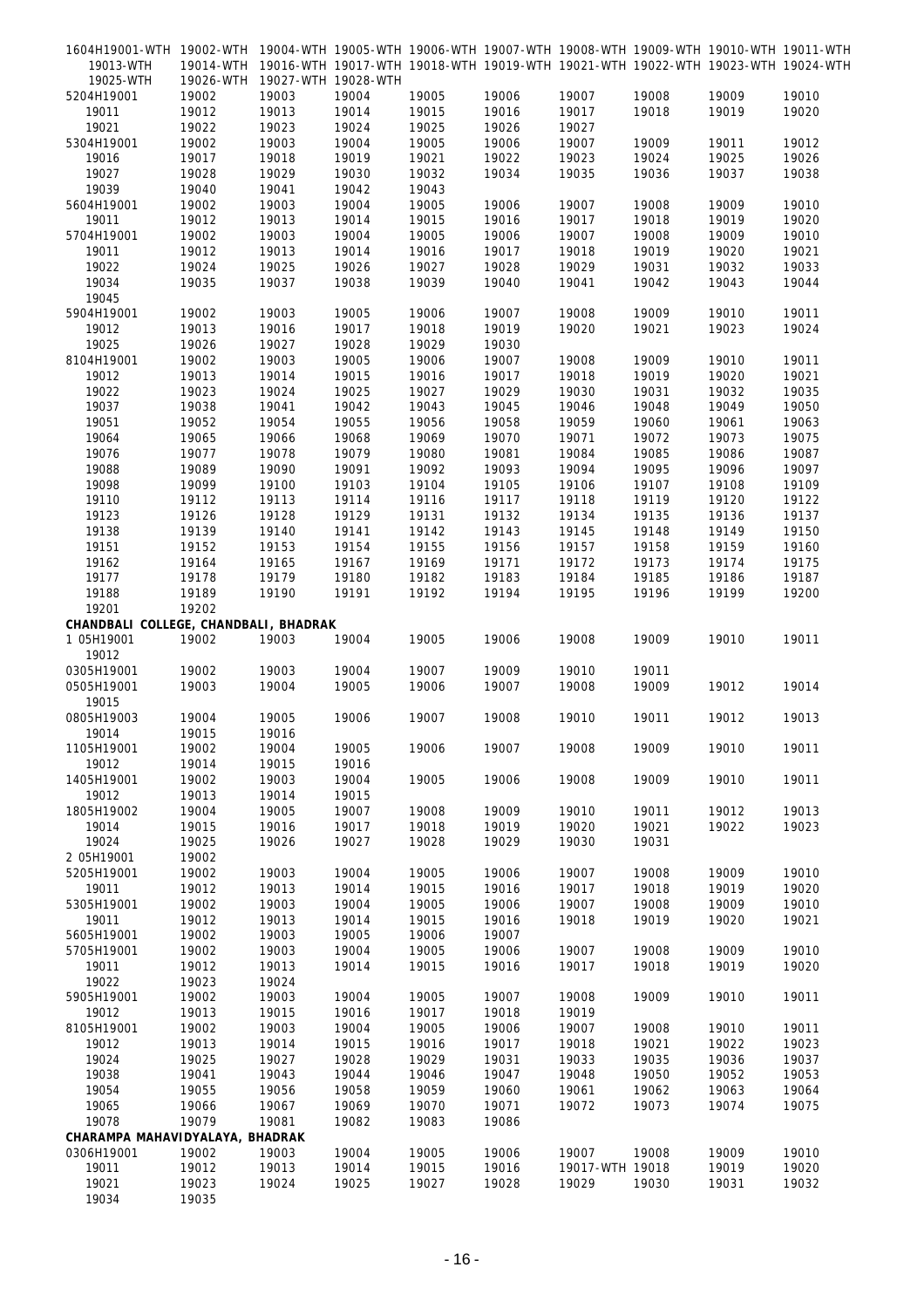| | | | | | | | | | |
|---|---|---|---|---|---|---|---|---|---|
| 1604H19001-WTH | 19002-WTH | 19004-WTH | 19005-WTH | 19006-WTH | 19007-WTH | 19008-WTH | 19009-WTH | 19010-WTH | 19011-WTH |
| 19013-WTH | 19014-WTH | 19016-WTH | 19017-WTH | 19018-WTH | 19019-WTH | 19021-WTH | 19022-WTH | 19023-WTH | 19024-WTH |
| 19025-WTH | 19026-WTH | 19027-WTH | 19028-WTH | | | | | | |
| 5204H19001 | 19002 | 19003 | 19004 | 19005 | 19006 | 19007 | 19008 | 19009 | 19010 |
| 19011 | 19012 | 19013 | 19014 | 19015 | 19016 | 19017 | 19018 | 19019 | 19020 |
| 19021 | 19022 | 19023 | 19024 | 19025 | 19026 | 19027 | | | |
| 5304H19001 | 19002 | 19003 | 19004 | 19005 | 19006 | 19007 | 19009 | 19011 | 19012 |
| 19016 | 19017 | 19018 | 19019 | 19021 | 19022 | 19023 | 19024 | 19025 | 19026 |
| 19027 | 19028 | 19029 | 19030 | 19032 | 19034 | 19035 | 19036 | 19037 | 19038 |
| 19039 | 19040 | 19041 | 19042 | 19043 | | | | | |
| 5604H19001 | 19002 | 19003 | 19004 | 19005 | 19006 | 19007 | 19008 | 19009 | 19010 |
| 19011 | 19012 | 19013 | 19014 | 19015 | 19016 | 19017 | 19018 | 19019 | 19020 |
| 5704H19001 | 19002 | 19003 | 19004 | 19005 | 19006 | 19007 | 19008 | 19009 | 19010 |
| 19011 | 19012 | 19013 | 19014 | 19016 | 19017 | 19018 | 19019 | 19020 | 19021 |
| 19022 | 19024 | 19025 | 19026 | 19027 | 19028 | 19029 | 19031 | 19032 | 19033 |
| 19034 | 19035 | 19037 | 19038 | 19039 | 19040 | 19041 | 19042 | 19043 | 19044 |
| 19045 | | | | | | | | | |
| 5904H19001 | 19002 | 19003 | 19005 | 19006 | 19007 | 19008 | 19009 | 19010 | 19011 |
| 19012 | 19013 | 19016 | 19017 | 19018 | 19019 | 19020 | 19021 | 19023 | 19024 |
| 19025 | 19026 | 19027 | 19028 | 19029 | 19030 | | | | |
| 8104H19001 | 19002 | 19003 | 19005 | 19006 | 19007 | 19008 | 19009 | 19010 | 19011 |
| 19012 | 19013 | 19014 | 19015 | 19016 | 19017 | 19018 | 19019 | 19020 | 19021 |
| 19022 | 19023 | 19024 | 19025 | 19027 | 19029 | 19030 | 19031 | 19032 | 19035 |
| 19037 | 19038 | 19041 | 19042 | 19043 | 19045 | 19046 | 19048 | 19049 | 19050 |
| 19051 | 19052 | 19054 | 19055 | 19056 | 19058 | 19059 | 19060 | 19061 | 19063 |
| 19064 | 19065 | 19066 | 19068 | 19069 | 19070 | 19071 | 19072 | 19073 | 19075 |
| 19076 | 19077 | 19078 | 19079 | 19080 | 19081 | 19084 | 19085 | 19086 | 19087 |
| 19088 | 19089 | 19090 | 19091 | 19092 | 19093 | 19094 | 19095 | 19096 | 19097 |
| 19098 | 19099 | 19100 | 19103 | 19104 | 19105 | 19106 | 19107 | 19108 | 19109 |
| 19110 | 19112 | 19113 | 19114 | 19116 | 19117 | 19118 | 19119 | 19120 | 19122 |
| 19123 | 19126 | 19128 | 19129 | 19131 | 19132 | 19134 | 19135 | 19136 | 19137 |
| 19138 | 19139 | 19140 | 19141 | 19142 | 19143 | 19145 | 19148 | 19149 | 19150 |
| 19151 | 19152 | 19153 | 19154 | 19155 | 19156 | 19157 | 19158 | 19159 | 19160 |
| 19162 | 19164 | 19165 | 19167 | 19169 | 19171 | 19172 | 19173 | 19174 | 19175 |
| 19177 | 19178 | 19179 | 19180 | 19182 | 19183 | 19184 | 19185 | 19186 | 19187 |
| 19188 | 19189 | 19190 | 19191 | 19192 | 19194 | 19195 | 19196 | 19199 | 19200 |
| 19201 | 19202 | | | | | | | | |

**CHANDBALI COLLEGE, CHANDBALI, BHADRAK**

| | | | | | | | | | |
|---|---|---|---|---|---|---|---|---|---|
| 1 05H19001 | 19002 | 19003 | 19004 | 19005 | 19006 | 19008 | 19009 | 19010 | 19011 |
| 19012 | | | | | | | | | |
| 0305H19001 | 19002 | 19003 | 19004 | 19007 | 19009 | 19010 | 19011 | | |
| 0505H19001 | 19003 | 19004 | 19005 | 19006 | 19007 | 19008 | 19009 | 19012 | 19014 |
| 19015 | | | | | | | | | |
| 0805H19003 | 19004 | 19005 | 19006 | 19007 | 19008 | 19010 | 19011 | 19012 | 19013 |
| 19014 | 19015 | 19016 | | | | | | | |
| 1105H19001 | 19002 | 19004 | 19005 | 19006 | 19007 | 19008 | 19009 | 19010 | 19011 |
| 19012 | 19014 | 19015 | 19016 | | | | | | |
| 1405H19001 | 19002 | 19003 | 19004 | 19005 | 19006 | 19008 | 19009 | 19010 | 19011 |
| 19012 | 19013 | 19014 | 19015 | | | | | | |
| 1805H19002 | 19004 | 19005 | 19007 | 19008 | 19009 | 19010 | 19011 | 19012 | 19013 |
| 19014 | 19015 | 19016 | 19017 | 19018 | 19019 | 19020 | 19021 | 19022 | 19023 |
| 19024 | 19025 | 19026 | 19027 | 19028 | 19029 | 19030 | 19031 | | |
| 2 05H19001 | 19002 | | | | | | | | |
| 5205H19001 | 19002 | 19003 | 19004 | 19005 | 19006 | 19007 | 19008 | 19009 | 19010 |
| 19011 | 19012 | 19013 | 19014 | 19015 | 19016 | 19017 | 19018 | 19019 | 19020 |
| 5305H19001 | 19002 | 19003 | 19004 | 19005 | 19006 | 19007 | 19008 | 19009 | 19010 |
| 19011 | 19012 | 19013 | 19014 | 19015 | 19016 | 19018 | 19019 | 19020 | 19021 |
| 5605H19001 | 19002 | 19003 | 19005 | 19006 | 19007 | | | | |
| 5705H19001 | 19002 | 19003 | 19004 | 19005 | 19006 | 19007 | 19008 | 19009 | 19010 |
| 19011 | 19012 | 19013 | 19014 | 19015 | 19016 | 19017 | 19018 | 19019 | 19020 |
| 19022 | 19023 | 19024 | | | | | | | |
| 5905H19001 | 19002 | 19003 | 19004 | 19005 | 19007 | 19008 | 19009 | 19010 | 19011 |
| 19012 | 19013 | 19015 | 19016 | 19017 | 19018 | 19019 | | | |
| 8105H19001 | 19002 | 19003 | 19004 | 19005 | 19006 | 19007 | 19008 | 19010 | 19011 |
| 19012 | 19013 | 19014 | 19015 | 19016 | 19017 | 19018 | 19021 | 19022 | 19023 |
| 19024 | 19025 | 19027 | 19028 | 19029 | 19031 | 19033 | 19035 | 19036 | 19037 |
| 19038 | 19041 | 19043 | 19044 | 19046 | 19047 | 19048 | 19050 | 19052 | 19053 |
| 19054 | 19055 | 19056 | 19058 | 19059 | 19060 | 19061 | 19062 | 19063 | 19064 |
| 19065 | 19066 | 19067 | 19069 | 19070 | 19071 | 19072 | 19073 | 19074 | 19075 |
| 19078 | 19079 | 19081 | 19082 | 19083 | 19086 | | | | |

**CHARAMPA MAHAVIDYALAYA, BHADRAK**

| | | | | | | | | | |
|---|---|---|---|---|---|---|---|---|---|
| 0306H19001 | 19002 | 19003 | 19004 | 19005 | 19006 | 19007 | 19008 | 19009 | 19010 |
| 19011 | 19012 | 19013 | 19014 | 19015 | 19016 | 19017-WTH | 19018 | 19019 | 19020 |
| 19021 | 19023 | 19024 | 19025 | 19027 | 19028 | 19029 | 19030 | 19031 | 19032 |
| 19034 | 19035 | | | | | | | | |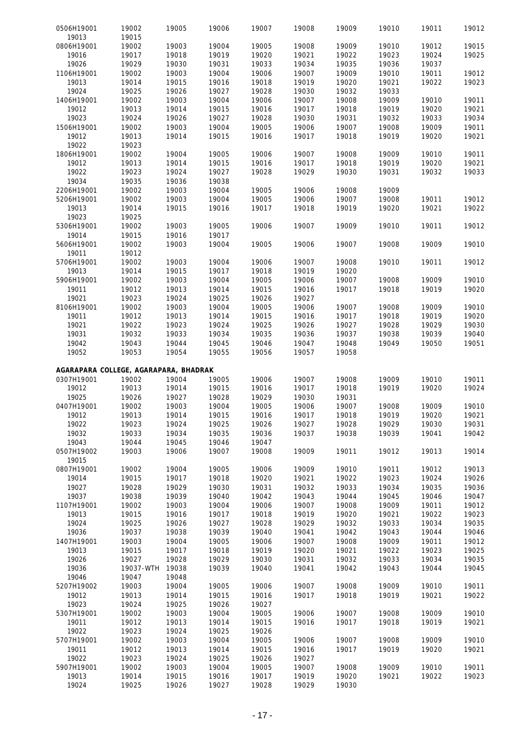| | | | | | | | | | |
|---|---|---|---|---|---|---|---|---|---|
| 0506H19001 | 19002 | 19005 | 19006 | 19007 | 19008 | 19009 | 19010 | 19011 | 19012 |
| 19013 | 19015 | | | | | | | | |
| 0806H19001 | 19002 | 19003 | 19004 | 19005 | 19008 | 19009 | 19010 | 19012 | 19015 |
| 19016 | 19017 | 19018 | 19019 | 19020 | 19021 | 19022 | 19023 | 19024 | 19025 |
| 19026 | 19029 | 19030 | 19031 | 19033 | 19034 | 19035 | 19036 | 19037 | |
| 1106H19001 | 19002 | 19003 | 19004 | 19006 | 19007 | 19009 | 19010 | 19011 | 19012 |
| 19013 | 19014 | 19015 | 19016 | 19018 | 19019 | 19020 | 19021 | 19022 | 19023 |
| 19024 | 19025 | 19026 | 19027 | 19028 | 19030 | 19032 | 19033 | | |
| 1406H19001 | 19002 | 19003 | 19004 | 19006 | 19007 | 19008 | 19009 | 19010 | 19011 |
| 19012 | 19013 | 19014 | 19015 | 19016 | 19017 | 19018 | 19019 | 19020 | 19021 |
| 19023 | 19024 | 19026 | 19027 | 19028 | 19030 | 19031 | 19032 | 19033 | 19034 |
| 1506H19001 | 19002 | 19003 | 19004 | 19005 | 19006 | 19007 | 19008 | 19009 | 19011 |
| 19012 | 19013 | 19014 | 19015 | 19016 | 19017 | 19018 | 19019 | 19020 | 19021 |
| 19022 | 19023 | | | | | | | | |
| 1806H19001 | 19002 | 19004 | 19005 | 19006 | 19007 | 19008 | 19009 | 19010 | 19011 |
| 19012 | 19013 | 19014 | 19015 | 19016 | 19017 | 19018 | 19019 | 19020 | 19021 |
| 19022 | 19023 | 19024 | 19027 | 19028 | 19029 | 19030 | 19031 | 19032 | 19033 |
| 19034 | 19035 | 19036 | 19038 | | | | | | |
| 2206H19001 | 19002 | 19003 | 19004 | 19005 | 19006 | 19008 | 19009 | | |
| 5206H19001 | 19002 | 19003 | 19004 | 19005 | 19006 | 19007 | 19008 | 19011 | 19012 |
| 19013 | 19014 | 19015 | 19016 | 19017 | 19018 | 19019 | 19020 | 19021 | 19022 |
| 19023 | 19025 | | | | | | | | |
| 5306H19001 | 19002 | 19003 | 19005 | 19006 | 19007 | 19009 | 19010 | 19011 | 19012 |
| 19014 | 19015 | 19016 | 19017 | | | | | | |
| 5606H19001 | 19002 | 19003 | 19004 | 19005 | 19006 | 19007 | 19008 | 19009 | 19010 |
| 19011 | 19012 | | | | | | | | |
| 5706H19001 | 19002 | 19003 | 19004 | 19006 | 19007 | 19008 | 19010 | 19011 | 19012 |
| 19013 | 19014 | 19015 | 19017 | 19018 | 19019 | 19020 | | | |
| 5906H19001 | 19002 | 19003 | 19004 | 19005 | 19006 | 19007 | 19008 | 19009 | 19010 |
| 19011 | 19012 | 19013 | 19014 | 19015 | 19016 | 19017 | 19018 | 19019 | 19020 |
| 19021 | 19023 | 19024 | 19025 | 19026 | 19027 | | | | |
| 8106H19001 | 19002 | 19003 | 19004 | 19005 | 19006 | 19007 | 19008 | 19009 | 19010 |
| 19011 | 19012 | 19013 | 19014 | 19015 | 19016 | 19017 | 19018 | 19019 | 19020 |
| 19021 | 19022 | 19023 | 19024 | 19025 | 19026 | 19027 | 19028 | 19029 | 19030 |
| 19031 | 19032 | 19033 | 19034 | 19035 | 19036 | 19037 | 19038 | 19039 | 19040 |
| 19042 | 19043 | 19044 | 19045 | 19046 | 19047 | 19048 | 19049 | 19050 | 19051 |
| 19052 | 19053 | 19054 | 19055 | 19056 | 19057 | 19058 | | | |

**AGARAPARA COLLEGE, AGARAPARA, BHADRAK**

| | | | | | | | | | |
|---|---|---|---|---|---|---|---|---|---|
| 0307H19001 | 19002 | 19004 | 19005 | 19006 | 19007 | 19008 | 19009 | 19010 | 19011 |
| 19012 | 19013 | 19014 | 19015 | 19016 | 19017 | 19018 | 19019 | 19020 | 19024 |
| 19025 | 19026 | 19027 | 19028 | 19029 | 19030 | 19031 | | | |
| 0407H19001 | 19002 | 19003 | 19004 | 19005 | 19006 | 19007 | 19008 | 19009 | 19010 |
| 19012 | 19013 | 19014 | 19015 | 19016 | 19017 | 19018 | 19019 | 19020 | 19021 |
| 19022 | 19023 | 19024 | 19025 | 19026 | 19027 | 19028 | 19029 | 19030 | 19031 |
| 19032 | 19033 | 19034 | 19035 | 19036 | 19037 | 19038 | 19039 | 19041 | 19042 |
| 19043 | 19044 | 19045 | 19046 | 19047 | | | | | |
| 0507H19002 | 19003 | 19006 | 19007 | 19008 | 19009 | 19011 | 19012 | 19013 | 19014 |
| 19015 | | | | | | | | | |
| 0807H19001 | 19002 | 19004 | 19005 | 19006 | 19009 | 19010 | 19011 | 19012 | 19013 |
| 19014 | 19015 | 19017 | 19018 | 19020 | 19021 | 19022 | 19023 | 19024 | 19026 |
| 19027 | 19028 | 19029 | 19030 | 19031 | 19032 | 19033 | 19034 | 19035 | 19036 |
| 19037 | 19038 | 19039 | 19040 | 19042 | 19043 | 19044 | 19045 | 19046 | 19047 |
| 1107H19001 | 19002 | 19003 | 19004 | 19006 | 19007 | 19008 | 19009 | 19011 | 19012 |
| 19013 | 19015 | 19016 | 19017 | 19018 | 19019 | 19020 | 19021 | 19022 | 19023 |
| 19024 | 19025 | 19026 | 19027 | 19028 | 19029 | 19032 | 19033 | 19034 | 19035 |
| 19036 | 19037 | 19038 | 19039 | 19040 | 19041 | 19042 | 19043 | 19044 | 19046 |
| 1407H19001 | 19003 | 19004 | 19005 | 19006 | 19007 | 19008 | 19009 | 19011 | 19012 |
| 19013 | 19015 | 19017 | 19018 | 19019 | 19020 | 19021 | 19022 | 19023 | 19025 |
| 19026 | 19027 | 19028 | 19029 | 19030 | 19031 | 19032 | 19033 | 19034 | 19035 |
| 19036 | 19037-WTH | 19038 | 19039 | 19040 | 19041 | 19042 | 19043 | 19044 | 19045 |
| 19046 | 19047 | 19048 | | | | | | | |
| 5207H19002 | 19003 | 19004 | 19005 | 19006 | 19007 | 19008 | 19009 | 19010 | 19011 |
| 19012 | 19013 | 19014 | 19015 | 19016 | 19017 | 19018 | 19019 | 19021 | 19022 |
| 19023 | 19024 | 19025 | 19026 | 19027 | | | | | |
| 5307H19001 | 19002 | 19003 | 19004 | 19005 | 19006 | 19007 | 19008 | 19009 | 19010 |
| 19011 | 19012 | 19013 | 19014 | 19015 | 19016 | 19017 | 19018 | 19019 | 19021 |
| 19022 | 19023 | 19024 | 19025 | 19026 | | | | | |
| 5707H19001 | 19002 | 19003 | 19004 | 19005 | 19006 | 19007 | 19008 | 19009 | 19010 |
| 19011 | 19012 | 19013 | 19014 | 19015 | 19016 | 19017 | 19019 | 19020 | 19021 |
| 19022 | 19023 | 19024 | 19025 | 19026 | 19027 | | | | |
| 5907H19001 | 19002 | 19003 | 19004 | 19005 | 19007 | 19008 | 19009 | 19010 | 19011 |
| 19013 | 19014 | 19015 | 19016 | 19017 | 19019 | 19020 | 19021 | 19022 | 19023 |
| 19024 | 19025 | 19026 | 19027 | 19028 | 19029 | 19030 | | | |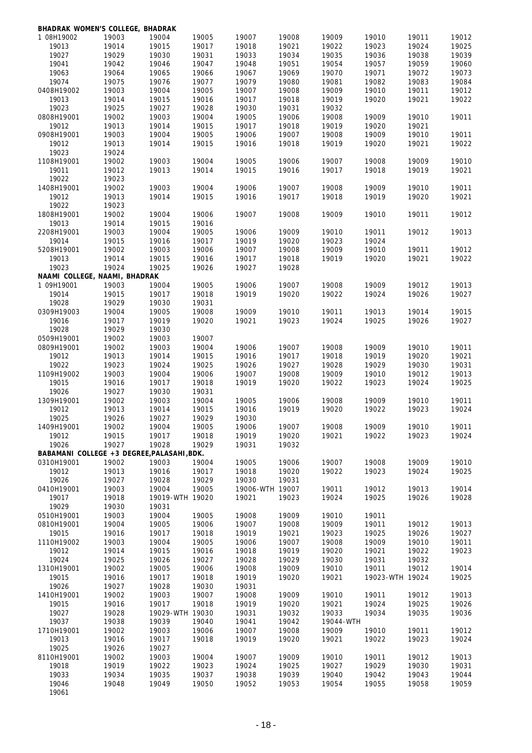**BHADRAK WOMEN'S COLLEGE, BHADRAK**

| | | | | | | | | | |
|---|---|---|---|---|---|---|---|---|---|
| 1 08H19002 | 19003 | 19004 | 19005 | 19007 | 19008 | 19009 | 19010 | 19011 | 19012 |
| 19013 | 19014 | 19015 | 19017 | 19018 | 19021 | 19022 | 19023 | 19024 | 19025 |
| 19027 | 19029 | 19030 | 19031 | 19033 | 19034 | 19035 | 19036 | 19038 | 19039 |
| 19041 | 19042 | 19046 | 19047 | 19048 | 19051 | 19054 | 19057 | 19059 | 19060 |
| 19063 | 19064 | 19065 | 19066 | 19067 | 19069 | 19070 | 19071 | 19072 | 19073 |
| 19074 | 19075 | 19076 | 19077 | 19079 | 19080 | 19081 | 19082 | 19083 | 19084 |
| 0408H19002 | 19003 | 19004 | 19005 | 19007 | 19008 | 19009 | 19010 | 19011 | 19012 |
| 19013 | 19014 | 19015 | 19016 | 19017 | 19018 | 19019 | 19020 | 19021 | 19022 |
| 19023 | 19025 | 19027 | 19028 | 19030 | 19031 | 19032 | | | |
| 0808H19001 | 19002 | 19003 | 19004 | 19005 | 19006 | 19008 | 19009 | 19010 | 19011 |
| 19012 | 19013 | 19014 | 19015 | 19017 | 19018 | 19019 | 19020 | 19021 | |
| 0908H19001 | 19003 | 19004 | 19005 | 19006 | 19007 | 19008 | 19009 | 19010 | 19011 |
| 19012 | 19013 | 19014 | 19015 | 19016 | 19018 | 19019 | 19020 | 19021 | 19022 |
| 19023 | 19024 | | | | | | | | |
| 1108H19001 | 19002 | 19003 | 19004 | 19005 | 19006 | 19007 | 19008 | 19009 | 19010 |
| 19011 | 19012 | 19013 | 19014 | 19015 | 19016 | 19017 | 19018 | 19019 | 19021 |
| 19022 | 19023 | | | | | | | | |
| 1408H19001 | 19002 | 19003 | 19004 | 19006 | 19007 | 19008 | 19009 | 19010 | 19011 |
| 19012 | 19013 | 19014 | 19015 | 19016 | 19017 | 19018 | 19019 | 19020 | 19021 |
| 19022 | 19023 | | | | | | | | |
| 1808H19001 | 19002 | 19004 | 19006 | 19007 | 19008 | 19009 | 19010 | 19011 | 19012 |
| 19013 | 19014 | 19015 | 19016 | | | | | | |
| 2208H19001 | 19003 | 19004 | 19005 | 19006 | 19009 | 19010 | 19011 | 19012 | 19013 |
| 19014 | 19015 | 19016 | 19017 | 19019 | 19020 | 19023 | 19024 | | |
| 5208H19001 | 19002 | 19003 | 19006 | 19007 | 19008 | 19009 | 19010 | 19011 | 19012 |
| 19013 | 19014 | 19015 | 19016 | 19017 | 19018 | 19019 | 19020 | 19021 | 19022 |
| 19023 | 19024 | 19025 | 19026 | 19027 | 19028 | | | | |

**NAAMI COLLEGE, NAAMI, BHADRAK**

| | | | | | | | | | |
|---|---|---|---|---|---|---|---|---|---|
| 1 09H19001 | 19003 | 19004 | 19005 | 19006 | 19007 | 19008 | 19009 | 19012 | 19013 |
| 19014 | 19015 | 19017 | 19018 | 19019 | 19020 | 19022 | 19024 | 19026 | 19027 |
| 19028 | 19029 | 19030 | 19031 | | | | | | |
| 0309H19003 | 19004 | 19005 | 19008 | 19009 | 19010 | 19011 | 19013 | 19014 | 19015 |
| 19016 | 19017 | 19019 | 19020 | 19021 | 19023 | 19024 | 19025 | 19026 | 19027 |
| 19028 | 19029 | 19030 | | | | | | | |
| 0509H19001 | 19002 | 19003 | 19007 | | | | | | |
| 0809H19001 | 19002 | 19003 | 19004 | 19006 | 19007 | 19008 | 19009 | 19010 | 19011 |
| 19012 | 19013 | 19014 | 19015 | 19016 | 19017 | 19018 | 19019 | 19020 | 19021 |
| 19022 | 19023 | 19024 | 19025 | 19026 | 19027 | 19028 | 19029 | 19030 | 19031 |
| 1109H19002 | 19003 | 19004 | 19006 | 19007 | 19008 | 19009 | 19010 | 19012 | 19013 |
| 19015 | 19016 | 19017 | 19018 | 19019 | 19020 | 19022 | 19023 | 19024 | 19025 |
| 19026 | 19027 | 19030 | 19031 | | | | | | |
| 1309H19001 | 19002 | 19003 | 19004 | 19005 | 19006 | 19008 | 19009 | 19010 | 19011 |
| 19012 | 19013 | 19014 | 19015 | 19016 | 19019 | 19020 | 19022 | 19023 | 19024 |
| 19025 | 19026 | 19027 | 19029 | 19030 | | | | | |
| 1409H19001 | 19002 | 19004 | 19005 | 19006 | 19007 | 19008 | 19009 | 19010 | 19011 |
| 19012 | 19015 | 19017 | 19018 | 19019 | 19020 | 19021 | 19022 | 19023 | 19024 |
| 19026 | 19027 | 19028 | 19029 | 19031 | 19032 | | | | |

**BABAMANI COLLEGE +3 DEGREE,PALASAHI,BDK.**

| | | | | | | | | | |
|---|---|---|---|---|---|---|---|---|---|
| 0310H19001 | 19002 | 19003 | 19004 | 19005 | 19006 | 19007 | 19008 | 19009 | 19010 |
| 19012 | 19013 | 19016 | 19017 | 19018 | 19020 | 19022 | 19023 | 19024 | 19025 |
| 19026 | 19027 | 19028 | 19029 | 19030 | 19031 | | | | |
| 0410H19001 | 19003 | 19004 | 19005 | 19006-WTH | 19007 | 19011 | 19012 | 19013 | 19014 |
| 19017 | 19018 | 19019-WTH | 19020 | 19021 | 19023 | 19024 | 19025 | 19026 | 19028 |
| 19029 | 19030 | 19031 | | | | | | | |
| 0510H19001 | 19003 | 19004 | 19005 | 19008 | 19009 | 19010 | 19011 | | |
| 0810H19001 | 19004 | 19005 | 19006 | 19007 | 19008 | 19009 | 19011 | 19012 | 19013 |
| 19015 | 19016 | 19017 | 19018 | 19019 | 19021 | 19023 | 19025 | 19026 | 19027 |
| 1110H19002 | 19003 | 19004 | 19005 | 19006 | 19007 | 19008 | 19009 | 19010 | 19011 |
| 19012 | 19014 | 19015 | 19016 | 19018 | 19019 | 19020 | 19021 | 19022 | 19023 |
| 19024 | 19025 | 19026 | 19027 | 19028 | 19029 | 19030 | 19031 | 19032 | |
| 1310H19001 | 19002 | 19005 | 19006 | 19008 | 19009 | 19010 | 19011 | 19012 | 19014 |
| 19015 | 19016 | 19017 | 19018 | 19019 | 19020 | 19021 | 19023-WTH | 19024 | 19025 |
| 19026 | 19027 | 19028 | 19030 | 19031 | | | | | |
| 1410H19001 | 19002 | 19003 | 19007 | 19008 | 19009 | 19010 | 19011 | 19012 | 19013 |
| 19015 | 19016 | 19017 | 19018 | 19019 | 19020 | 19021 | 19024 | 19025 | 19026 |
| 19027 | 19028 | 19029-WTH | 19030 | 19031 | 19032 | 19033 | 19034 | 19035 | 19036 |
| 19037 | 19038 | 19039 | 19040 | 19041 | 19042 | 19044-WTH | | | |
| 1710H19001 | 19002 | 19003 | 19006 | 19007 | 19008 | 19009 | 19010 | 19011 | 19012 |
| 19013 | 19016 | 19017 | 19018 | 19019 | 19020 | 19021 | 19022 | 19023 | 19024 |
| 19025 | 19026 | 19027 | | | | | | | |
| 8110H19001 | 19002 | 19003 | 19004 | 19007 | 19009 | 19010 | 19011 | 19012 | 19013 |
| 19018 | 19019 | 19022 | 19023 | 19024 | 19025 | 19027 | 19029 | 19030 | 19031 |
| 19033 | 19034 | 19035 | 19037 | 19038 | 19039 | 19040 | 19042 | 19043 | 19044 |
| 19046 | 19048 | 19049 | 19050 | 19052 | 19053 | 19054 | 19055 | 19058 | 19059 |
| 19061 | | | | | | | | | |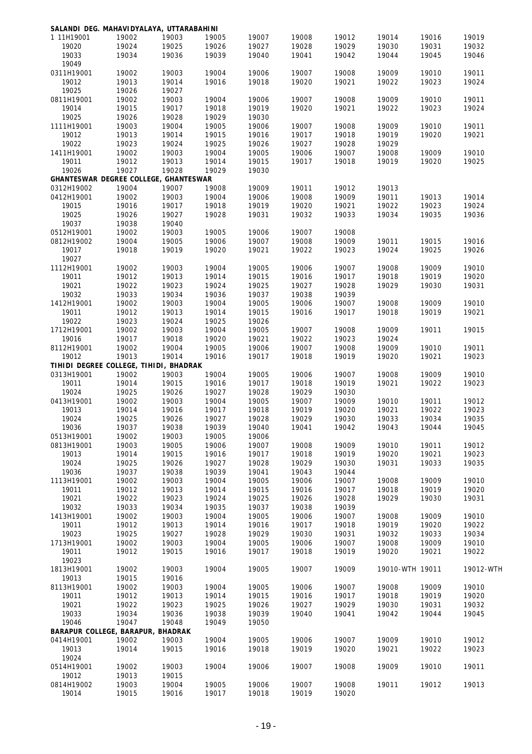**SALANDI DEG. MAHAVIDYALAYA, UTTARABAHINI**

| | | | | | | | | | |
|---|---|---|---|---|---|---|---|---|---|
| 1 11H19001 | 19002 | 19003 | 19005 | 19007 | 19008 | 19012 | 19014 | 19016 | 19019 |
| 19020 | 19024 | 19025 | 19026 | 19027 | 19028 | 19029 | 19030 | 19031 | 19032 |
| 19033 | 19034 | 19036 | 19039 | 19040 | 19041 | 19042 | 19044 | 19045 | 19046 |
| 19049 | | | | | | | | | |
| 0311H19001 | 19002 | 19003 | 19004 | 19006 | 19007 | 19008 | 19009 | 19010 | 19011 |
| 19012 | 19013 | 19014 | 19016 | 19018 | 19020 | 19021 | 19022 | 19023 | 19024 |
| 19025 | 19026 | 19027 | | | | | | | |
| 0811H19001 | 19002 | 19003 | 19004 | 19006 | 19007 | 19008 | 19009 | 19010 | 19011 |
| 19014 | 19015 | 19017 | 19018 | 19019 | 19020 | 19021 | 19022 | 19023 | 19024 |
| 19025 | 19026 | 19028 | 19029 | 19030 | | | | | |
| 1111H19001 | 19003 | 19004 | 19005 | 19006 | 19007 | 19008 | 19009 | 19010 | 19011 |
| 19012 | 19013 | 19014 | 19015 | 19016 | 19017 | 19018 | 19019 | 19020 | 19021 |
| 19022 | 19023 | 19024 | 19025 | 19026 | 19027 | 19028 | 19029 | | |
| 1411H19001 | 19002 | 19003 | 19004 | 19005 | 19006 | 19007 | 19008 | 19009 | 19010 |
| 19011 | 19012 | 19013 | 19014 | 19015 | 19017 | 19018 | 19019 | 19020 | 19025 |
| 19026 | 19027 | 19028 | 19029 | 19030 | | | | | |

**GHANTESWAR DEGREE COLLEGE, GHANTESWAR**

| | | | | | | | | | |
|---|---|---|---|---|---|---|---|---|---|
| 0312H19002 | 19004 | 19007 | 19008 | 19009 | 19011 | 19012 | 19013 | | |
| 0412H19001 | 19002 | 19003 | 19004 | 19006 | 19008 | 19009 | 19011 | 19013 | 19014 |
| 19015 | 19016 | 19017 | 19018 | 19019 | 19020 | 19021 | 19022 | 19023 | 19024 |
| 19025 | 19026 | 19027 | 19028 | 19031 | 19032 | 19033 | 19034 | 19035 | 19036 |
| 19037 | 19038 | 19040 | | | | | | | |
| 0512H19001 | 19002 | 19003 | 19005 | 19006 | 19007 | 19008 | | | |
| 0812H19002 | 19004 | 19005 | 19006 | 19007 | 19008 | 19009 | 19011 | 19015 | 19016 |
| 19017 | 19018 | 19019 | 19020 | 19021 | 19022 | 19023 | 19024 | 19025 | 19026 |
| 19027 | | | | | | | | | |
| 1112H19001 | 19002 | 19003 | 19004 | 19005 | 19006 | 19007 | 19008 | 19009 | 19010 |
| 19011 | 19012 | 19013 | 19014 | 19015 | 19016 | 19017 | 19018 | 19019 | 19020 |
| 19021 | 19022 | 19023 | 19024 | 19025 | 19027 | 19028 | 19029 | 19030 | 19031 |
| 19032 | 19033 | 19034 | 19036 | 19037 | 19038 | 19039 | | | |
| 1412H19001 | 19002 | 19003 | 19004 | 19005 | 19006 | 19007 | 19008 | 19009 | 19010 |
| 19011 | 19012 | 19013 | 19014 | 19015 | 19016 | 19017 | 19018 | 19019 | 19021 |
| 19022 | 19023 | 19024 | 19025 | 19026 | | | | | |
| 1712H19001 | 19002 | 19003 | 19004 | 19005 | 19007 | 19008 | 19009 | 19011 | 19015 |
| 19016 | 19017 | 19018 | 19020 | 19021 | 19022 | 19023 | 19024 | | |
| 8112H19001 | 19002 | 19004 | 19005 | 19006 | 19007 | 19008 | 19009 | 19010 | 19011 |
| 19012 | 19013 | 19014 | 19016 | 19017 | 19018 | 19019 | 19020 | 19021 | 19023 |

**TIHIDI DEGREE COLLEGE, TIHIDI, BHADRAK**

| | | | | | | | | | |
|---|---|---|---|---|---|---|---|---|---|
| 0313H19001 | 19002 | 19003 | 19004 | 19005 | 19006 | 19007 | 19008 | 19009 | 19010 |
| 19011 | 19014 | 19015 | 19016 | 19017 | 19018 | 19019 | 19021 | 19022 | 19023 |
| 19024 | 19025 | 19026 | 19027 | 19028 | 19029 | 19030 | | | |
| 0413H19001 | 19002 | 19003 | 19004 | 19005 | 19007 | 19009 | 19010 | 19011 | 19012 |
| 19013 | 19014 | 19016 | 19017 | 19018 | 19019 | 19020 | 19021 | 19022 | 19023 |
| 19024 | 19025 | 19026 | 19027 | 19028 | 19029 | 19030 | 19033 | 19034 | 19035 |
| 19036 | 19037 | 19038 | 19039 | 19040 | 19041 | 19042 | 19043 | 19044 | 19045 |
| 0513H19001 | 19002 | 19003 | 19005 | 19006 | | | | | |
| 0813H19001 | 19003 | 19005 | 19006 | 19007 | 19008 | 19009 | 19010 | 19011 | 19012 |
| 19013 | 19014 | 19015 | 19016 | 19017 | 19018 | 19019 | 19020 | 19021 | 19023 |
| 19024 | 19025 | 19026 | 19027 | 19028 | 19029 | 19030 | 19031 | 19033 | 19035 |
| 19036 | 19037 | 19038 | 19039 | 19041 | 19043 | 19044 | | | |
| 1113H19001 | 19002 | 19003 | 19004 | 19005 | 19006 | 19007 | 19008 | 19009 | 19010 |
| 19011 | 19012 | 19013 | 19014 | 19015 | 19016 | 19017 | 19018 | 19019 | 19020 |
| 19021 | 19022 | 19023 | 19024 | 19025 | 19026 | 19028 | 19029 | 19030 | 19031 |
| 19032 | 19033 | 19034 | 19035 | 19037 | 19038 | 19039 | | | |
| 1413H19001 | 19002 | 19003 | 19004 | 19005 | 19006 | 19007 | 19008 | 19009 | 19010 |
| 19011 | 19012 | 19013 | 19014 | 19016 | 19017 | 19018 | 19019 | 19020 | 19022 |
| 19023 | 19025 | 19027 | 19028 | 19029 | 19030 | 19031 | 19032 | 19033 | 19034 |
| 1713H19001 | 19002 | 19003 | 19004 | 19005 | 19006 | 19007 | 19008 | 19009 | 19010 |
| 19011 | 19012 | 19015 | 19016 | 19017 | 19018 | 19019 | 19020 | 19021 | 19022 |
| 19023 | | | | | | | | | |
| 1813H19001 | 19002 | 19003 | 19004 | 19005 | 19007 | 19009 | 19010-WTH | 19011 | 19012-WTH |
| 19013 | 19015 | 19016 | | | | | | | |
| 8113H19001 | 19002 | 19003 | 19004 | 19005 | 19006 | 19007 | 19008 | 19009 | 19010 |
| 19011 | 19012 | 19013 | 19014 | 19015 | 19016 | 19017 | 19018 | 19019 | 19020 |
| 19021 | 19022 | 19023 | 19025 | 19026 | 19027 | 19029 | 19030 | 19031 | 19032 |
| 19033 | 19034 | 19036 | 19038 | 19039 | 19040 | 19041 | 19042 | 19044 | 19045 |
| 19046 | 19047 | 19048 | 19049 | 19050 | | | | | |

**BARAPUR COLLEGE, BARAPUR, BHADRAK**

| | | | | | | | | | |
|---|---|---|---|---|---|---|---|---|---|
| 0414H19001 | 19002 | 19003 | 19004 | 19005 | 19006 | 19007 | 19009 | 19010 | 19012 |
| 19013 | 19014 | 19015 | 19016 | 19018 | 19019 | 19020 | 19021 | 19022 | 19023 |
| 19024 | | | | | | | | | |
| 0514H19001 | 19002 | 19003 | 19004 | 19006 | 19007 | 19008 | 19009 | 19010 | 19011 |
| 19012 | 19013 | 19015 | | | | | | | |
| 0814H19002 | 19003 | 19004 | 19005 | 19006 | 19007 | 19008 | 19011 | 19012 | 19013 |
| 19014 | 19015 | 19016 | 19017 | 19018 | 19019 | 19020 | | | |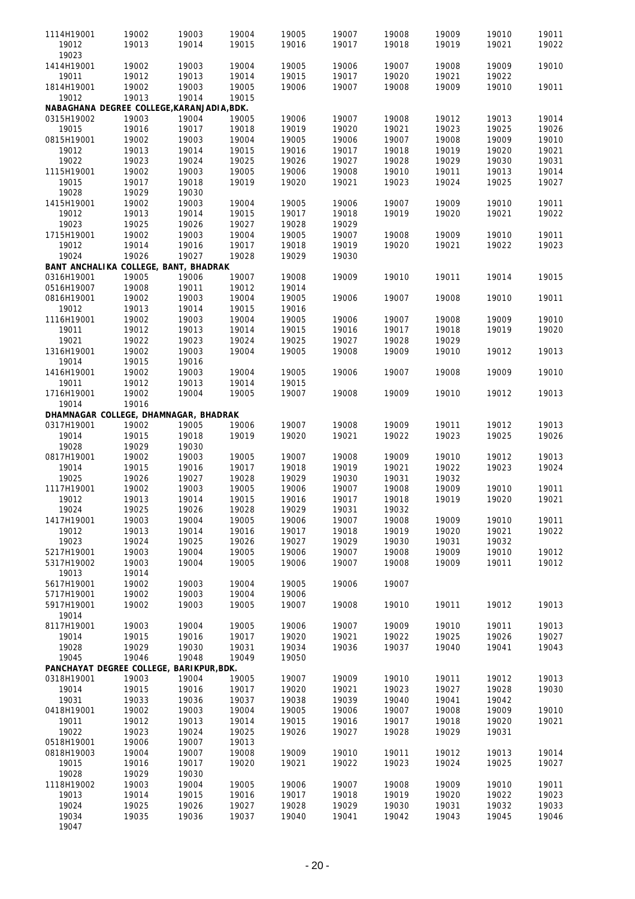1114H19001 19002 19003 19004 19005 19007 19008 19009 19010 19011
19012 19013 19014 19015 19016 19017 19018 19019 19021 19022
19023
1414H19001 19002 19003 19004 19005 19006 19007 19008 19009 19010
19011 19012 19013 19014 19015 19017 19020 19021 19022
1814H19001 19002 19003 19005 19006 19007 19008 19009 19010 19011
19012 19013 19014 19015

**NABAGHANA DEGREE COLLEGE,KARANJADIA,BDK.**

0315H19002 19003 19004 19005 19006 19007 19008 19012 19013 19014
19015 19016 19017 19018 19019 19020 19021 19023 19025 19026
0815H19001 19002 19003 19004 19005 19006 19007 19008 19009 19010
19012 19013 19014 19015 19016 19017 19018 19019 19020 19021
19022 19023 19024 19025 19026 19027 19028 19029 19030 19031
1115H19001 19002 19003 19005 19006 19008 19010 19011 19013 19014
19015 19017 19018 19019 19020 19021 19023 19024 19025 19027
19028 19029 19030
1415H19001 19002 19003 19004 19005 19006 19007 19009 19010 19011
19012 19013 19014 19015 19017 19018 19019 19020 19021 19022
19023 19025 19026 19027 19028 19029
1715H19001 19002 19003 19004 19005 19007 19008 19009 19010 19011
19012 19014 19016 19017 19018 19019 19020 19021 19022 19023
19024 19026 19027 19028 19029 19030

**BANT ANCHALIKA COLLEGE, BANT, BHADRAK**

0316H19001 19005 19006 19007 19008 19009 19010 19011 19014 19015
0516H19007 19008 19011 19012 19014
0816H19001 19002 19003 19004 19005 19006 19007 19008 19010 19011
19012 19013 19014 19015 19016
1116H19001 19002 19003 19004 19005 19006 19007 19008 19009 19010
19011 19012 19013 19014 19015 19016 19017 19018 19019 19020
19021 19022 19023 19024 19025 19027 19028 19029
1316H19001 19002 19003 19004 19005 19008 19009 19010 19012 19013
19014 19015 19016
1416H19001 19002 19003 19004 19005 19006 19007 19008 19009 19010
19011 19012 19013 19014 19015
1716H19001 19002 19004 19005 19007 19008 19009 19010 19012 19013
19014 19016

**DHAMNAGAR COLLEGE, DHAMNAGAR, BHADRAK**

0317H19001 19002 19005 19006 19007 19008 19009 19011 19012 19013
19014 19015 19018 19019 19020 19021 19022 19023 19025 19026
19028 19029 19030
0817H19001 19002 19003 19005 19007 19008 19009 19010 19012 19013
19014 19015 19016 19017 19018 19019 19021 19022 19023 19024
19025 19026 19027 19028 19029 19030 19031 19032
1117H19001 19002 19003 19005 19006 19007 19008 19009 19010 19011
19012 19013 19014 19015 19016 19017 19018 19019 19020 19021
19024 19025 19026 19028 19029 19031 19032
1417H19001 19003 19004 19005 19006 19007 19008 19009 19010 19011
19012 19013 19014 19016 19017 19018 19019 19020 19021 19022
19023 19024 19025 19026 19027 19029 19030 19031 19032
5217H19001 19003 19004 19005 19006 19007 19008 19009 19010 19012
5317H19002 19003 19004 19005 19006 19007 19008 19009 19011 19012
19013 19014
5617H19001 19002 19003 19004 19005 19006 19007
5717H19001 19002 19003 19004 19006
5917H19001 19002 19003 19005 19007 19008 19010 19011 19012 19013
19014
8117H19001 19003 19004 19005 19006 19007 19009 19010 19011 19013
19014 19015 19016 19017 19020 19021 19022 19025 19026 19027
19028 19029 19030 19031 19034 19036 19037 19040 19041 19043
19045 19046 19048 19049 19050

**PANCHAYAT DEGREE COLLEGE, BARIKPUR,BDK.**

0318H19001 19003 19004 19005 19007 19009 19010 19011 19012 19013
19014 19015 19016 19017 19020 19021 19023 19027 19028 19030
19031 19033 19036 19037 19038 19039 19040 19041 19042
0418H19001 19002 19003 19004 19005 19006 19007 19008 19009 19010
19011 19012 19013 19014 19015 19016 19017 19018 19020 19021
19022 19023 19024 19025 19026 19027 19028 19029 19031
0518H19001 19006 19007 19013
0818H19003 19004 19007 19008 19009 19010 19011 19012 19013 19014
19015 19016 19017 19020 19021 19022 19023 19024 19025 19027
19028 19029 19030
1118H19002 19003 19004 19005 19006 19007 19008 19009 19010 19011
19013 19014 19015 19016 19017 19018 19019 19020 19022 19023
19024 19025 19026 19027 19028 19029 19030 19031 19032 19033
19034 19035 19036 19037 19040 19041 19042 19043 19045 19046
19047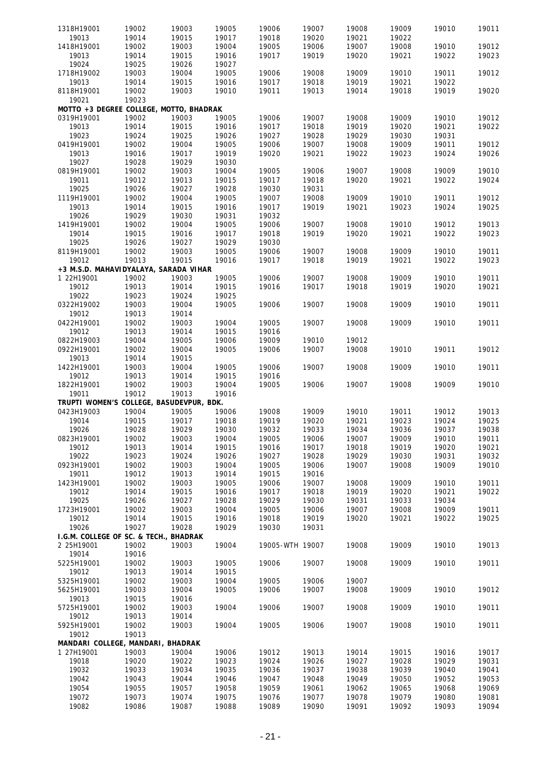| | | | | | | | | | |
|---|---|---|---|---|---|---|---|---|---|
| 1318H19001 | 19002 | 19003 | 19005 | 19006 | 19007 | 19008 | 19009 | 19010 | 19011 |
| 19013 | 19014 | 19015 | 19017 | 19018 | 19020 | 19021 | 19022 | | |
| 1418H19001 | 19002 | 19003 | 19004 | 19005 | 19006 | 19007 | 19008 | 19010 | 19012 |
| 19013 | 19014 | 19015 | 19016 | 19017 | 19019 | 19020 | 19021 | 19022 | 19023 |
| 19024 | 19025 | 19026 | 19027 | | | | | | |
| 1718H19002 | 19003 | 19004 | 19005 | 19006 | 19008 | 19009 | 19010 | 19011 | 19012 |
| 19013 | 19014 | 19015 | 19016 | 19017 | 19018 | 19019 | 19021 | 19022 | |
| 8118H19001 | 19002 | 19003 | 19010 | 19011 | 19013 | 19014 | 19018 | 19019 | 19020 |
| 19021 | 19023 | | | | | | | | |

**MOTTO +3 DEGREE COLLEGE, MOTTO, BHADRAK**

| | | | | | | | | | |
|---|---|---|---|---|---|---|---|---|---|
| 0319H19001 | 19002 | 19003 | 19005 | 19006 | 19007 | 19008 | 19009 | 19010 | 19012 |
| 19013 | 19014 | 19015 | 19016 | 19017 | 19018 | 19019 | 19020 | 19021 | 19022 |
| 19023 | 19024 | 19025 | 19026 | 19027 | 19028 | 19029 | 19030 | 19031 | |
| 0419H19001 | 19002 | 19004 | 19005 | 19006 | 19007 | 19008 | 19009 | 19011 | 19012 |
| 19013 | 19016 | 19017 | 19019 | 19020 | 19021 | 19022 | 19023 | 19024 | 19026 |
| 19027 | 19028 | 19029 | 19030 | | | | | | |
| 0819H19001 | 19002 | 19003 | 19004 | 19005 | 19006 | 19007 | 19008 | 19009 | 19010 |
| 19011 | 19012 | 19013 | 19015 | 19017 | 19018 | 19020 | 19021 | 19022 | 19024 |
| 19025 | 19026 | 19027 | 19028 | 19030 | 19031 | | | | |
| 1119H19001 | 19002 | 19004 | 19005 | 19007 | 19008 | 19009 | 19010 | 19011 | 19012 |
| 19013 | 19014 | 19015 | 19016 | 19017 | 19019 | 19021 | 19023 | 19024 | 19025 |
| 19026 | 19029 | 19030 | 19031 | 19032 | | | | | |
| 1419H19001 | 19002 | 19004 | 19005 | 19006 | 19007 | 19008 | 19010 | 19012 | 19013 |
| 19014 | 19015 | 19016 | 19017 | 19018 | 19019 | 19020 | 19021 | 19022 | 19023 |
| 19025 | 19026 | 19027 | 19029 | 19030 | | | | | |
| 8119H19001 | 19002 | 19003 | 19005 | 19006 | 19007 | 19008 | 19009 | 19010 | 19011 |
| 19012 | 19013 | 19015 | 19016 | 19017 | 19018 | 19019 | 19021 | 19022 | 19023 |

**+3 M.S.D. MAHAVIDYALAYA, SARADA VIHAR**

| | | | | | | | | | |
|---|---|---|---|---|---|---|---|---|---|
| 1 22H19001 | 19002 | 19003 | 19005 | 19006 | 19007 | 19008 | 19009 | 19010 | 19011 |
| 19012 | 19013 | 19014 | 19015 | 19016 | 19017 | 19018 | 19019 | 19020 | 19021 |
| 19022 | 19023 | 19024 | 19025 | | | | | | |
| 0322H19002 | 19003 | 19004 | 19005 | 19006 | 19007 | 19008 | 19009 | 19010 | 19011 |
| 19012 | 19013 | 19014 | | | | | | | |
| 0422H19001 | 19002 | 19003 | 19004 | 19005 | 19007 | 19008 | 19009 | 19010 | 19011 |
| 19012 | 19013 | 19014 | 19015 | 19016 | | | | | |
| 0822H19003 | 19004 | 19005 | 19006 | 19009 | 19010 | 19012 | | | |
| 0922H19001 | 19002 | 19004 | 19005 | 19006 | 19007 | 19008 | 19010 | 19011 | 19012 |
| 19013 | 19014 | 19015 | | | | | | | |
| 1422H19001 | 19003 | 19004 | 19005 | 19006 | 19007 | 19008 | 19009 | 19010 | 19011 |
| 19012 | 19013 | 19014 | 19015 | 19016 | | | | | |
| 1822H19001 | 19002 | 19003 | 19004 | 19005 | 19006 | 19007 | 19008 | 19009 | 19010 |
| 19011 | 19012 | 19013 | 19016 | | | | | | |

**TRUPTI WOMEN'S COLLEGE, BASUDEVPUR, BDK.**

| | | | | | | | | | |
|---|---|---|---|---|---|---|---|---|---|
| 0423H19003 | 19004 | 19005 | 19006 | 19008 | 19009 | 19010 | 19011 | 19012 | 19013 |
| 19014 | 19015 | 19017 | 19018 | 19019 | 19020 | 19021 | 19023 | 19024 | 19025 |
| 19026 | 19028 | 19029 | 19030 | 19032 | 19033 | 19034 | 19036 | 19037 | 19038 |
| 0823H19001 | 19002 | 19003 | 19004 | 19005 | 19006 | 19007 | 19009 | 19010 | 19011 |
| 19012 | 19013 | 19014 | 19015 | 19016 | 19017 | 19018 | 19019 | 19020 | 19021 |
| 19022 | 19023 | 19024 | 19026 | 19027 | 19028 | 19029 | 19030 | 19031 | 19032 |
| 0923H19001 | 19002 | 19003 | 19004 | 19005 | 19006 | 19007 | 19008 | 19009 | 19010 |
| 19011 | 19012 | 19013 | 19014 | 19015 | 19016 | | | | |
| 1423H19001 | 19002 | 19003 | 19005 | 19006 | 19007 | 19008 | 19009 | 19010 | 19011 |
| 19012 | 19014 | 19015 | 19016 | 19017 | 19018 | 19019 | 19020 | 19021 | 19022 |
| 19025 | 19026 | 19027 | 19028 | 19029 | 19030 | 19031 | 19033 | 19034 | |
| 1723H19001 | 19002 | 19003 | 19004 | 19005 | 19006 | 19007 | 19008 | 19009 | 19011 |
| 19012 | 19014 | 19015 | 19016 | 19018 | 19019 | 19020 | 19021 | 19022 | 19025 |
| 19026 | 19027 | 19028 | 19029 | 19030 | 19031 | | | | |

**I.G.M. COLLEGE OF SC. & TECH., BHADRAK**

| | | | | | | | | | |
|---|---|---|---|---|---|---|---|---|---|
| 2 25H19001 | 19002 | 19003 | 19004 | 19005-WTH | 19007 | 19008 | 19009 | 19010 | 19013 |
| 19014 | 19016 | | | | | | | | |
| 5225H19001 | 19002 | 19003 | 19005 | 19006 | 19007 | 19008 | 19009 | 19010 | 19011 |
| 19012 | 19013 | 19014 | 19015 | | | | | | |
| 5325H19001 | 19002 | 19003 | 19004 | 19005 | 19006 | 19007 | | | |
| 5625H19001 | 19003 | 19004 | 19005 | 19006 | 19007 | 19008 | 19009 | 19010 | 19012 |
| 19013 | 19015 | 19016 | | | | | | | |
| 5725H19001 | 19002 | 19003 | 19004 | 19006 | 19007 | 19008 | 19009 | 19010 | 19011 |
| 19012 | 19013 | 19014 | | | | | | | |
| 5925H19001 | 19002 | 19003 | 19004 | 19005 | 19006 | 19007 | 19008 | 19010 | 19011 |
| 19012 | 19013 | | | | | | | | |

**MANDARI COLLEGE, MANDARI, BHADRAK**

| | | | | | | | | | |
|---|---|---|---|---|---|---|---|---|---|
| 1 27H19001 | 19003 | 19004 | 19006 | 19012 | 19013 | 19014 | 19015 | 19016 | 19017 |
| 19018 | 19020 | 19022 | 19023 | 19024 | 19026 | 19027 | 19028 | 19029 | 19031 |
| 19032 | 19033 | 19034 | 19035 | 19036 | 19037 | 19038 | 19039 | 19040 | 19041 |
| 19042 | 19043 | 19044 | 19046 | 19047 | 19048 | 19049 | 19050 | 19052 | 19053 |
| 19054 | 19055 | 19057 | 19058 | 19059 | 19061 | 19062 | 19065 | 19068 | 19069 |
| 19072 | 19073 | 19074 | 19075 | 19076 | 19077 | 19078 | 19079 | 19080 | 19081 |
| 19082 | 19086 | 19087 | 19088 | 19089 | 19090 | 19091 | 19092 | 19093 | 19094 |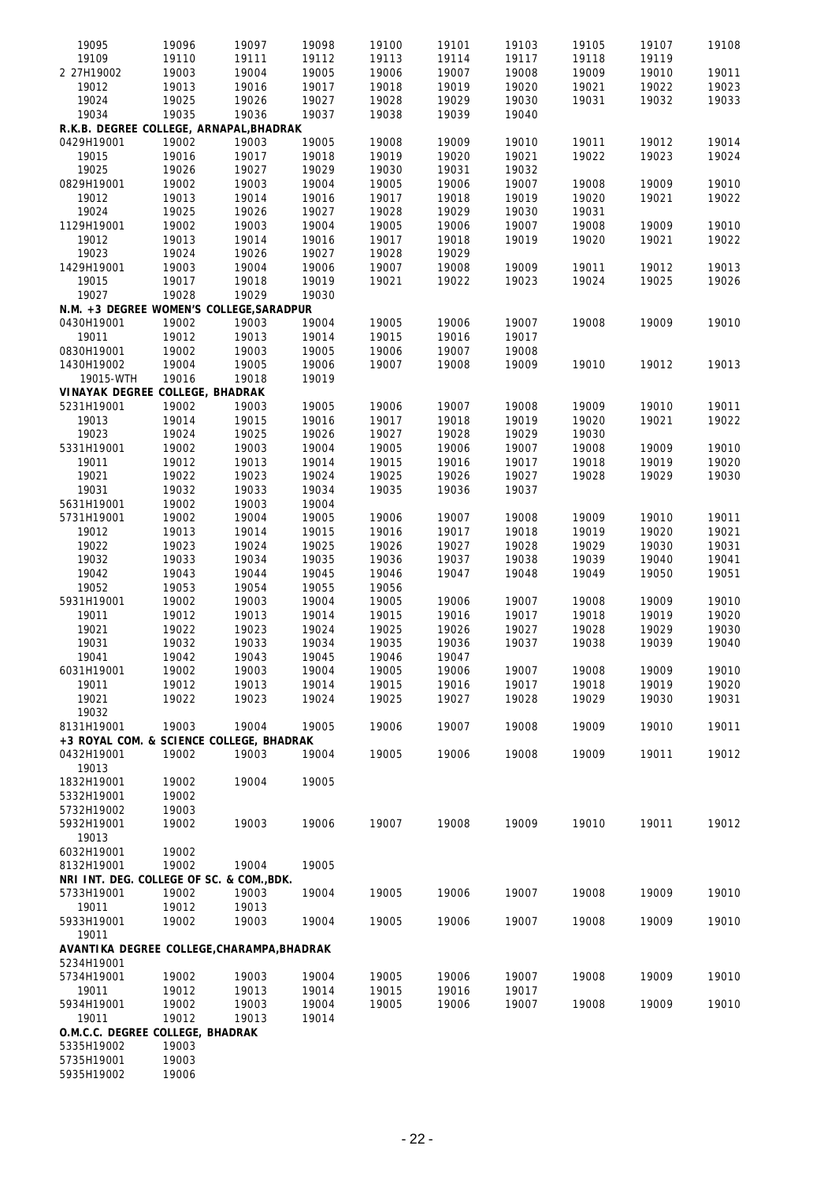| | | | | | | | | | |
|---|---|---|---|---|---|---|---|---|---|
| 19095 | 19096 | 19097 | 19098 | 19100 | 19101 | 19103 | 19105 | 19107 | 19108 |
| 19109 | 19110 | 19111 | 19112 | 19113 | 19114 | 19117 | 19118 | 19119 | |
| 2 27H19002 | 19003 | 19004 | 19005 | 19006 | 19007 | 19008 | 19009 | 19010 | 19011 |
| 19012 | 19013 | 19016 | 19017 | 19018 | 19019 | 19020 | 19021 | 19022 | 19023 |
| 19024 | 19025 | 19026 | 19027 | 19028 | 19029 | 19030 | 19031 | 19032 | 19033 |
| 19034 | 19035 | 19036 | 19037 | 19038 | 19039 | 19040 | | | |

**R.K.B. DEGREE COLLEGE, ARNAPAL,BHADRAK**

| | | | | | | | | | |
|---|---|---|---|---|---|---|---|---|---|
| 0429H19001 | 19002 | 19003 | 19005 | 19008 | 19009 | 19010 | 19011 | 19012 | 19014 |
| 19015 | 19016 | 19017 | 19018 | 19019 | 19020 | 19021 | 19022 | 19023 | 19024 |
| 19025 | 19026 | 19027 | 19029 | 19030 | 19031 | 19032 | | | |
| 0829H19001 | 19002 | 19003 | 19004 | 19005 | 19006 | 19007 | 19008 | 19009 | 19010 |
| 19012 | 19013 | 19014 | 19016 | 19017 | 19018 | 19019 | 19020 | 19021 | 19022 |
| 19024 | 19025 | 19026 | 19027 | 19028 | 19029 | 19030 | 19031 | | |
| 1129H19001 | 19002 | 19003 | 19004 | 19005 | 19006 | 19007 | 19008 | 19009 | 19010 |
| 19012 | 19013 | 19014 | 19016 | 19017 | 19018 | 19019 | 19020 | 19021 | 19022 |
| 19023 | 19024 | 19026 | 19027 | 19028 | 19029 | | | | |
| 1429H19001 | 19003 | 19004 | 19006 | 19007 | 19008 | 19009 | 19011 | 19012 | 19013 |
| 19015 | 19017 | 19018 | 19019 | 19021 | 19022 | 19023 | 19024 | 19025 | 19026 |
| 19027 | 19028 | 19029 | 19030 | | | | | | |

**N.M. +3 DEGREE WOMEN'S COLLEGE,SARADPUR**

| | | | | | | | | | |
|---|---|---|---|---|---|---|---|---|---|
| 0430H19001 | 19002 | 19003 | 19004 | 19005 | 19006 | 19007 | 19008 | 19009 | 19010 |
| 19011 | 19012 | 19013 | 19014 | 19015 | 19016 | 19017 | | | |
| 0830H19001 | 19002 | 19003 | 19005 | 19006 | 19007 | 19008 | | | |
| 1430H19002 | 19004 | 19005 | 19006 | 19007 | 19008 | 19009 | 19010 | 19012 | 19013 |
| 19015-WTH | 19016 | 19018 | 19019 | | | | | | |

**VINAYAK DEGREE COLLEGE, BHADRAK**

| | | | | | | | | | |
|---|---|---|---|---|---|---|---|---|---|
| 5231H19001 | 19002 | 19003 | 19005 | 19006 | 19007 | 19008 | 19009 | 19010 | 19011 |
| 19013 | 19014 | 19015 | 19016 | 19017 | 19018 | 19019 | 19020 | 19021 | 19022 |
| 19023 | 19024 | 19025 | 19026 | 19027 | 19028 | 19029 | 19030 | | |
| 5331H19001 | 19002 | 19003 | 19004 | 19005 | 19006 | 19007 | 19008 | 19009 | 19010 |
| 19011 | 19012 | 19013 | 19014 | 19015 | 19016 | 19017 | 19018 | 19019 | 19020 |
| 19021 | 19022 | 19023 | 19024 | 19025 | 19026 | 19027 | 19028 | 19029 | 19030 |
| 19031 | 19032 | 19033 | 19034 | 19035 | 19036 | 19037 | | | |
| 5631H19001 | 19002 | 19003 | 19004 | | | | | | |
| 5731H19001 | 19002 | 19004 | 19005 | 19006 | 19007 | 19008 | 19009 | 19010 | 19011 |
| 19012 | 19013 | 19014 | 19015 | 19016 | 19017 | 19018 | 19019 | 19020 | 19021 |
| 19022 | 19023 | 19024 | 19025 | 19026 | 19027 | 19028 | 19029 | 19030 | 19031 |
| 19032 | 19033 | 19034 | 19035 | 19036 | 19037 | 19038 | 19039 | 19040 | 19041 |
| 19042 | 19043 | 19044 | 19045 | 19046 | 19047 | 19048 | 19049 | 19050 | 19051 |
| 19052 | 19053 | 19054 | 19055 | 19056 | | | | | |
| 5931H19001 | 19002 | 19003 | 19004 | 19005 | 19006 | 19007 | 19008 | 19009 | 19010 |
| 19011 | 19012 | 19013 | 19014 | 19015 | 19016 | 19017 | 19018 | 19019 | 19020 |
| 19021 | 19022 | 19023 | 19024 | 19025 | 19026 | 19027 | 19028 | 19029 | 19030 |
| 19031 | 19032 | 19033 | 19034 | 19035 | 19036 | 19037 | 19038 | 19039 | 19040 |
| 19041 | 19042 | 19043 | 19045 | 19046 | 19047 | | | | |
| 6031H19001 | 19002 | 19003 | 19004 | 19005 | 19006 | 19007 | 19008 | 19009 | 19010 |
| 19011 | 19012 | 19013 | 19014 | 19015 | 19016 | 19017 | 19018 | 19019 | 19020 |
| 19021 | 19022 | 19023 | 19024 | 19025 | 19027 | 19028 | 19029 | 19030 | 19031 |
| 19032 | | | | | | | | | |
| 8131H19001 | 19003 | 19004 | 19005 | 19006 | 19007 | 19008 | 19009 | 19010 | 19011 |

**+3 ROYAL COM. & SCIENCE COLLEGE, BHADRAK**

| | | | | | | | | | |
|---|---|---|---|---|---|---|---|---|---|
| 0432H19001 | 19002 | 19003 | 19004 | 19005 | 19006 | 19008 | 19009 | 19011 | 19012 |
| 19013 | | | | | | | | | |
| 1832H19001 | 19002 | 19004 | 19005 | | | | | | |
| 5332H19001 | 19002 | | | | | | | | |
| 5732H19002 | 19003 | | | | | | | | |
| 5932H19001 | 19002 | 19003 | 19006 | 19007 | 19008 | 19009 | 19010 | 19011 | 19012 |
| 19013 | | | | | | | | | |
| 6032H19001 | 19002 | | | | | | | | |
| 8132H19001 | 19002 | 19004 | 19005 | | | | | | |

**NRI INT. DEG. COLLEGE OF SC. & COM.,BDK.**

| | | | | | | | | | |
|---|---|---|---|---|---|---|---|---|---|
| 5733H19001 | 19002 | 19003 | 19004 | 19005 | 19006 | 19007 | 19008 | 19009 | 19010 |
| 19011 | 19012 | 19013 | | | | | | | |
| 5933H19001 | 19002 | 19003 | 19004 | 19005 | 19006 | 19007 | 19008 | 19009 | 19010 |
| 19011 | | | | | | | | | |

**AVANTIKA DEGREE COLLEGE,CHARAMPA,BHADRAK**

| | | | | | | | | | |
|---|---|---|---|---|---|---|---|---|---|
| 5234H19001 | | | | | | | | | |
| 5734H19001 | 19002 | 19003 | 19004 | 19005 | 19006 | 19007 | 19008 | 19009 | 19010 |
| 19011 | 19012 | 19013 | 19014 | 19015 | 19016 | 19017 | | | |
| 5934H19001 | 19002 | 19003 | 19004 | 19005 | 19006 | 19007 | 19008 | 19009 | 19010 |
| 19011 | 19012 | 19013 | 19014 | | | | | | |

**O.M.C.C. DEGREE COLLEGE, BHADRAK**

| | |
|---|---|
| 5335H19002 | 19003 |
| 5735H19001 | 19003 |
| 5935H19002 | 19006 |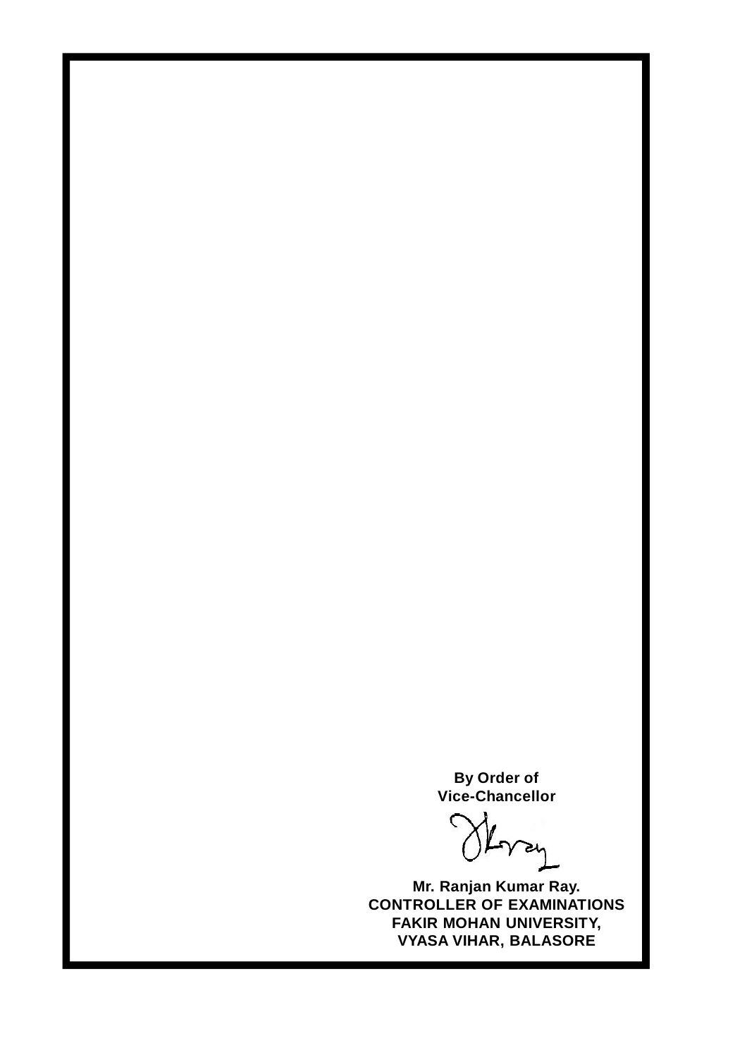**By Order of**
**Vice-Chancellor**

**Mr. Ranjan Kumar Ray.**
**CONTROLLER OF EXAMINATIONS**
**FAKIR MOHAN UNIVERSITY,**
**VYASA VIHAR, BALASORE**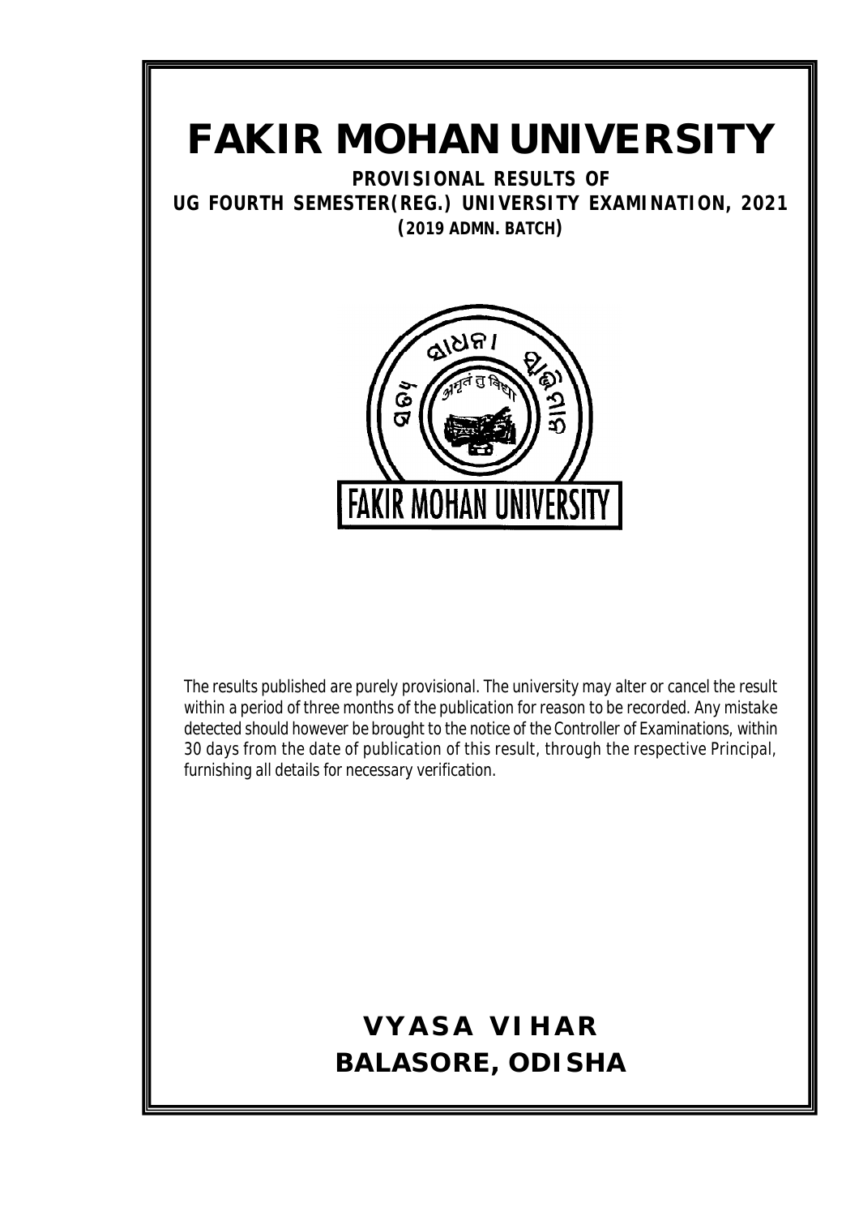# FAKIR MOHAN UNIVERSITY

**PROVISIONAL RESULTS OF**
**UG FOURTH SEMESTER(REG.) UNIVERSITY EXAMINATION, 2021**
**(2019 ADMN. BATCH)**

FAKIR MOHAN UNIVERSITY

The results published are purely provisional. The university may alter or cancel the result within a period of three months of the publication for reason to be recorded. Any mistake detected should however be brought to the notice of the Controller of Examinations, within 30 days from the date of publication of this result, through the respective Principal, furnishing all details for necessary verification.

**VYASA VIHAR**
**BALASORE, ODISHA**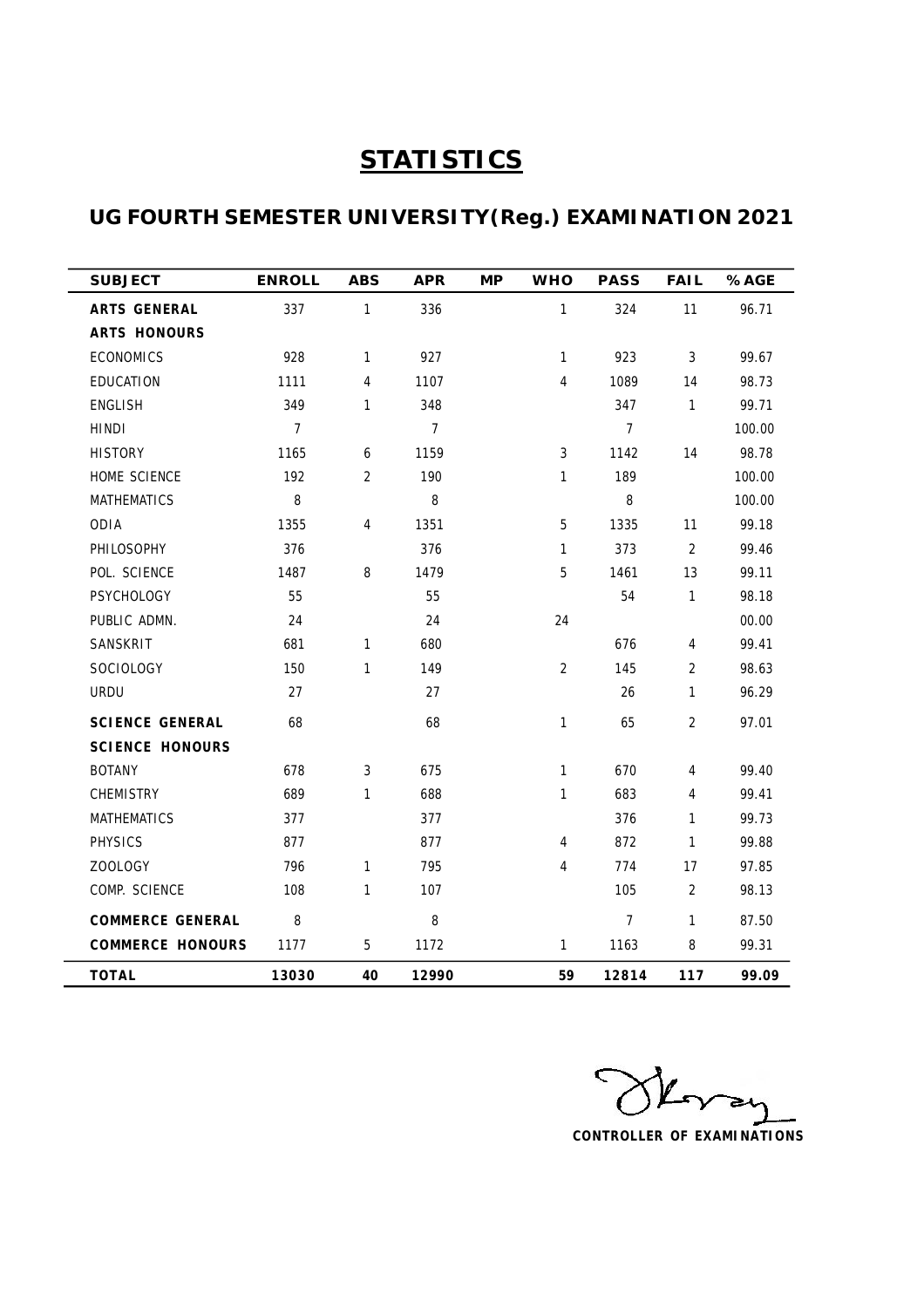# STATISTICS

## UG FOURTH SEMESTER UNIVERSITY(Reg.) EXAMINATION 2021

| SUBJECT | ENROLL | ABS | APR | MP | WHO | PASS | FAIL | %AGE |
|---|---|---|---|---|---|---|---|---|
| **ARTS GENERAL** | 337 | 1 | 336 | | 1 | 324 | 11 | 96.71 |
| **ARTS HONOURS** | | | | | | | | |
| ECONOMICS | 928 | 1 | 927 | | 1 | 923 | 3 | 99.67 |
| EDUCATION | 1111 | 4 | 1107 | | 4 | 1089 | 14 | 98.73 |
| ENGLISH | 349 | 1 | 348 | | | 347 | 1 | 99.71 |
| HINDI | 7 | | 7 | | | 7 | | 100.00 |
| HISTORY | 1165 | 6 | 1159 | | 3 | 1142 | 14 | 98.78 |
| HOME SCIENCE | 192 | 2 | 190 | | 1 | 189 | | 100.00 |
| MATHEMATICS | 8 | | 8 | | | 8 | | 100.00 |
| ODIA | 1355 | 4 | 1351 | | 5 | 1335 | 11 | 99.18 |
| PHILOSOPHY | 376 | | 376 | | 1 | 373 | 2 | 99.46 |
| POL. SCIENCE | 1487 | 8 | 1479 | | 5 | 1461 | 13 | 99.11 |
| PSYCHOLOGY | 55 | | 55 | | | 54 | 1 | 98.18 |
| PUBLIC ADMN. | 24 | | 24 | | 24 | | | 00.00 |
| SANSKRIT | 681 | 1 | 680 | | | 676 | 4 | 99.41 |
| SOCIOLOGY | 150 | 1 | 149 | | 2 | 145 | 2 | 98.63 |
| URDU | 27 | | 27 | | | 26 | 1 | 96.29 |
| **SCIENCE GENERAL** | 68 | | 68 | | 1 | 65 | 2 | 97.01 |
| **SCIENCE HONOURS** | | | | | | | | |
| BOTANY | 678 | 3 | 675 | | 1 | 670 | 4 | 99.40 |
| CHEMISTRY | 689 | 1 | 688 | | 1 | 683 | 4 | 99.41 |
| MATHEMATICS | 377 | | 377 | | | 376 | 1 | 99.73 |
| PHYSICS | 877 | | 877 | | 4 | 872 | 1 | 99.88 |
| ZOOLOGY | 796 | 1 | 795 | | 4 | 774 | 17 | 97.85 |
| COMP. SCIENCE | 108 | 1 | 107 | | | 105 | 2 | 98.13 |
| **COMMERCE GENERAL** | 8 | | 8 | | | 7 | 1 | 87.50 |
| **COMMERCE HONOURS** | 1177 | 5 | 1172 | | 1 | 1163 | 8 | 99.31 |
| **TOTAL** | **13030** | **40** | **12990** | | **59** | **12814** | **117** | **99.09** |

**CONTROLLER OF EXAMINATIONS**